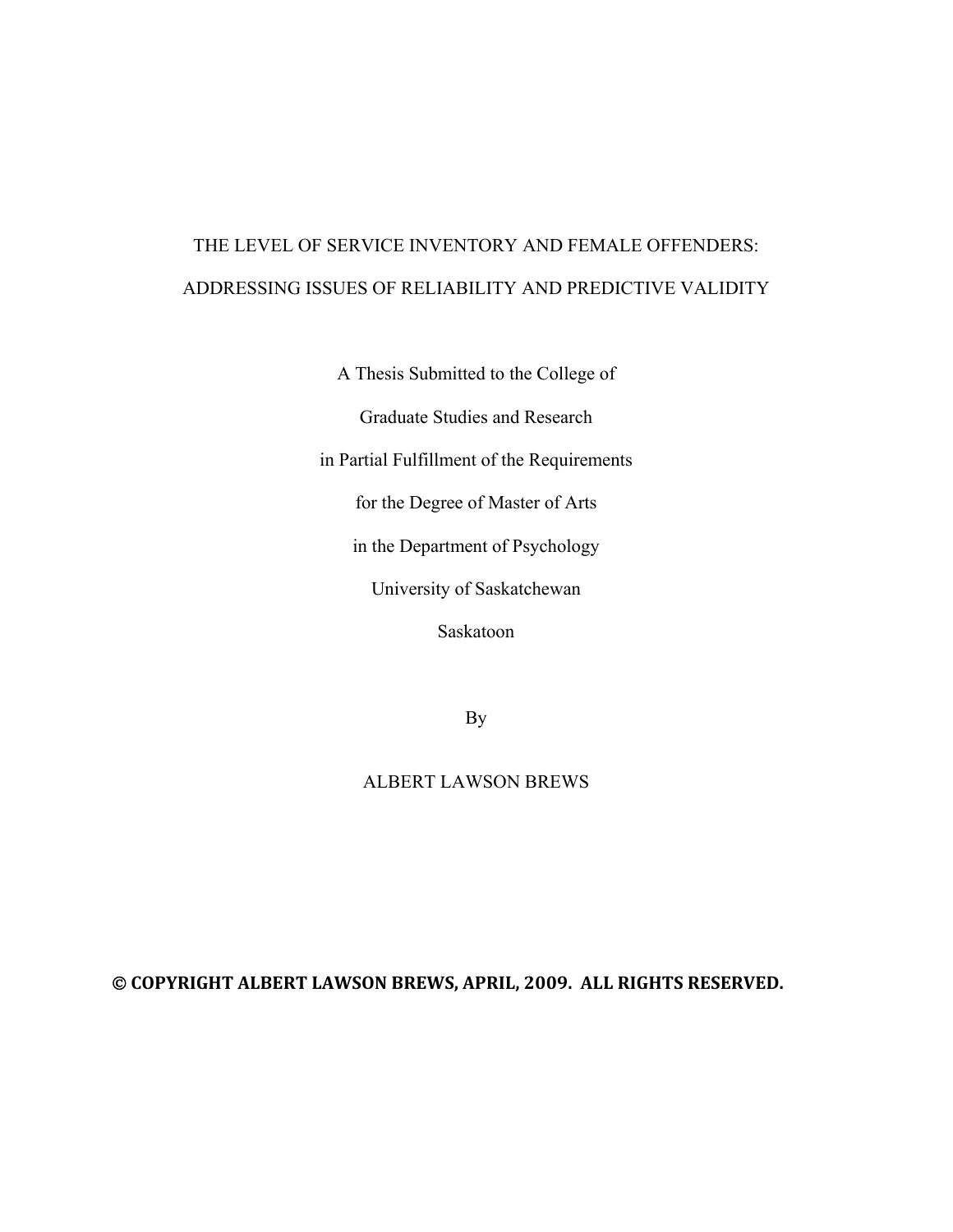# THE LEVEL OF SERVICE INVENTORY AND FEMALE OFFENDERS:
# ADDRESSING ISSUES OF RELIABILITY AND PREDICTIVE VALIDITY

A Thesis Submitted to the College of

Graduate Studies and Research

in Partial Fulfillment of the Requirements

for the Degree of Master of Arts

in the Department of Psychology

University of Saskatchewan

Saskatoon

By

ALBERT LAWSON BREWS

**© COPYRIGHT ALBERT LAWSON BREWS, APRIL, 2009. ALL RIGHTS RESERVED.**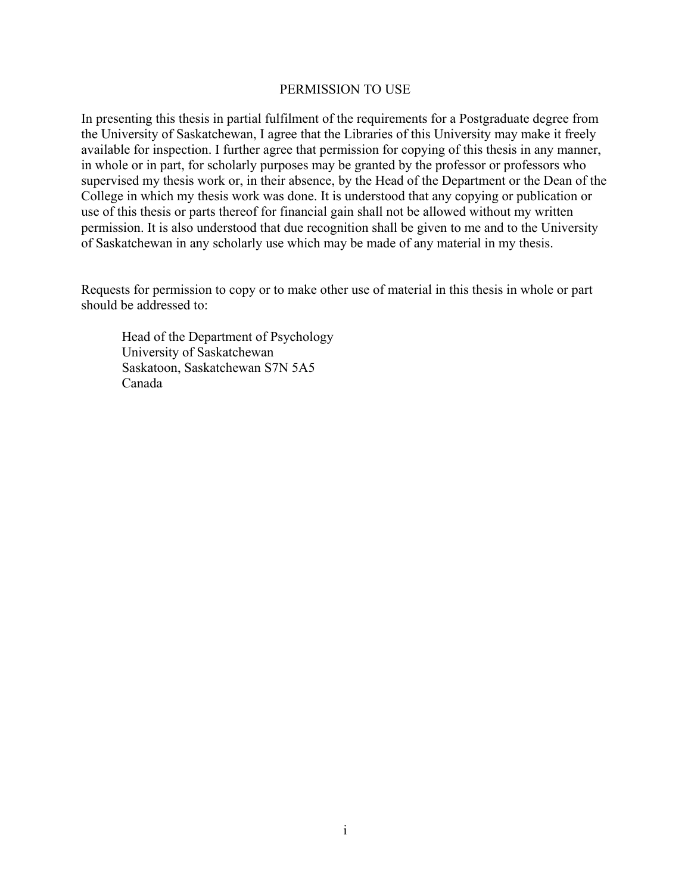# PERMISSION TO USE

In presenting this thesis in partial fulfilment of the requirements for a Postgraduate degree from the University of Saskatchewan, I agree that the Libraries of this University may make it freely available for inspection. I further agree that permission for copying of this thesis in any manner, in whole or in part, for scholarly purposes may be granted by the professor or professors who supervised my thesis work or, in their absence, by the Head of the Department or the Dean of the College in which my thesis work was done. It is understood that any copying or publication or use of this thesis or parts thereof for financial gain shall not be allowed without my written permission. It is also understood that due recognition shall be given to me and to the University of Saskatchewan in any scholarly use which may be made of any material in my thesis.

Requests for permission to copy or to make other use of material in this thesis in whole or part should be addressed to:

Head of the Department of Psychology
University of Saskatchewan
Saskatoon, Saskatchewan S7N 5A5
Canada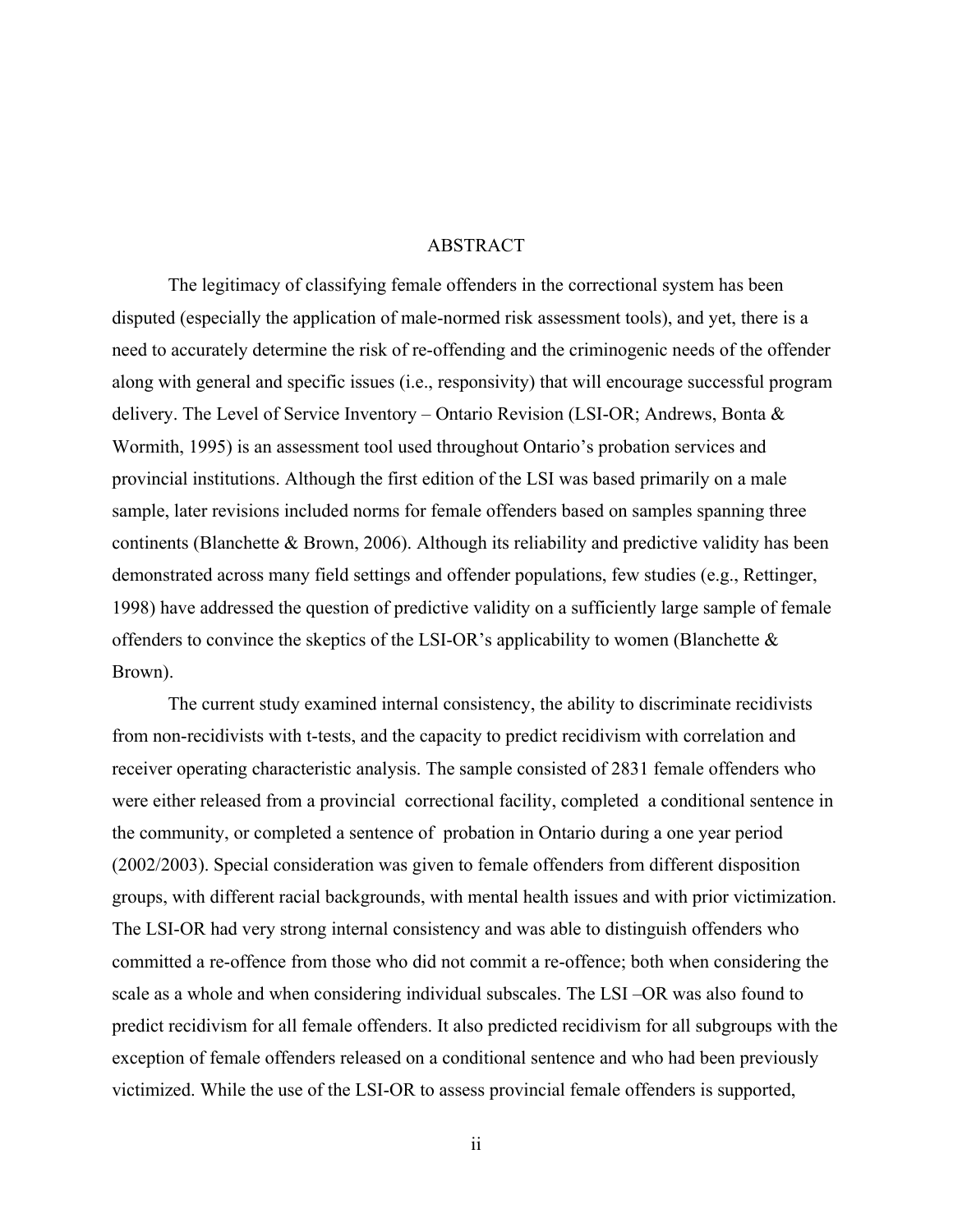# ABSTRACT

The legitimacy of classifying female offenders in the correctional system has been disputed (especially the application of male-normed risk assessment tools), and yet, there is a need to accurately determine the risk of re-offending and the criminogenic needs of the offender along with general and specific issues (i.e., responsivity) that will encourage successful program delivery. The Level of Service Inventory – Ontario Revision (LSI-OR; Andrews, Bonta & Wormith, 1995) is an assessment tool used throughout Ontario's probation services and provincial institutions. Although the first edition of the LSI was based primarily on a male sample, later revisions included norms for female offenders based on samples spanning three continents (Blanchette & Brown, 2006). Although its reliability and predictive validity has been demonstrated across many field settings and offender populations, few studies (e.g., Rettinger, 1998) have addressed the question of predictive validity on a sufficiently large sample of female offenders to convince the skeptics of the LSI-OR's applicability to women (Blanchette & Brown).

The current study examined internal consistency, the ability to discriminate recidivists from non-recidivists with t-tests, and the capacity to predict recidivism with correlation and receiver operating characteristic analysis. The sample consisted of 2831 female offenders who were either released from a provincial correctional facility, completed a conditional sentence in the community, or completed a sentence of probation in Ontario during a one year period (2002/2003). Special consideration was given to female offenders from different disposition groups, with different racial backgrounds, with mental health issues and with prior victimization. The LSI-OR had very strong internal consistency and was able to distinguish offenders who committed a re-offence from those who did not commit a re-offence; both when considering the scale as a whole and when considering individual subscales. The LSI –OR was also found to predict recidivism for all female offenders. It also predicted recidivism for all subgroups with the exception of female offenders released on a conditional sentence and who had been previously victimized. While the use of the LSI-OR to assess provincial female offenders is supported,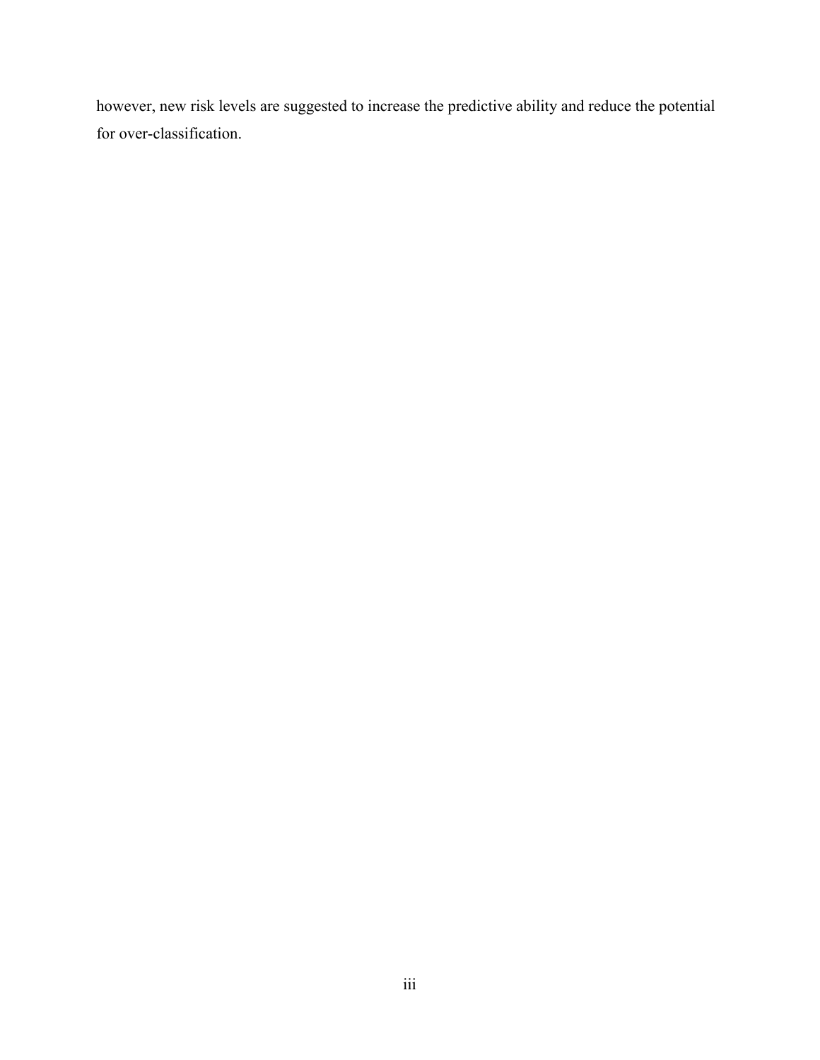however, new risk levels are suggested to increase the predictive ability and reduce the potential for over-classification.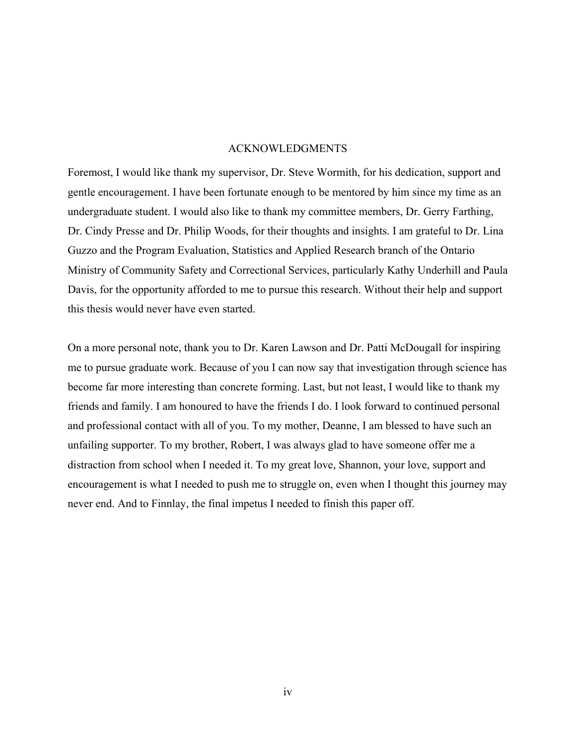# ACKNOWLEDGMENTS

Foremost, I would like thank my supervisor, Dr. Steve Wormith, for his dedication, support and gentle encouragement. I have been fortunate enough to be mentored by him since my time as an undergraduate student. I would also like to thank my committee members, Dr. Gerry Farthing, Dr. Cindy Presse and Dr. Philip Woods, for their thoughts and insights. I am grateful to Dr. Lina Guzzo and the Program Evaluation, Statistics and Applied Research branch of the Ontario Ministry of Community Safety and Correctional Services, particularly Kathy Underhill and Paula Davis, for the opportunity afforded to me to pursue this research. Without their help and support this thesis would never have even started.

On a more personal note, thank you to Dr. Karen Lawson and Dr. Patti McDougall for inspiring me to pursue graduate work. Because of you I can now say that investigation through science has become far more interesting than concrete forming. Last, but not least, I would like to thank my friends and family. I am honoured to have the friends I do. I look forward to continued personal and professional contact with all of you. To my mother, Deanne, I am blessed to have such an unfailing supporter. To my brother, Robert, I was always glad to have someone offer me a distraction from school when I needed it. To my great love, Shannon, your love, support and encouragement is what I needed to push me to struggle on, even when I thought this journey may never end. And to Finnlay, the final impetus I needed to finish this paper off.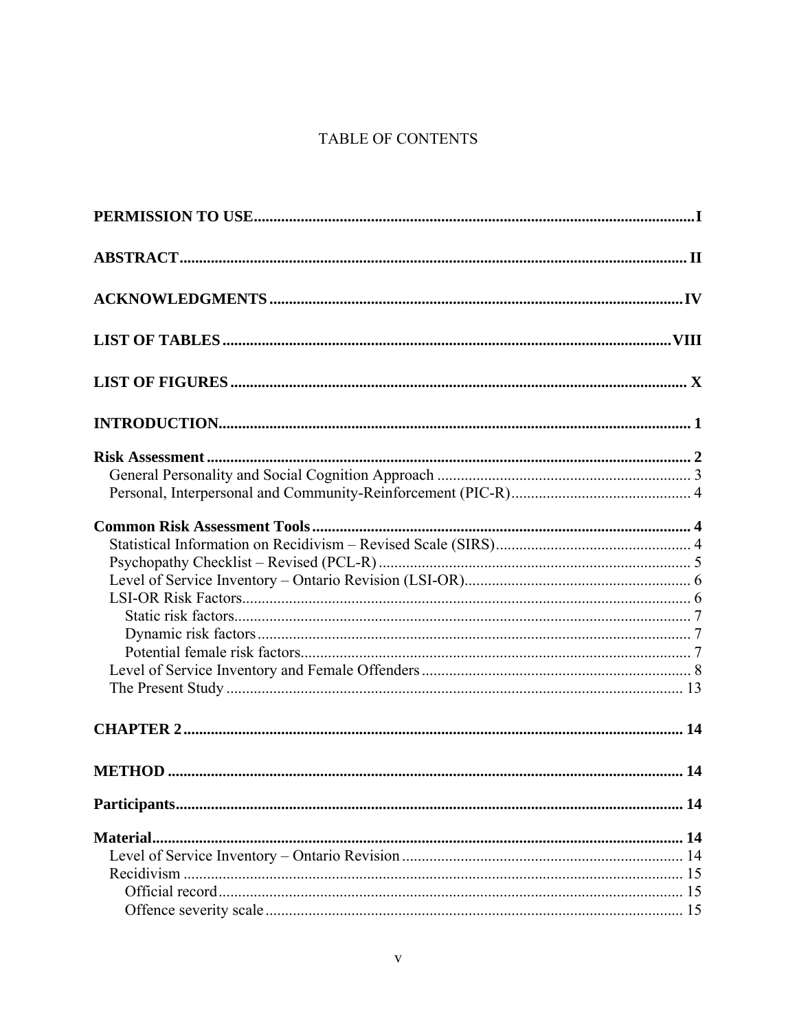# TABLE OF CONTENTS

**PERMISSION TO USE** .......... I

**ABSTRACT** .......... II

**ACKNOWLEDGMENTS** .......... IV

**LIST OF TABLES** .......... VIII

**LIST OF FIGURES** .......... X

**INTRODUCTION** .......... 1

**Risk Assessment** .......... 2
- General Personality and Social Cognition Approach .......... 3
- Personal, Interpersonal and Community-Reinforcement (PIC-R) .......... 4

**Common Risk Assessment Tools** .......... 4
- Statistical Information on Recidivism – Revised Scale (SIRS) .......... 4
- Psychopathy Checklist – Revised (PCL-R) .......... 5
- Level of Service Inventory – Ontario Revision (LSI-OR) .......... 6
- LSI-OR Risk Factors .......... 6
  - Static risk factors .......... 7
  - Dynamic risk factors .......... 7
  - Potential female risk factors .......... 7
- Level of Service Inventory and Female Offenders .......... 8
- The Present Study .......... 13

**CHAPTER 2** .......... 14

**METHOD** .......... 14

**Participants** .......... 14

**Material** .......... 14
- Level of Service Inventory – Ontario Revision .......... 14
- Recidivism .......... 15
  - Official record .......... 15
  - Offence severity scale .......... 15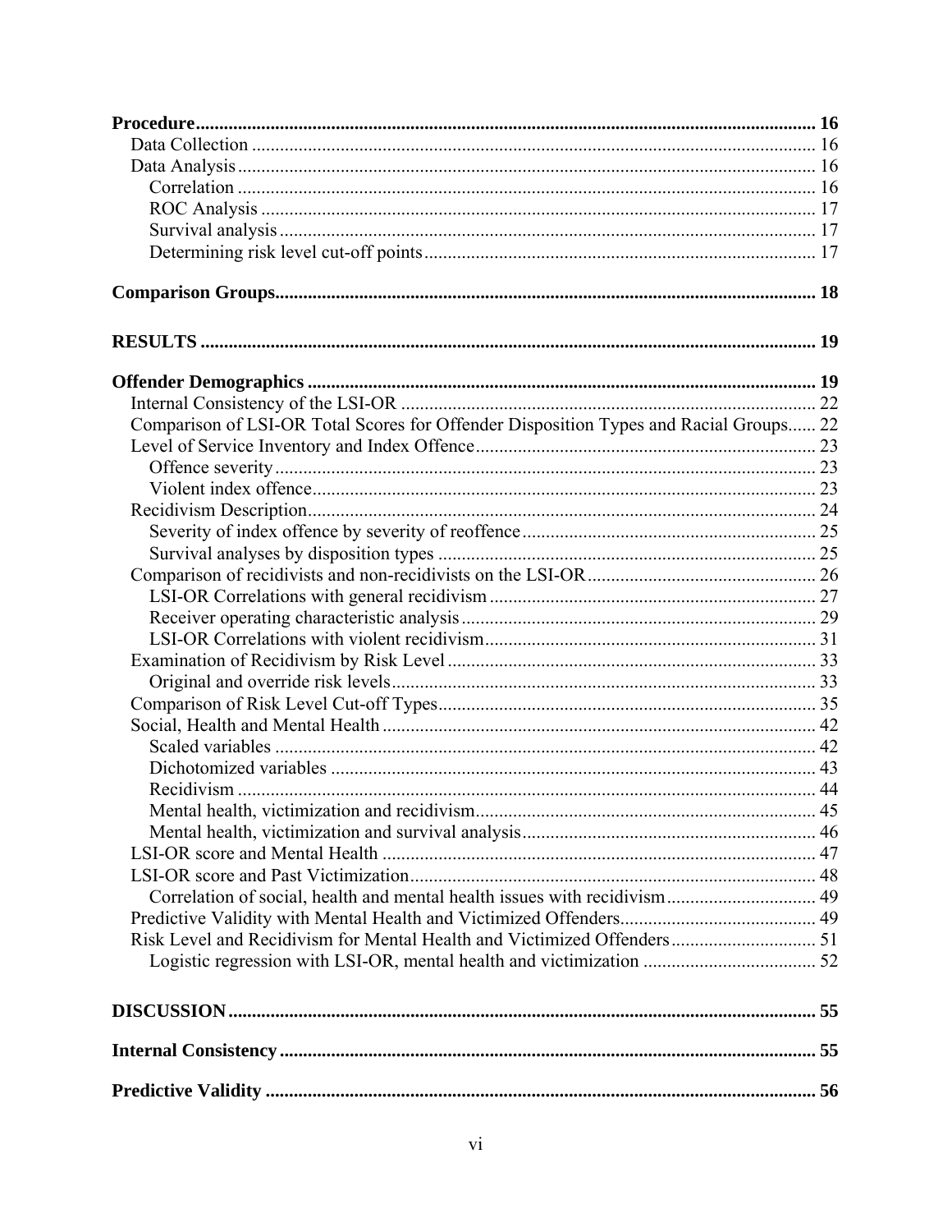**Procedure** ..... 16
- Data Collection ..... 16
- Data Analysis ..... 16
  - Correlation ..... 16
  - ROC Analysis ..... 17
  - Survival analysis ..... 17
  - Determining risk level cut-off points ..... 17

**Comparison Groups** ..... 18

**RESULTS** ..... 19

**Offender Demographics** ..... 19
- Internal Consistency of the LSI-OR ..... 22
- Comparison of LSI-OR Total Scores for Offender Disposition Types and Racial Groups ..... 22
- Level of Service Inventory and Index Offence ..... 23
  - Offence severity ..... 23
  - Violent index offence ..... 23
- Recidivism Description ..... 24
  - Severity of index offence by severity of reoffence ..... 25
  - Survival analyses by disposition types ..... 25
- Comparison of recidivists and non-recidivists on the LSI-OR ..... 26
  - LSI-OR Correlations with general recidivism ..... 27
  - Receiver operating characteristic analysis ..... 29
  - LSI-OR Correlations with violent recidivism ..... 31
- Examination of Recidivism by Risk Level ..... 33
  - Original and override risk levels ..... 33
- Comparison of Risk Level Cut-off Types ..... 35
- Social, Health and Mental Health ..... 42
  - Scaled variables ..... 42
  - Dichotomized variables ..... 43
  - Recidivism ..... 44
  - Mental health, victimization and recidivism ..... 45
  - Mental health, victimization and survival analysis ..... 46
- LSI-OR score and Mental Health ..... 47
- LSI-OR score and Past Victimization ..... 48
  - Correlation of social, health and mental health issues with recidivism ..... 49
- Predictive Validity with Mental Health and Victimized Offenders ..... 49
- Risk Level and Recidivism for Mental Health and Victimized Offenders ..... 51
  - Logistic regression with LSI-OR, mental health and victimization ..... 52

**DISCUSSION** ..... 55

**Internal Consistency** ..... 55

**Predictive Validity** ..... 56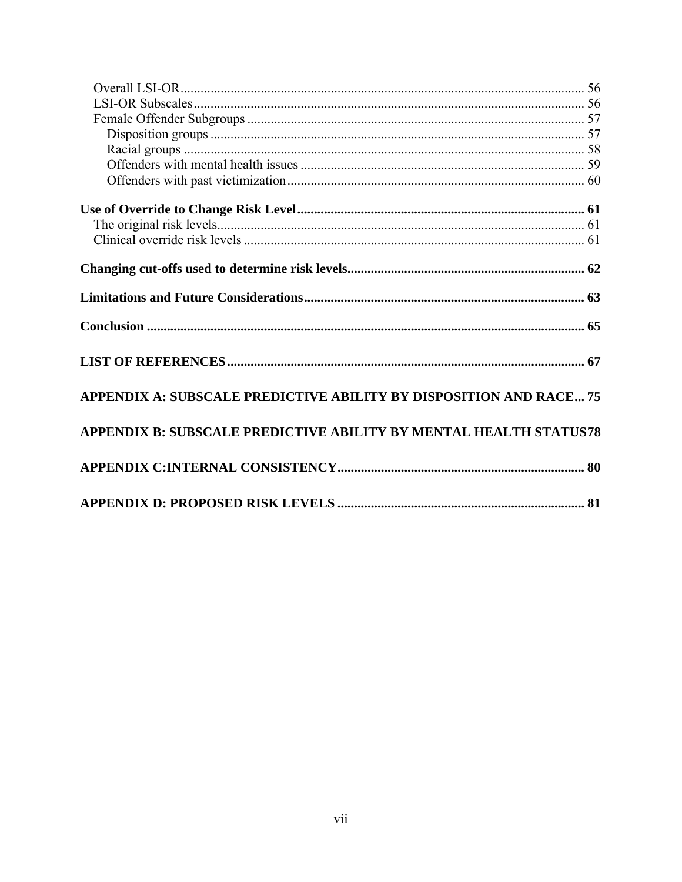Overall LSI-OR ........................................................................................................................ 56
LSI-OR Subscales ..................................................................................................................... 56
Female Offender Subgroups ..................................................................................................... 57
Disposition groups ................................................................................................................. 57
Racial groups ......................................................................................................................... 58
Offenders with mental health issues ...................................................................................... 59
Offenders with past victimization .......................................................................................... 60

**Use of Override to Change Risk Level ..................................................................................... 61**
The original risk levels .............................................................................................................. 61
Clinical override risk levels ....................................................................................................... 61

**Changing cut-offs used to determine risk levels ...................................................................... 62**

**Limitations and Future Considerations .................................................................................... 63**

**Conclusion .................................................................................................................................. 65**

**LIST OF REFERENCES .......................................................................................................... 67**

**APPENDIX A: SUBSCALE PREDICTIVE ABILITY BY DISPOSITION AND RACE ... 75**

**APPENDIX B: SUBSCALE PREDICTIVE ABILITY BY MENTAL HEALTH STATUS 78**

**APPENDIX C:INTERNAL CONSISTENCY .......................................................................... 80**

**APPENDIX D: PROPOSED RISK LEVELS .......................................................................... 81**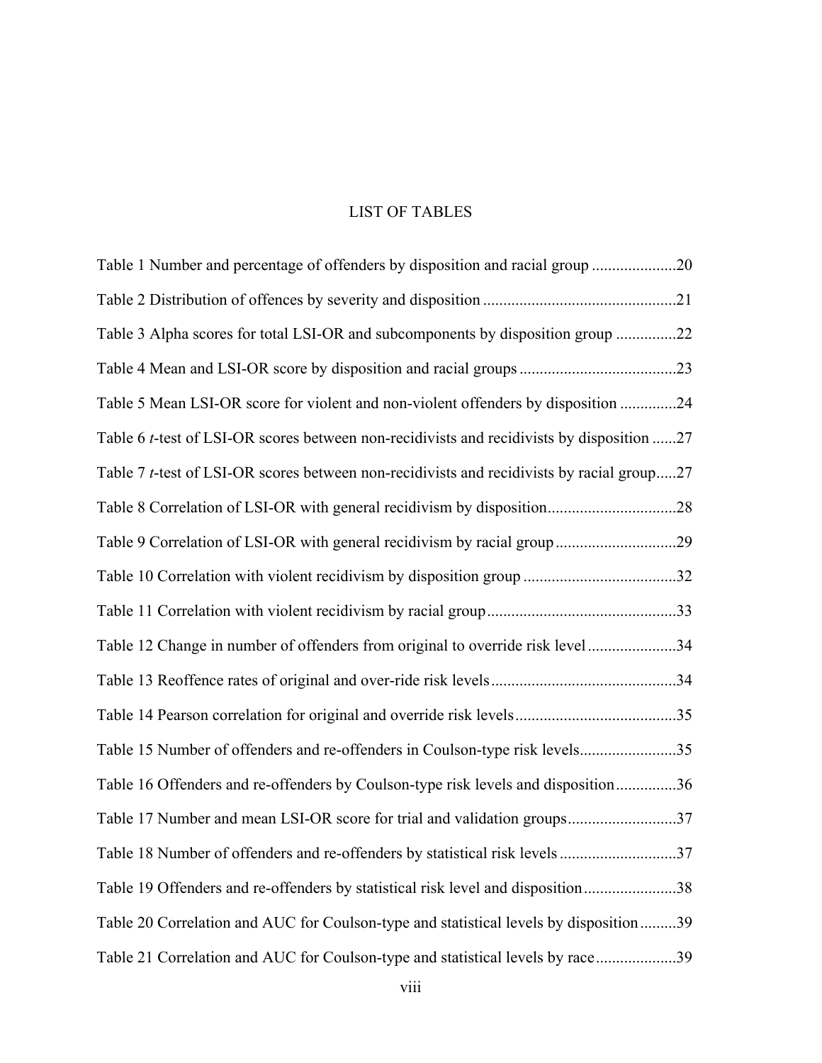# LIST OF TABLES

Table 1 Number and percentage of offenders by disposition and racial group .....................20

Table 2 Distribution of offences by severity and disposition ................................................21

Table 3 Alpha scores for total LSI-OR and subcomponents by disposition group ...............22

Table 4 Mean and LSI-OR score by disposition and racial groups .......................................23

Table 5 Mean LSI-OR score for violent and non-violent offenders by disposition ..............24

Table 6 *t*-test of LSI-OR scores between non-recidivists and recidivists by disposition ......27

Table 7 *t*-test of LSI-OR scores between non-recidivists and recidivists by racial group.....27

Table 8 Correlation of LSI-OR with general recidivism by disposition................................28

Table 9 Correlation of LSI-OR with general recidivism by racial group ..............................29

Table 10 Correlation with violent recidivism by disposition group ......................................32

Table 11 Correlation with violent recidivism by racial group...............................................33

Table 12 Change in number of offenders from original to override risk level ......................34

Table 13 Reoffence rates of original and over-ride risk levels ..............................................34

Table 14 Pearson correlation for original and override risk levels........................................35

Table 15 Number of offenders and re-offenders in Coulson-type risk levels........................35

Table 16 Offenders and re-offenders by Coulson-type risk levels and disposition...............36

Table 17 Number and mean LSI-OR score for trial and validation groups...........................37

Table 18 Number of offenders and re-offenders by statistical risk levels .............................37

Table 19 Offenders and re-offenders by statistical risk level and disposition.......................38

Table 20 Correlation and AUC for Coulson-type and statistical levels by disposition .........39

Table 21 Correlation and AUC for Coulson-type and statistical levels by race....................39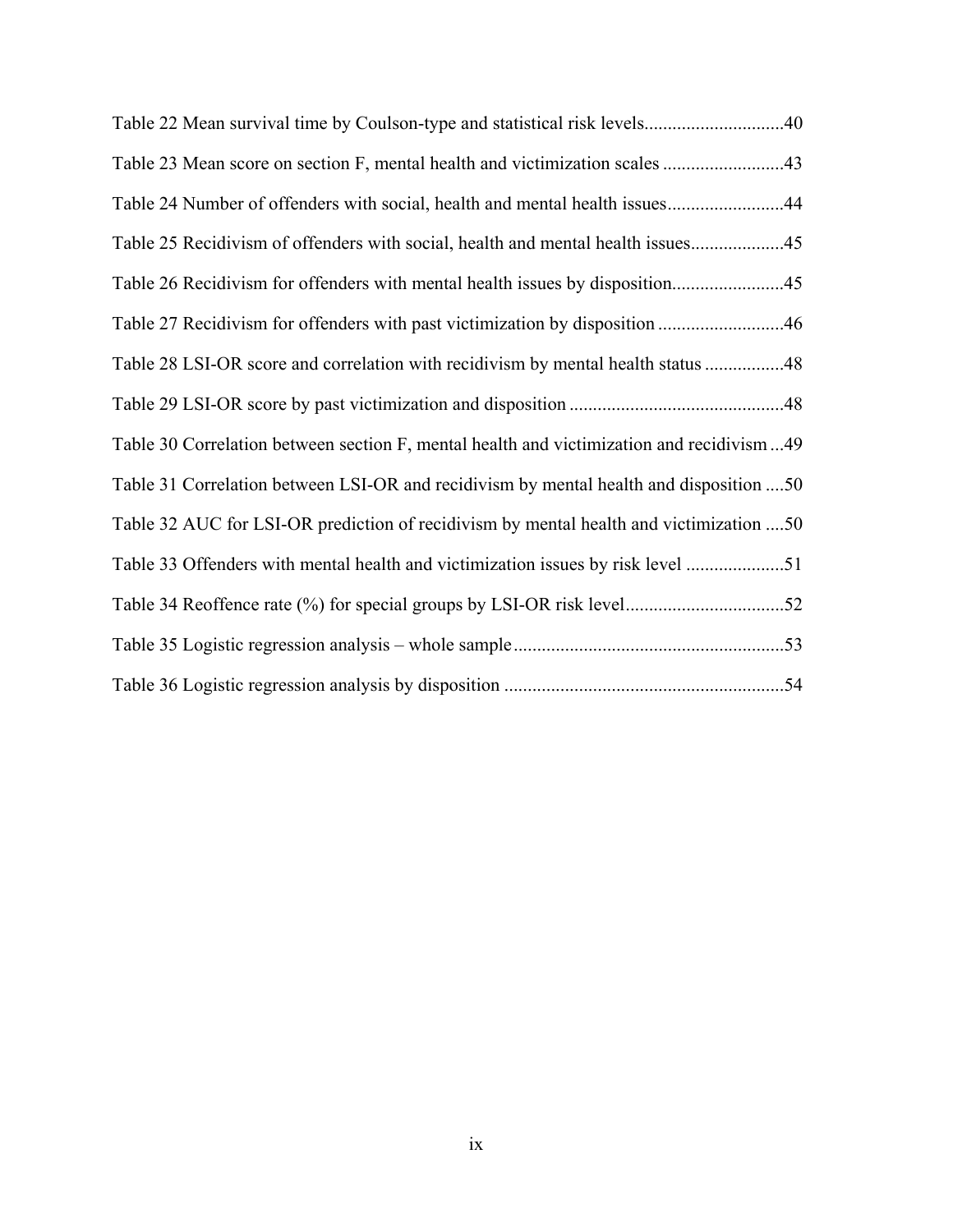Table 22 Mean survival time by Coulson-type and statistical risk levels.............................40

Table 23 Mean score on section F, mental health and victimization scales ..........................43

Table 24 Number of offenders with social, health and mental health issues.........................44

Table 25 Recidivism of offenders with social, health and mental health issues....................45

Table 26 Recidivism for offenders with mental health issues by disposition........................45

Table 27 Recidivism for offenders with past victimization by disposition ...........................46

Table 28 LSI-OR score and correlation with recidivism by mental health status .................48

Table 29 LSI-OR score by past victimization and disposition ..............................................48

Table 30 Correlation between section F, mental health and victimization and recidivism ...49

Table 31 Correlation between LSI-OR and recidivism by mental health and disposition ....50

Table 32 AUC for LSI-OR prediction of recidivism by mental health and victimization ....50

Table 33 Offenders with mental health and victimization issues by risk level .....................51

Table 34 Reoffence rate (%) for special groups by LSI-OR risk level..................................52

Table 35 Logistic regression analysis – whole sample..........................................................53

Table 36 Logistic regression analysis by disposition ............................................................54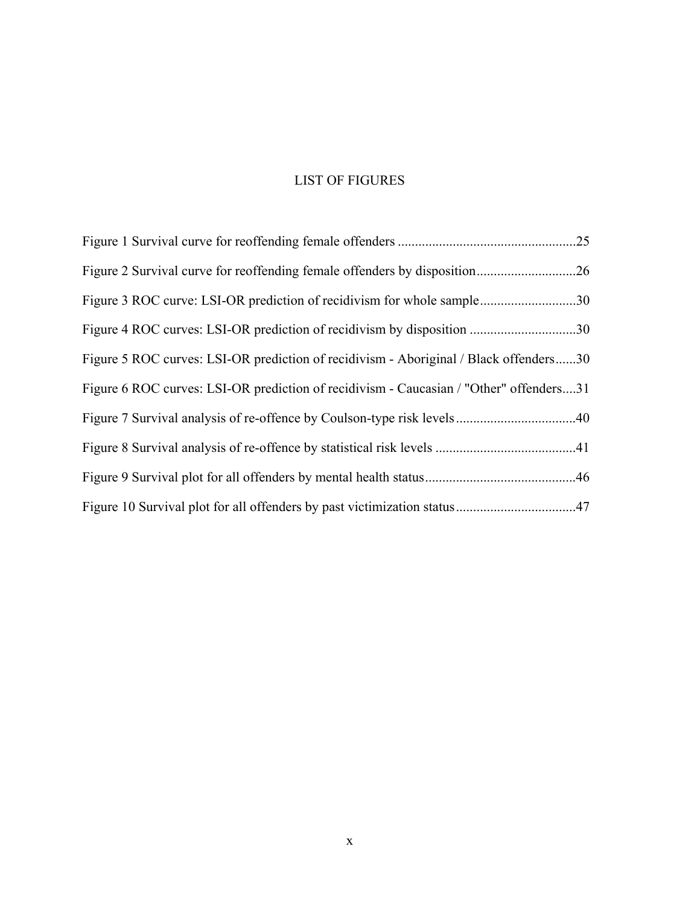# LIST OF FIGURES

Figure 1 Survival curve for reoffending female offenders ....................................................25

Figure 2 Survival curve for reoffending female offenders by disposition.............................26

Figure 3 ROC curve: LSI-OR prediction of recidivism for whole sample............................30

Figure 4 ROC curves: LSI-OR prediction of recidivism by disposition ...............................30

Figure 5 ROC curves: LSI-OR prediction of recidivism - Aboriginal / Black offenders......30

Figure 6 ROC curves: LSI-OR prediction of recidivism - Caucasian / "Other" offenders....31

Figure 7 Survival analysis of re-offence by Coulson-type risk levels...................................40

Figure 8 Survival analysis of re-offence by statistical risk levels .........................................41

Figure 9 Survival plot for all offenders by mental health status............................................46

Figure 10 Survival plot for all offenders by past victimization status...................................47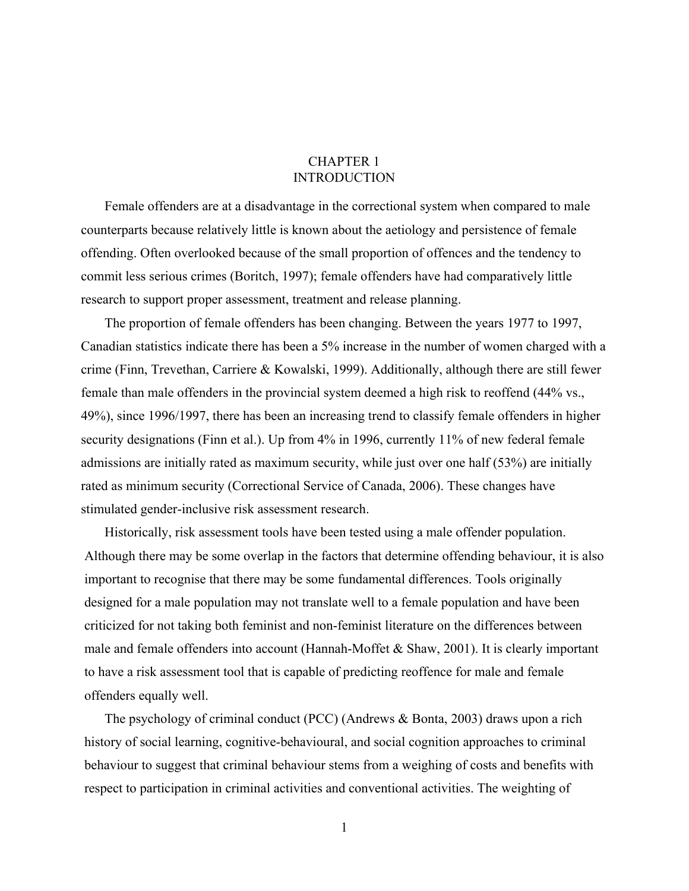# CHAPTER 1
# INTRODUCTION

Female offenders are at a disadvantage in the correctional system when compared to male counterparts because relatively little is known about the aetiology and persistence of female offending. Often overlooked because of the small proportion of offences and the tendency to commit less serious crimes (Boritch, 1997); female offenders have had comparatively little research to support proper assessment, treatment and release planning.

The proportion of female offenders has been changing. Between the years 1977 to 1997, Canadian statistics indicate there has been a 5% increase in the number of women charged with a crime (Finn, Trevethan, Carriere & Kowalski, 1999). Additionally, although there are still fewer female than male offenders in the provincial system deemed a high risk to reoffend (44% vs., 49%), since 1996/1997, there has been an increasing trend to classify female offenders in higher security designations (Finn et al.). Up from 4% in 1996, currently 11% of new federal female admissions are initially rated as maximum security, while just over one half (53%) are initially rated as minimum security (Correctional Service of Canada, 2006). These changes have stimulated gender-inclusive risk assessment research.

Historically, risk assessment tools have been tested using a male offender population. Although there may be some overlap in the factors that determine offending behaviour, it is also important to recognise that there may be some fundamental differences. Tools originally designed for a male population may not translate well to a female population and have been criticized for not taking both feminist and non-feminist literature on the differences between male and female offenders into account (Hannah-Moffet & Shaw, 2001). It is clearly important to have a risk assessment tool that is capable of predicting reoffence for male and female offenders equally well.

The psychology of criminal conduct (PCC) (Andrews & Bonta, 2003) draws upon a rich history of social learning, cognitive-behavioural, and social cognition approaches to criminal behaviour to suggest that criminal behaviour stems from a weighing of costs and benefits with respect to participation in criminal activities and conventional activities. The weighting of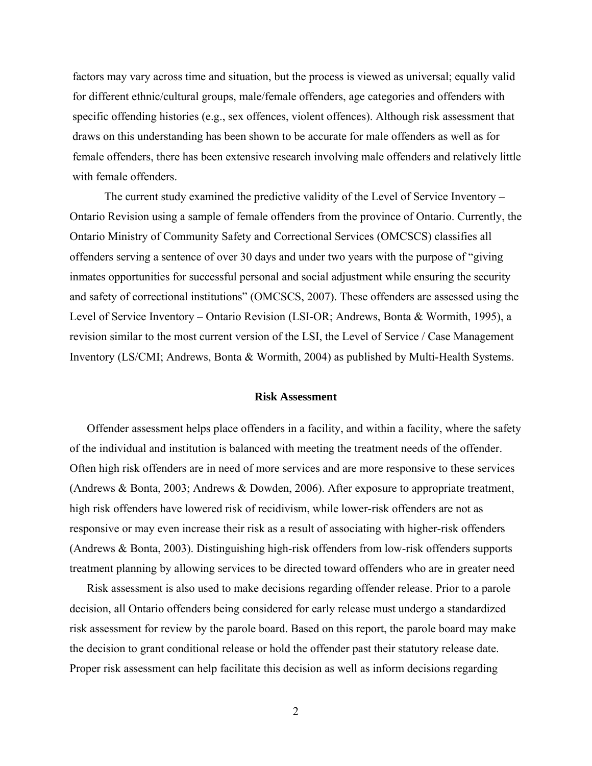factors may vary across time and situation, but the process is viewed as universal; equally valid for different ethnic/cultural groups, male/female offenders, age categories and offenders with specific offending histories (e.g., sex offences, violent offences). Although risk assessment that draws on this understanding has been shown to be accurate for male offenders as well as for female offenders, there has been extensive research involving male offenders and relatively little with female offenders.

The current study examined the predictive validity of the Level of Service Inventory – Ontario Revision using a sample of female offenders from the province of Ontario. Currently, the Ontario Ministry of Community Safety and Correctional Services (OMCSCS) classifies all offenders serving a sentence of over 30 days and under two years with the purpose of "giving inmates opportunities for successful personal and social adjustment while ensuring the security and safety of correctional institutions" (OMCSCS, 2007). These offenders are assessed using the Level of Service Inventory – Ontario Revision (LSI-OR; Andrews, Bonta & Wormith, 1995), a revision similar to the most current version of the LSI, the Level of Service / Case Management Inventory (LS/CMI; Andrews, Bonta & Wormith, 2004) as published by Multi-Health Systems.

## Risk Assessment

Offender assessment helps place offenders in a facility, and within a facility, where the safety of the individual and institution is balanced with meeting the treatment needs of the offender. Often high risk offenders are in need of more services and are more responsive to these services (Andrews & Bonta, 2003; Andrews & Dowden, 2006). After exposure to appropriate treatment, high risk offenders have lowered risk of recidivism, while lower-risk offenders are not as responsive or may even increase their risk as a result of associating with higher-risk offenders (Andrews & Bonta, 2003). Distinguishing high-risk offenders from low-risk offenders supports treatment planning by allowing services to be directed toward offenders who are in greater need

Risk assessment is also used to make decisions regarding offender release. Prior to a parole decision, all Ontario offenders being considered for early release must undergo a standardized risk assessment for review by the parole board. Based on this report, the parole board may make the decision to grant conditional release or hold the offender past their statutory release date. Proper risk assessment can help facilitate this decision as well as inform decisions regarding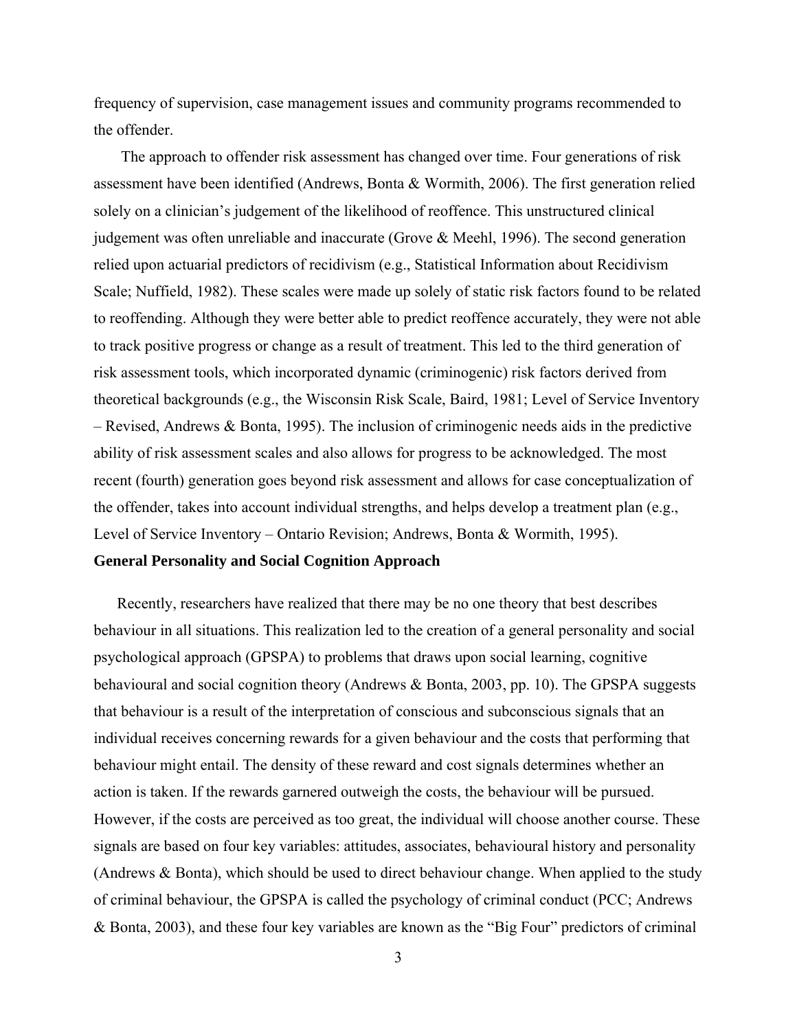frequency of supervision, case management issues and community programs recommended to the offender.

The approach to offender risk assessment has changed over time. Four generations of risk assessment have been identified (Andrews, Bonta & Wormith, 2006). The first generation relied solely on a clinician's judgement of the likelihood of reoffence. This unstructured clinical judgement was often unreliable and inaccurate (Grove & Meehl, 1996). The second generation relied upon actuarial predictors of recidivism (e.g., Statistical Information about Recidivism Scale; Nuffield, 1982). These scales were made up solely of static risk factors found to be related to reoffending. Although they were better able to predict reoffence accurately, they were not able to track positive progress or change as a result of treatment. This led to the third generation of risk assessment tools, which incorporated dynamic (criminogenic) risk factors derived from theoretical backgrounds (e.g., the Wisconsin Risk Scale, Baird, 1981; Level of Service Inventory – Revised, Andrews & Bonta, 1995). The inclusion of criminogenic needs aids in the predictive ability of risk assessment scales and also allows for progress to be acknowledged. The most recent (fourth) generation goes beyond risk assessment and allows for case conceptualization of the offender, takes into account individual strengths, and helps develop a treatment plan (e.g., Level of Service Inventory – Ontario Revision; Andrews, Bonta & Wormith, 1995).

**General Personality and Social Cognition Approach**

Recently, researchers have realized that there may be no one theory that best describes behaviour in all situations. This realization led to the creation of a general personality and social psychological approach (GPSPA) to problems that draws upon social learning, cognitive behavioural and social cognition theory (Andrews & Bonta, 2003, pp. 10). The GPSPA suggests that behaviour is a result of the interpretation of conscious and subconscious signals that an individual receives concerning rewards for a given behaviour and the costs that performing that behaviour might entail. The density of these reward and cost signals determines whether an action is taken. If the rewards garnered outweigh the costs, the behaviour will be pursued. However, if the costs are perceived as too great, the individual will choose another course. These signals are based on four key variables: attitudes, associates, behavioural history and personality (Andrews & Bonta), which should be used to direct behaviour change. When applied to the study of criminal behaviour, the GPSPA is called the psychology of criminal conduct (PCC; Andrews & Bonta, 2003), and these four key variables are known as the "Big Four" predictors of criminal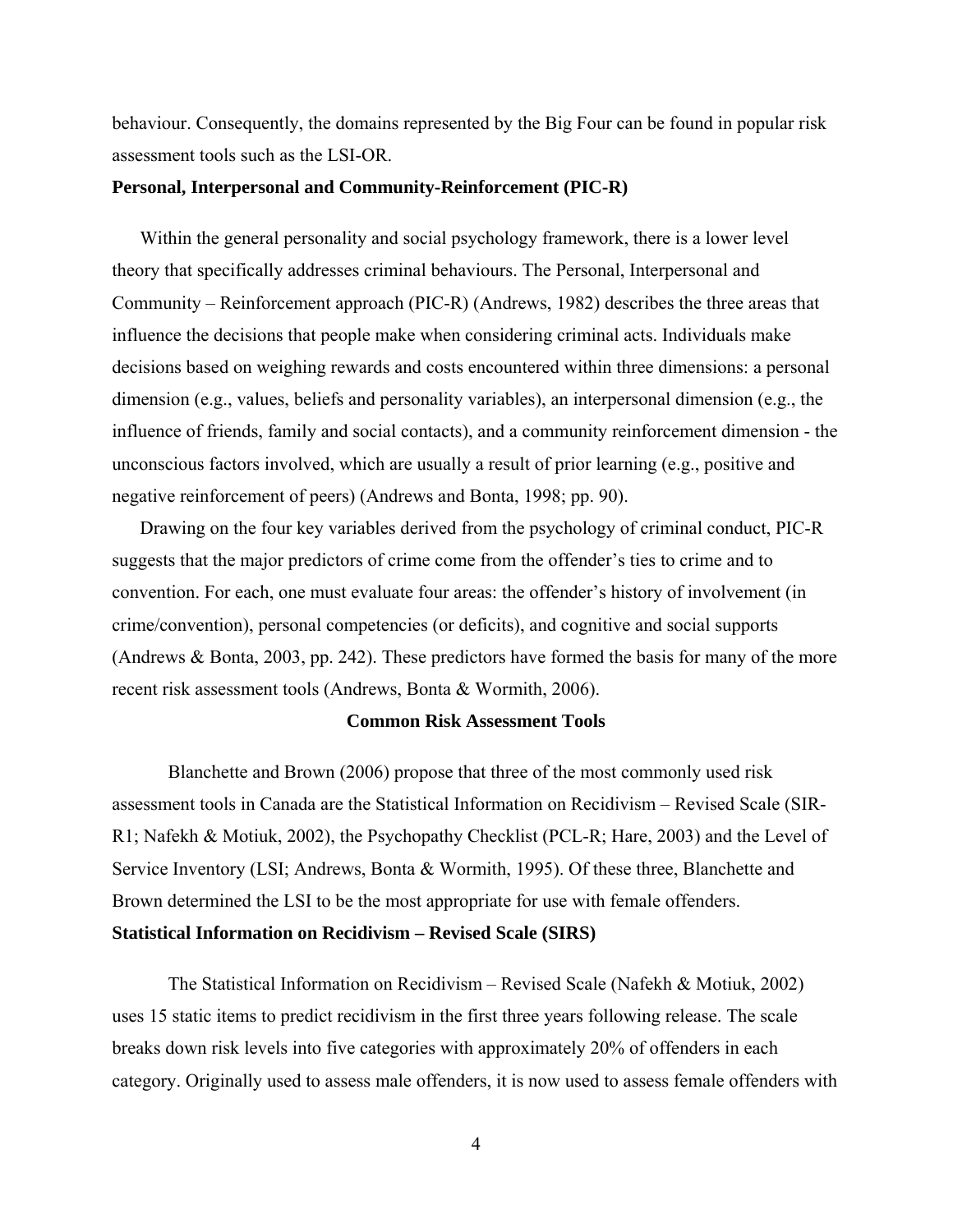behaviour. Consequently, the domains represented by the Big Four can be found in popular risk assessment tools such as the LSI-OR.

**Personal, Interpersonal and Community-Reinforcement (PIC-R)**

Within the general personality and social psychology framework, there is a lower level theory that specifically addresses criminal behaviours. The Personal, Interpersonal and Community – Reinforcement approach (PIC-R) (Andrews, 1982) describes the three areas that influence the decisions that people make when considering criminal acts. Individuals make decisions based on weighing rewards and costs encountered within three dimensions: a personal dimension (e.g., values, beliefs and personality variables), an interpersonal dimension (e.g., the influence of friends, family and social contacts), and a community reinforcement dimension - the unconscious factors involved, which are usually a result of prior learning (e.g., positive and negative reinforcement of peers) (Andrews and Bonta, 1998; pp. 90).

Drawing on the four key variables derived from the psychology of criminal conduct, PIC-R suggests that the major predictors of crime come from the offender's ties to crime and to convention. For each, one must evaluate four areas: the offender's history of involvement (in crime/convention), personal competencies (or deficits), and cognitive and social supports (Andrews & Bonta, 2003, pp. 242). These predictors have formed the basis for many of the more recent risk assessment tools (Andrews, Bonta & Wormith, 2006).

## Common Risk Assessment Tools

Blanchette and Brown (2006) propose that three of the most commonly used risk assessment tools in Canada are the Statistical Information on Recidivism – Revised Scale (SIR-R1; Nafekh & Motiuk, 2002), the Psychopathy Checklist (PCL-R; Hare, 2003) and the Level of Service Inventory (LSI; Andrews, Bonta & Wormith, 1995). Of these three, Blanchette and Brown determined the LSI to be the most appropriate for use with female offenders.

**Statistical Information on Recidivism – Revised Scale (SIRS)**

The Statistical Information on Recidivism – Revised Scale (Nafekh & Motiuk, 2002) uses 15 static items to predict recidivism in the first three years following release. The scale breaks down risk levels into five categories with approximately 20% of offenders in each category. Originally used to assess male offenders, it is now used to assess female offenders with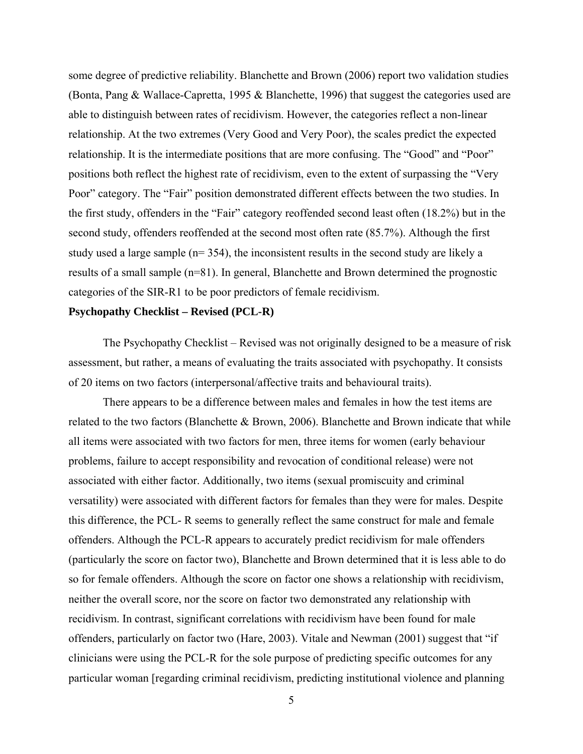some degree of predictive reliability. Blanchette and Brown (2006) report two validation studies (Bonta, Pang & Wallace-Capretta, 1995 & Blanchette, 1996) that suggest the categories used are able to distinguish between rates of recidivism. However, the categories reflect a non-linear relationship. At the two extremes (Very Good and Very Poor), the scales predict the expected relationship. It is the intermediate positions that are more confusing. The "Good" and "Poor" positions both reflect the highest rate of recidivism, even to the extent of surpassing the "Very Poor" category. The "Fair" position demonstrated different effects between the two studies. In the first study, offenders in the "Fair" category reoffended second least often (18.2%) but in the second study, offenders reoffended at the second most often rate (85.7%). Although the first study used a large sample (n= 354), the inconsistent results in the second study are likely a results of a small sample (n=81). In general, Blanchette and Brown determined the prognostic categories of the SIR-R1 to be poor predictors of female recidivism.

**Psychopathy Checklist – Revised (PCL-R)**

The Psychopathy Checklist – Revised was not originally designed to be a measure of risk assessment, but rather, a means of evaluating the traits associated with psychopathy. It consists of 20 items on two factors (interpersonal/affective traits and behavioural traits).

There appears to be a difference between males and females in how the test items are related to the two factors (Blanchette & Brown, 2006). Blanchette and Brown indicate that while all items were associated with two factors for men, three items for women (early behaviour problems, failure to accept responsibility and revocation of conditional release) were not associated with either factor. Additionally, two items (sexual promiscuity and criminal versatility) were associated with different factors for females than they were for males. Despite this difference, the PCL- R seems to generally reflect the same construct for male and female offenders. Although the PCL-R appears to accurately predict recidivism for male offenders (particularly the score on factor two), Blanchette and Brown determined that it is less able to do so for female offenders. Although the score on factor one shows a relationship with recidivism, neither the overall score, nor the score on factor two demonstrated any relationship with recidivism. In contrast, significant correlations with recidivism have been found for male offenders, particularly on factor two (Hare, 2003). Vitale and Newman (2001) suggest that "if clinicians were using the PCL-R for the sole purpose of predicting specific outcomes for any particular woman [regarding criminal recidivism, predicting institutional violence and planning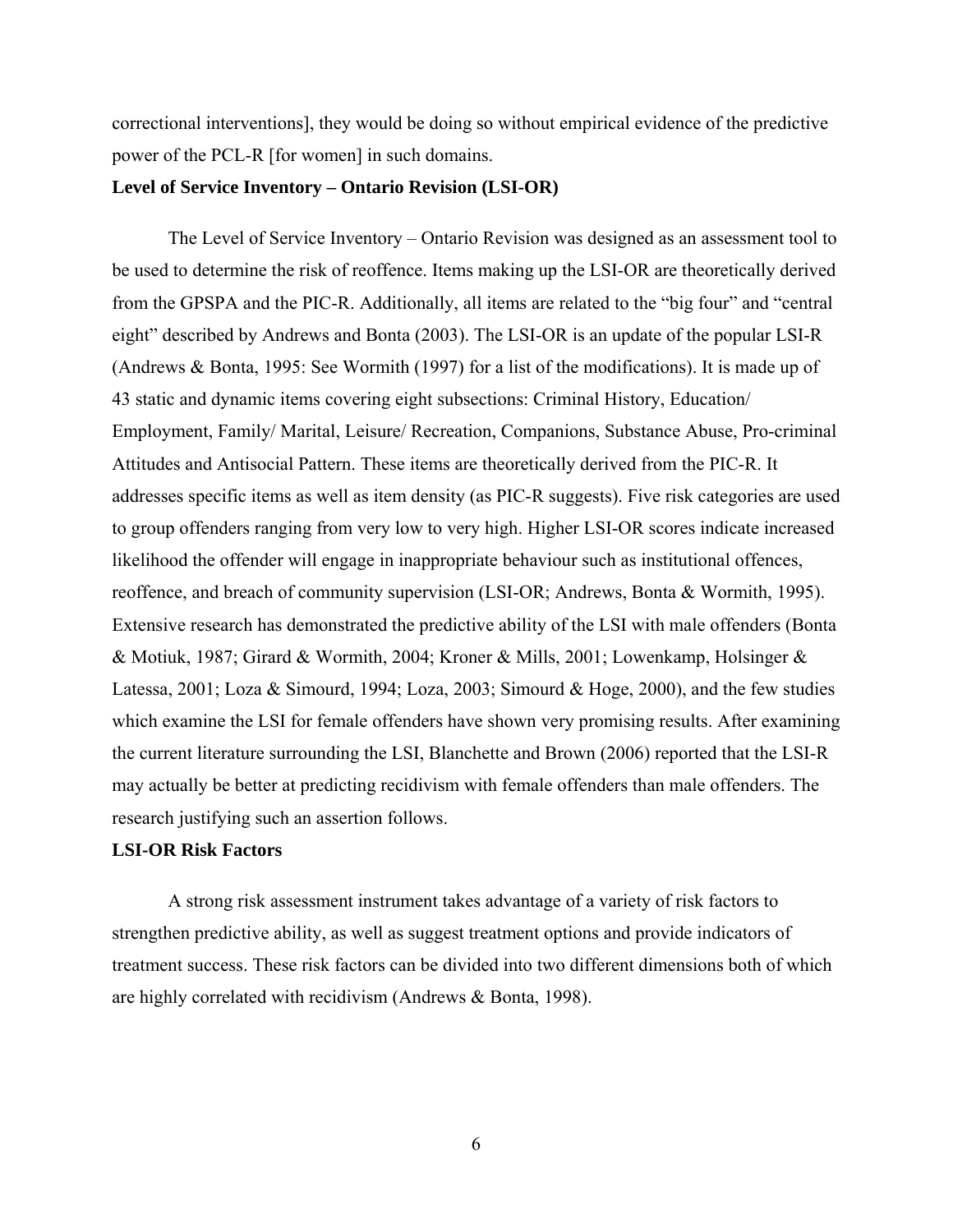correctional interventions], they would be doing so without empirical evidence of the predictive power of the PCL-R [for women] in such domains.

**Level of Service Inventory – Ontario Revision (LSI-OR)**

The Level of Service Inventory – Ontario Revision was designed as an assessment tool to be used to determine the risk of reoffence. Items making up the LSI-OR are theoretically derived from the GPSPA and the PIC-R. Additionally, all items are related to the "big four" and "central eight" described by Andrews and Bonta (2003). The LSI-OR is an update of the popular LSI-R (Andrews & Bonta, 1995: See Wormith (1997) for a list of the modifications). It is made up of 43 static and dynamic items covering eight subsections: Criminal History, Education/ Employment, Family/ Marital, Leisure/ Recreation, Companions, Substance Abuse, Pro-criminal Attitudes and Antisocial Pattern. These items are theoretically derived from the PIC-R. It addresses specific items as well as item density (as PIC-R suggests). Five risk categories are used to group offenders ranging from very low to very high. Higher LSI-OR scores indicate increased likelihood the offender will engage in inappropriate behaviour such as institutional offences, reoffence, and breach of community supervision (LSI-OR; Andrews, Bonta & Wormith, 1995). Extensive research has demonstrated the predictive ability of the LSI with male offenders (Bonta & Motiuk, 1987; Girard & Wormith, 2004; Kroner & Mills, 2001; Lowenkamp, Holsinger & Latessa, 2001; Loza & Simourd, 1994; Loza, 2003; Simourd & Hoge, 2000), and the few studies which examine the LSI for female offenders have shown very promising results. After examining the current literature surrounding the LSI, Blanchette and Brown (2006) reported that the LSI-R may actually be better at predicting recidivism with female offenders than male offenders. The research justifying such an assertion follows.

**LSI-OR Risk Factors**

A strong risk assessment instrument takes advantage of a variety of risk factors to strengthen predictive ability, as well as suggest treatment options and provide indicators of treatment success. These risk factors can be divided into two different dimensions both of which are highly correlated with recidivism (Andrews & Bonta, 1998).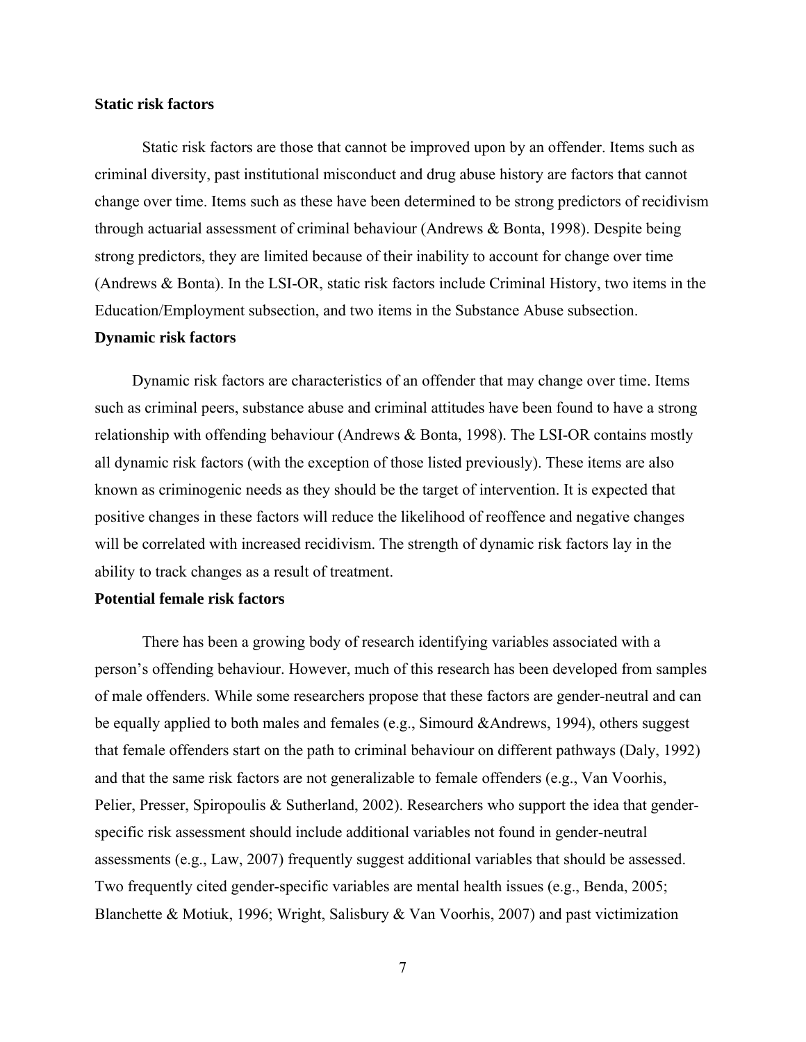**Static risk factors**

Static risk factors are those that cannot be improved upon by an offender. Items such as criminal diversity, past institutional misconduct and drug abuse history are factors that cannot change over time. Items such as these have been determined to be strong predictors of recidivism through actuarial assessment of criminal behaviour (Andrews & Bonta, 1998). Despite being strong predictors, they are limited because of their inability to account for change over time (Andrews & Bonta). In the LSI-OR, static risk factors include Criminal History, two items in the Education/Employment subsection, and two items in the Substance Abuse subsection.

**Dynamic risk factors**

Dynamic risk factors are characteristics of an offender that may change over time. Items such as criminal peers, substance abuse and criminal attitudes have been found to have a strong relationship with offending behaviour (Andrews & Bonta, 1998). The LSI-OR contains mostly all dynamic risk factors (with the exception of those listed previously). These items are also known as criminogenic needs as they should be the target of intervention. It is expected that positive changes in these factors will reduce the likelihood of reoffence and negative changes will be correlated with increased recidivism. The strength of dynamic risk factors lay in the ability to track changes as a result of treatment.

**Potential female risk factors**

There has been a growing body of research identifying variables associated with a person's offending behaviour. However, much of this research has been developed from samples of male offenders. While some researchers propose that these factors are gender-neutral and can be equally applied to both males and females (e.g., Simourd &Andrews, 1994), others suggest that female offenders start on the path to criminal behaviour on different pathways (Daly, 1992) and that the same risk factors are not generalizable to female offenders (e.g., Van Voorhis, Pelier, Presser, Spiropoulis & Sutherland, 2002). Researchers who support the idea that gender-specific risk assessment should include additional variables not found in gender-neutral assessments (e.g., Law, 2007) frequently suggest additional variables that should be assessed. Two frequently cited gender-specific variables are mental health issues (e.g., Benda, 2005; Blanchette & Motiuk, 1996; Wright, Salisbury & Van Voorhis, 2007) and past victimization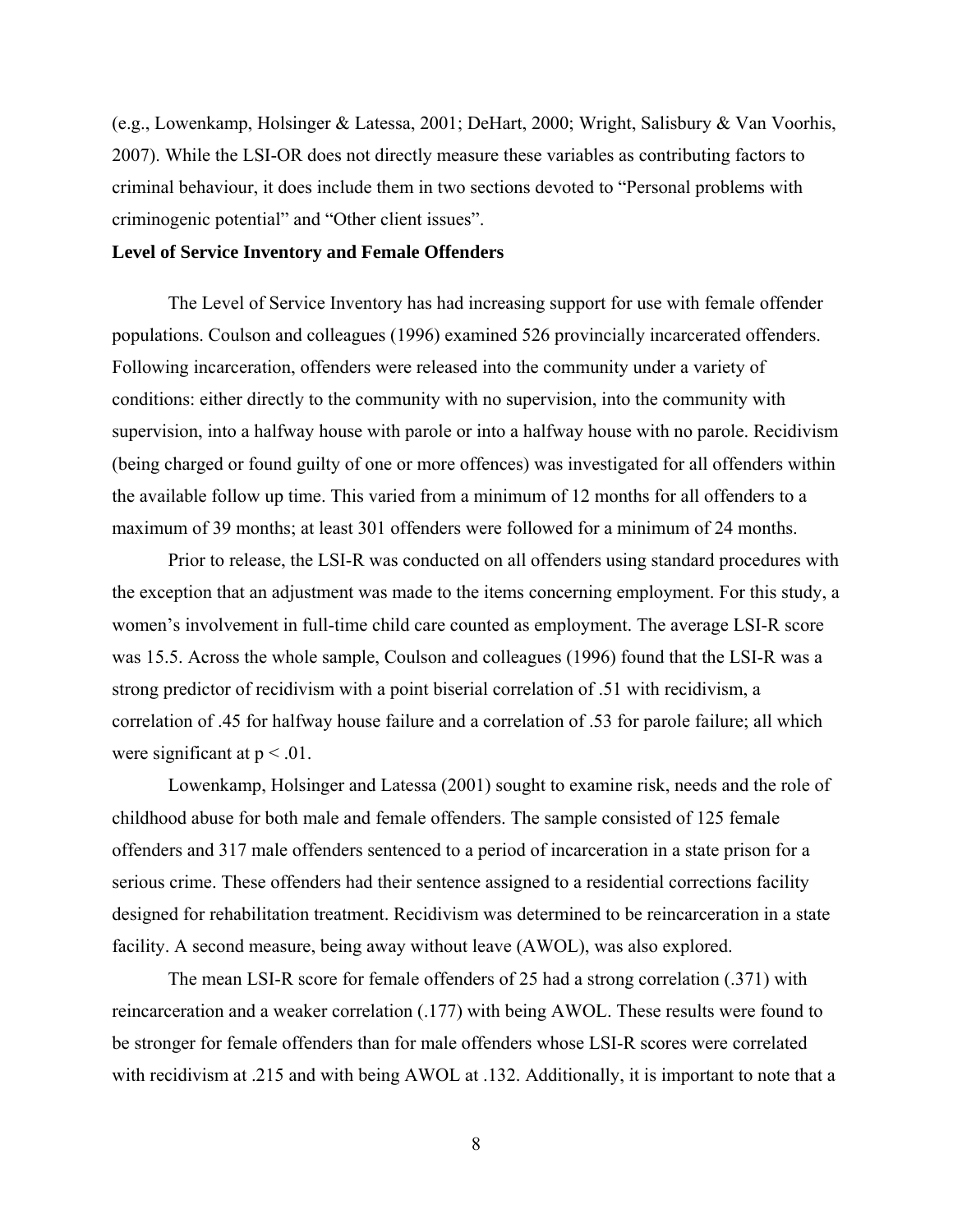(e.g., Lowenkamp, Holsinger & Latessa, 2001; DeHart, 2000; Wright, Salisbury & Van Voorhis, 2007). While the LSI-OR does not directly measure these variables as contributing factors to criminal behaviour, it does include them in two sections devoted to "Personal problems with criminogenic potential" and "Other client issues".

**Level of Service Inventory and Female Offenders**

The Level of Service Inventory has had increasing support for use with female offender populations. Coulson and colleagues (1996) examined 526 provincially incarcerated offenders. Following incarceration, offenders were released into the community under a variety of conditions: either directly to the community with no supervision, into the community with supervision, into a halfway house with parole or into a halfway house with no parole. Recidivism (being charged or found guilty of one or more offences) was investigated for all offenders within the available follow up time. This varied from a minimum of 12 months for all offenders to a maximum of 39 months; at least 301 offenders were followed for a minimum of 24 months.

Prior to release, the LSI-R was conducted on all offenders using standard procedures with the exception that an adjustment was made to the items concerning employment. For this study, a women's involvement in full-time child care counted as employment. The average LSI-R score was 15.5. Across the whole sample, Coulson and colleagues (1996) found that the LSI-R was a strong predictor of recidivism with a point biserial correlation of .51 with recidivism, a correlation of .45 for halfway house failure and a correlation of .53 for parole failure; all which were significant at $p < .01$.

Lowenkamp, Holsinger and Latessa (2001) sought to examine risk, needs and the role of childhood abuse for both male and female offenders. The sample consisted of 125 female offenders and 317 male offenders sentenced to a period of incarceration in a state prison for a serious crime. These offenders had their sentence assigned to a residential corrections facility designed for rehabilitation treatment. Recidivism was determined to be reincarceration in a state facility. A second measure, being away without leave (AWOL), was also explored.

The mean LSI-R score for female offenders of 25 had a strong correlation (.371) with reincarceration and a weaker correlation (.177) with being AWOL. These results were found to be stronger for female offenders than for male offenders whose LSI-R scores were correlated with recidivism at .215 and with being AWOL at .132. Additionally, it is important to note that a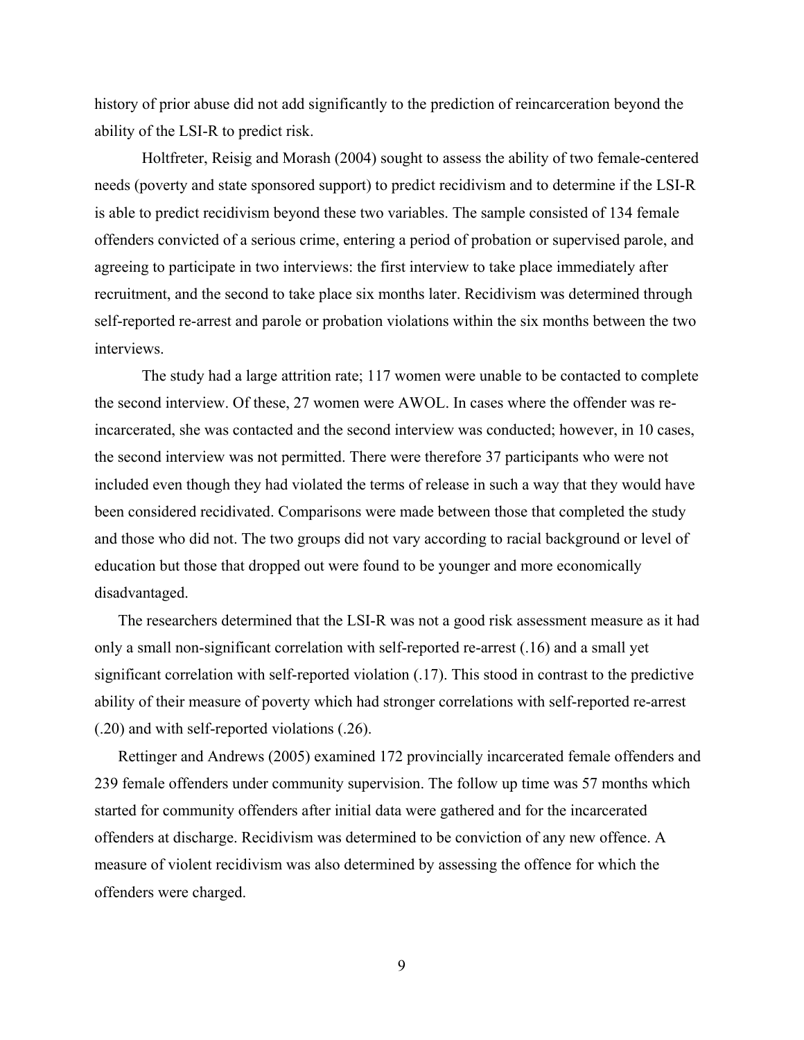history of prior abuse did not add significantly to the prediction of reincarceration beyond the ability of the LSI-R to predict risk.

Holtfreter, Reisig and Morash (2004) sought to assess the ability of two female-centered needs (poverty and state sponsored support) to predict recidivism and to determine if the LSI-R is able to predict recidivism beyond these two variables. The sample consisted of 134 female offenders convicted of a serious crime, entering a period of probation or supervised parole, and agreeing to participate in two interviews: the first interview to take place immediately after recruitment, and the second to take place six months later. Recidivism was determined through self-reported re-arrest and parole or probation violations within the six months between the two interviews.

The study had a large attrition rate; 117 women were unable to be contacted to complete the second interview. Of these, 27 women were AWOL. In cases where the offender was re-incarcerated, she was contacted and the second interview was conducted; however, in 10 cases, the second interview was not permitted. There were therefore 37 participants who were not included even though they had violated the terms of release in such a way that they would have been considered recidivated. Comparisons were made between those that completed the study and those who did not. The two groups did not vary according to racial background or level of education but those that dropped out were found to be younger and more economically disadvantaged.

The researchers determined that the LSI-R was not a good risk assessment measure as it had only a small non-significant correlation with self-reported re-arrest (.16) and a small yet significant correlation with self-reported violation (.17). This stood in contrast to the predictive ability of their measure of poverty which had stronger correlations with self-reported re-arrest (.20) and with self-reported violations (.26).

Rettinger and Andrews (2005) examined 172 provincially incarcerated female offenders and 239 female offenders under community supervision. The follow up time was 57 months which started for community offenders after initial data were gathered and for the incarcerated offenders at discharge. Recidivism was determined to be conviction of any new offence. A measure of violent recidivism was also determined by assessing the offence for which the offenders were charged.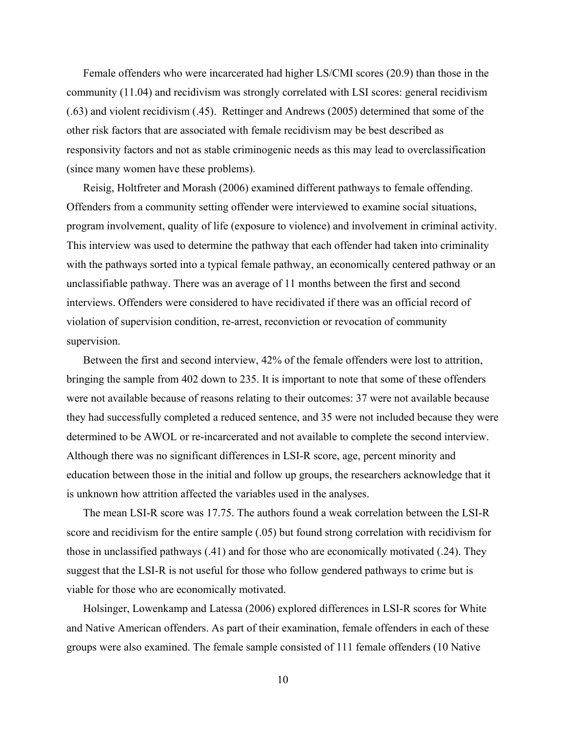Female offenders who were incarcerated had higher LS/CMI scores (20.9) than those in the community (11.04) and recidivism was strongly correlated with LSI scores: general recidivism (.63) and violent recidivism (.45). Rettinger and Andrews (2005) determined that some of the other risk factors that are associated with female recidivism may be best described as responsivity factors and not as stable criminogenic needs as this may lead to overclassification (since many women have these problems).

Reisig, Holtfreter and Morash (2006) examined different pathways to female offending. Offenders from a community setting offender were interviewed to examine social situations, program involvement, quality of life (exposure to violence) and involvement in criminal activity. This interview was used to determine the pathway that each offender had taken into criminality with the pathways sorted into a typical female pathway, an economically centered pathway or an unclassifiable pathway. There was an average of 11 months between the first and second interviews. Offenders were considered to have recidivated if there was an official record of violation of supervision condition, re-arrest, reconviction or revocation of community supervision.

Between the first and second interview, 42% of the female offenders were lost to attrition, bringing the sample from 402 down to 235. It is important to note that some of these offenders were not available because of reasons relating to their outcomes: 37 were not available because they had successfully completed a reduced sentence, and 35 were not included because they were determined to be AWOL or re-incarcerated and not available to complete the second interview. Although there was no significant differences in LSI-R score, age, percent minority and education between those in the initial and follow up groups, the researchers acknowledge that it is unknown how attrition affected the variables used in the analyses.

The mean LSI-R score was 17.75. The authors found a weak correlation between the LSI-R score and recidivism for the entire sample (.05) but found strong correlation with recidivism for those in unclassified pathways (.41) and for those who are economically motivated (.24). They suggest that the LSI-R is not useful for those who follow gendered pathways to crime but is viable for those who are economically motivated.

Holsinger, Lowenkamp and Latessa (2006) explored differences in LSI-R scores for White and Native American offenders. As part of their examination, female offenders in each of these groups were also examined. The female sample consisted of 111 female offenders (10 Native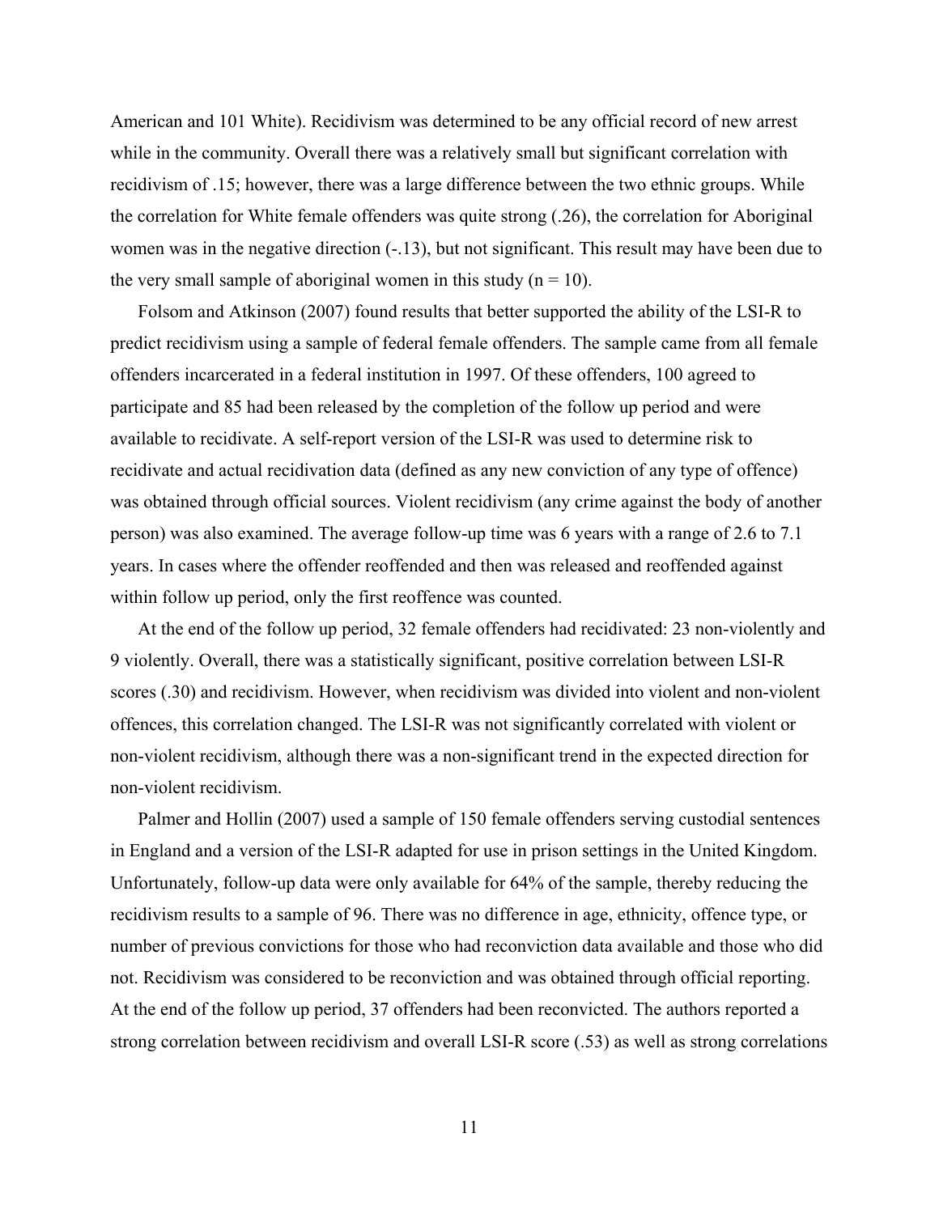American and 101 White). Recidivism was determined to be any official record of new arrest while in the community. Overall there was a relatively small but significant correlation with recidivism of .15; however, there was a large difference between the two ethnic groups. While the correlation for White female offenders was quite strong (.26), the correlation for Aboriginal women was in the negative direction (-.13), but not significant. This result may have been due to the very small sample of aboriginal women in this study (n = 10).

Folsom and Atkinson (2007) found results that better supported the ability of the LSI-R to predict recidivism using a sample of federal female offenders. The sample came from all female offenders incarcerated in a federal institution in 1997. Of these offenders, 100 agreed to participate and 85 had been released by the completion of the follow up period and were available to recidivate. A self-report version of the LSI-R was used to determine risk to recidivate and actual recidivation data (defined as any new conviction of any type of offence) was obtained through official sources. Violent recidivism (any crime against the body of another person) was also examined. The average follow-up time was 6 years with a range of 2.6 to 7.1 years. In cases where the offender reoffended and then was released and reoffended against within follow up period, only the first reoffence was counted.

At the end of the follow up period, 32 female offenders had recidivated: 23 non-violently and 9 violently. Overall, there was a statistically significant, positive correlation between LSI-R scores (.30) and recidivism. However, when recidivism was divided into violent and non-violent offences, this correlation changed. The LSI-R was not significantly correlated with violent or non-violent recidivism, although there was a non-significant trend in the expected direction for non-violent recidivism.

Palmer and Hollin (2007) used a sample of 150 female offenders serving custodial sentences in England and a version of the LSI-R adapted for use in prison settings in the United Kingdom. Unfortunately, follow-up data were only available for 64% of the sample, thereby reducing the recidivism results to a sample of 96. There was no difference in age, ethnicity, offence type, or number of previous convictions for those who had reconviction data available and those who did not. Recidivism was considered to be reconviction and was obtained through official reporting. At the end of the follow up period, 37 offenders had been reconvicted. The authors reported a strong correlation between recidivism and overall LSI-R score (.53) as well as strong correlations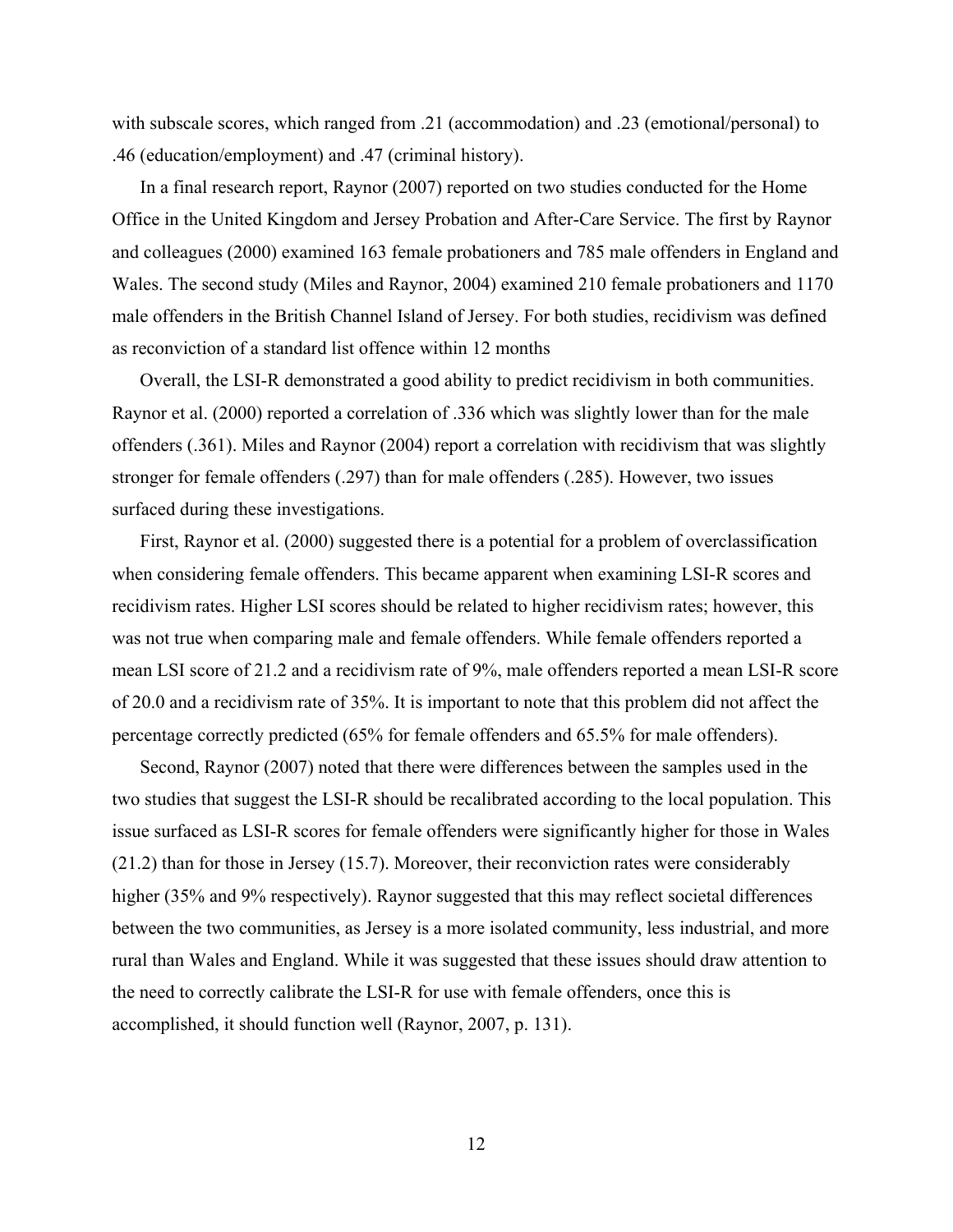with subscale scores, which ranged from .21 (accommodation) and .23 (emotional/personal) to .46 (education/employment) and .47 (criminal history).

In a final research report, Raynor (2007) reported on two studies conducted for the Home Office in the United Kingdom and Jersey Probation and After-Care Service. The first by Raynor and colleagues (2000) examined 163 female probationers and 785 male offenders in England and Wales. The second study (Miles and Raynor, 2004) examined 210 female probationers and 1170 male offenders in the British Channel Island of Jersey. For both studies, recidivism was defined as reconviction of a standard list offence within 12 months

Overall, the LSI-R demonstrated a good ability to predict recidivism in both communities. Raynor et al. (2000) reported a correlation of .336 which was slightly lower than for the male offenders (.361). Miles and Raynor (2004) report a correlation with recidivism that was slightly stronger for female offenders (.297) than for male offenders (.285). However, two issues surfaced during these investigations.

First, Raynor et al. (2000) suggested there is a potential for a problem of overclassification when considering female offenders. This became apparent when examining LSI-R scores and recidivism rates. Higher LSI scores should be related to higher recidivism rates; however, this was not true when comparing male and female offenders. While female offenders reported a mean LSI score of 21.2 and a recidivism rate of 9%, male offenders reported a mean LSI-R score of 20.0 and a recidivism rate of 35%. It is important to note that this problem did not affect the percentage correctly predicted (65% for female offenders and 65.5% for male offenders).

Second, Raynor (2007) noted that there were differences between the samples used in the two studies that suggest the LSI-R should be recalibrated according to the local population. This issue surfaced as LSI-R scores for female offenders were significantly higher for those in Wales (21.2) than for those in Jersey (15.7). Moreover, their reconviction rates were considerably higher (35% and 9% respectively). Raynor suggested that this may reflect societal differences between the two communities, as Jersey is a more isolated community, less industrial, and more rural than Wales and England. While it was suggested that these issues should draw attention to the need to correctly calibrate the LSI-R for use with female offenders, once this is accomplished, it should function well (Raynor, 2007, p. 131).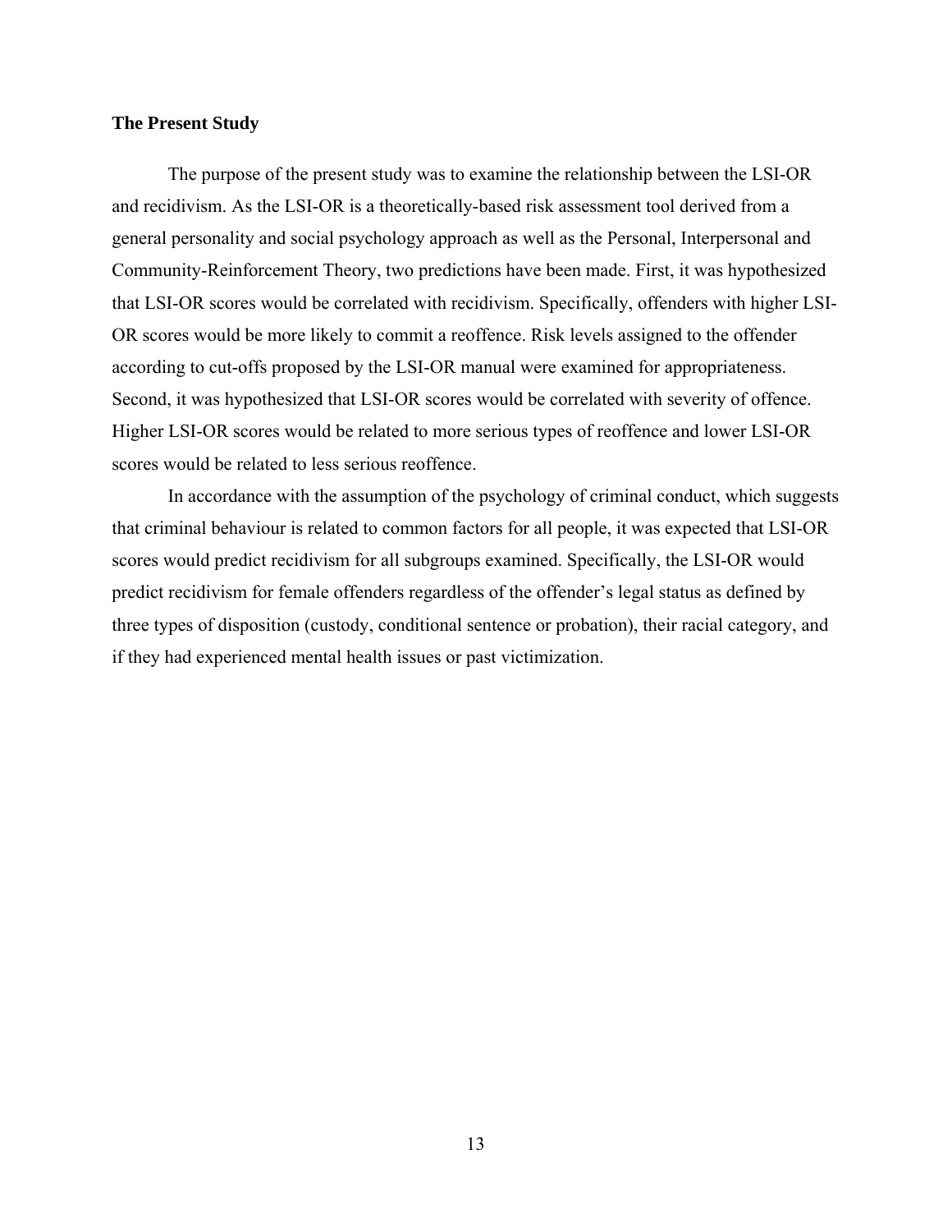## The Present Study

The purpose of the present study was to examine the relationship between the LSI-OR and recidivism. As the LSI-OR is a theoretically-based risk assessment tool derived from a general personality and social psychology approach as well as the Personal, Interpersonal and Community-Reinforcement Theory, two predictions have been made. First, it was hypothesized that LSI-OR scores would be correlated with recidivism. Specifically, offenders with higher LSI-OR scores would be more likely to commit a reoffence. Risk levels assigned to the offender according to cut-offs proposed by the LSI-OR manual were examined for appropriateness. Second, it was hypothesized that LSI-OR scores would be correlated with severity of offence. Higher LSI-OR scores would be related to more serious types of reoffence and lower LSI-OR scores would be related to less serious reoffence.

In accordance with the assumption of the psychology of criminal conduct, which suggests that criminal behaviour is related to common factors for all people, it was expected that LSI-OR scores would predict recidivism for all subgroups examined. Specifically, the LSI-OR would predict recidivism for female offenders regardless of the offender's legal status as defined by three types of disposition (custody, conditional sentence or probation), their racial category, and if they had experienced mental health issues or past victimization.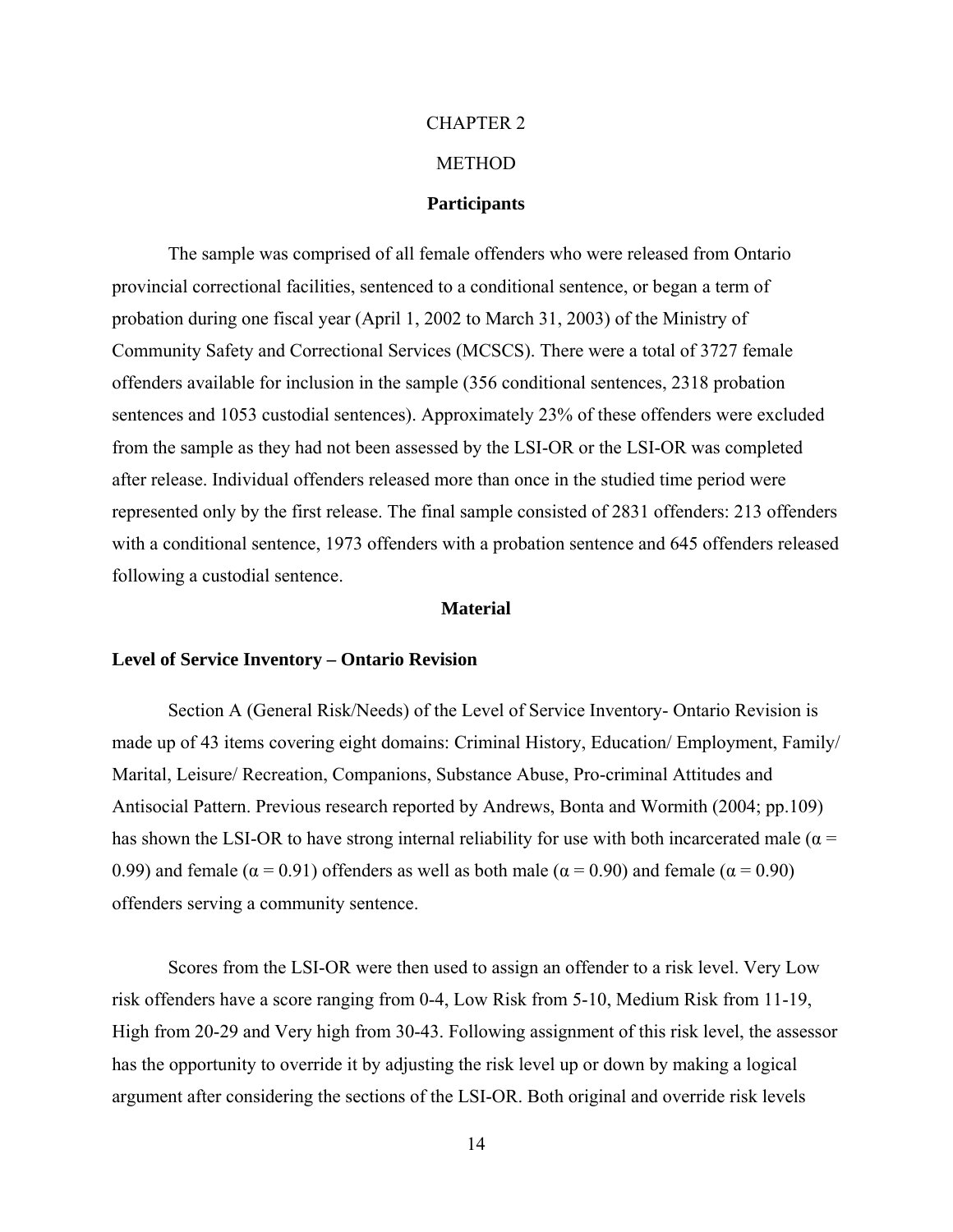# CHAPTER 2

# METHOD

## Participants

The sample was comprised of all female offenders who were released from Ontario provincial correctional facilities, sentenced to a conditional sentence, or began a term of probation during one fiscal year (April 1, 2002 to March 31, 2003) of the Ministry of Community Safety and Correctional Services (MCSCS). There were a total of 3727 female offenders available for inclusion in the sample (356 conditional sentences, 2318 probation sentences and 1053 custodial sentences). Approximately 23% of these offenders were excluded from the sample as they had not been assessed by the LSI-OR or the LSI-OR was completed after release. Individual offenders released more than once in the studied time period were represented only by the first release. The final sample consisted of 2831 offenders: 213 offenders with a conditional sentence, 1973 offenders with a probation sentence and 645 offenders released following a custodial sentence.

## Material

### Level of Service Inventory – Ontario Revision

Section A (General Risk/Needs) of the Level of Service Inventory- Ontario Revision is made up of 43 items covering eight domains: Criminal History, Education/ Employment, Family/ Marital, Leisure/ Recreation, Companions, Substance Abuse, Pro-criminal Attitudes and Antisocial Pattern. Previous research reported by Andrews, Bonta and Wormith (2004; pp.109) has shown the LSI-OR to have strong internal reliability for use with both incarcerated male ($\alpha$ = 0.99) and female ($\alpha$ = 0.91) offenders as well as both male ($\alpha$ = 0.90) and female ($\alpha$ = 0.90) offenders serving a community sentence.

Scores from the LSI-OR were then used to assign an offender to a risk level. Very Low risk offenders have a score ranging from 0-4, Low Risk from 5-10, Medium Risk from 11-19, High from 20-29 and Very high from 30-43. Following assignment of this risk level, the assessor has the opportunity to override it by adjusting the risk level up or down by making a logical argument after considering the sections of the LSI-OR. Both original and override risk levels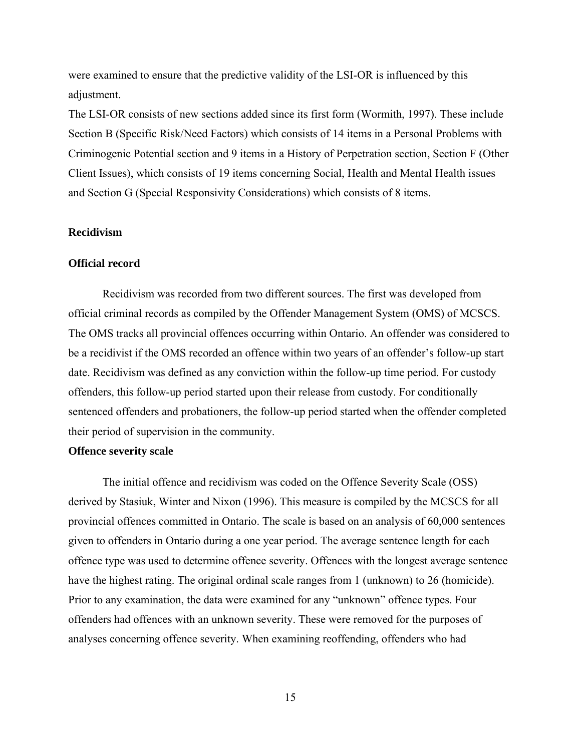were examined to ensure that the predictive validity of the LSI-OR is influenced by this adjustment.

The LSI-OR consists of new sections added since its first form (Wormith, 1997). These include Section B (Specific Risk/Need Factors) which consists of 14 items in a Personal Problems with Criminogenic Potential section and 9 items in a History of Perpetration section, Section F (Other Client Issues), which consists of 19 items concerning Social, Health and Mental Health issues and Section G (Special Responsivity Considerations) which consists of 8 items.

**Recidivism**

**Official record**

Recidivism was recorded from two different sources. The first was developed from official criminal records as compiled by the Offender Management System (OMS) of MCSCS. The OMS tracks all provincial offences occurring within Ontario. An offender was considered to be a recidivist if the OMS recorded an offence within two years of an offender's follow-up start date. Recidivism was defined as any conviction within the follow-up time period. For custody offenders, this follow-up period started upon their release from custody. For conditionally sentenced offenders and probationers, the follow-up period started when the offender completed their period of supervision in the community.

**Offence severity scale**

The initial offence and recidivism was coded on the Offence Severity Scale (OSS) derived by Stasiuk, Winter and Nixon (1996). This measure is compiled by the MCSCS for all provincial offences committed in Ontario. The scale is based on an analysis of 60,000 sentences given to offenders in Ontario during a one year period. The average sentence length for each offence type was used to determine offence severity. Offences with the longest average sentence have the highest rating. The original ordinal scale ranges from 1 (unknown) to 26 (homicide). Prior to any examination, the data were examined for any "unknown" offence types. Four offenders had offences with an unknown severity. These were removed for the purposes of analyses concerning offence severity. When examining reoffending, offenders who had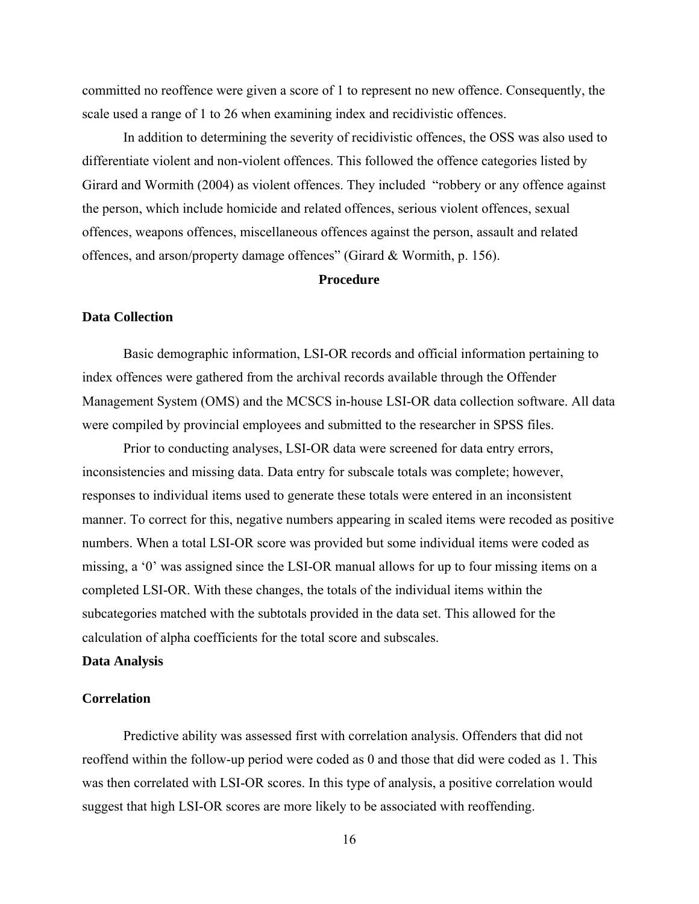committed no reoffence were given a score of 1 to represent no new offence. Consequently, the scale used a range of 1 to 26 when examining index and recidivistic offences.

In addition to determining the severity of recidivistic offences, the OSS was also used to differentiate violent and non-violent offences. This followed the offence categories listed by Girard and Wormith (2004) as violent offences. They included "robbery or any offence against the person, which include homicide and related offences, serious violent offences, sexual offences, weapons offences, miscellaneous offences against the person, assault and related offences, and arson/property damage offences" (Girard & Wormith, p. 156).

## Procedure

### Data Collection

Basic demographic information, LSI-OR records and official information pertaining to index offences were gathered from the archival records available through the Offender Management System (OMS) and the MCSCS in-house LSI-OR data collection software. All data were compiled by provincial employees and submitted to the researcher in SPSS files.

Prior to conducting analyses, LSI-OR data were screened for data entry errors, inconsistencies and missing data. Data entry for subscale totals was complete; however, responses to individual items used to generate these totals were entered in an inconsistent manner. To correct for this, negative numbers appearing in scaled items were recoded as positive numbers. When a total LSI-OR score was provided but some individual items were coded as missing, a '0' was assigned since the LSI-OR manual allows for up to four missing items on a completed LSI-OR. With these changes, the totals of the individual items within the subcategories matched with the subtotals provided in the data set. This allowed for the calculation of alpha coefficients for the total score and subscales.

### Data Analysis

### Correlation

Predictive ability was assessed first with correlation analysis. Offenders that did not reoffend within the follow-up period were coded as 0 and those that did were coded as 1. This was then correlated with LSI-OR scores. In this type of analysis, a positive correlation would suggest that high LSI-OR scores are more likely to be associated with reoffending.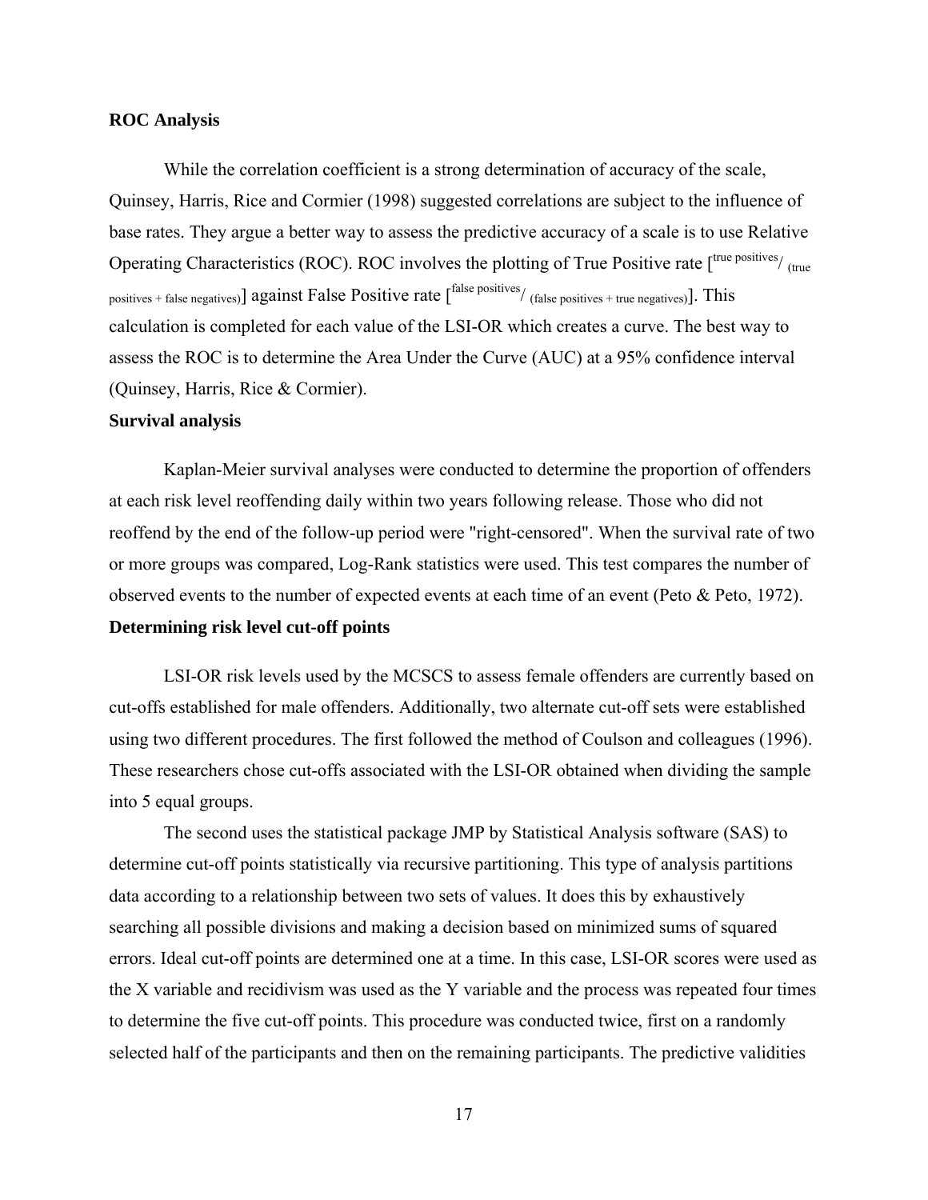**ROC Analysis**

While the correlation coefficient is a strong determination of accuracy of the scale, Quinsey, Harris, Rice and Cormier (1998) suggested correlations are subject to the influence of base rates. They argue a better way to assess the predictive accuracy of a scale is to use Relative Operating Characteristics (ROC). ROC involves the plotting of True Positive rate [$^{\text{true positives}}/_{(\text{true positives + false negatives})}$] against False Positive rate [$^{\text{false positives}}/_{(\text{false positives + true negatives})}$]. This calculation is completed for each value of the LSI-OR which creates a curve. The best way to assess the ROC is to determine the Area Under the Curve (AUC) at a 95% confidence interval (Quinsey, Harris, Rice & Cormier).

**Survival analysis**

Kaplan-Meier survival analyses were conducted to determine the proportion of offenders at each risk level reoffending daily within two years following release. Those who did not reoffend by the end of the follow-up period were "right-censored". When the survival rate of two or more groups was compared, Log-Rank statistics were used. This test compares the number of observed events to the number of expected events at each time of an event (Peto & Peto, 1972).

**Determining risk level cut-off points**

LSI-OR risk levels used by the MCSCS to assess female offenders are currently based on cut-offs established for male offenders. Additionally, two alternate cut-off sets were established using two different procedures. The first followed the method of Coulson and colleagues (1996). These researchers chose cut-offs associated with the LSI-OR obtained when dividing the sample into 5 equal groups.

The second uses the statistical package JMP by Statistical Analysis software (SAS) to determine cut-off points statistically via recursive partitioning. This type of analysis partitions data according to a relationship between two sets of values. It does this by exhaustively searching all possible divisions and making a decision based on minimized sums of squared errors. Ideal cut-off points are determined one at a time. In this case, LSI-OR scores were used as the X variable and recidivism was used as the Y variable and the process was repeated four times to determine the five cut-off points. This procedure was conducted twice, first on a randomly selected half of the participants and then on the remaining participants. The predictive validities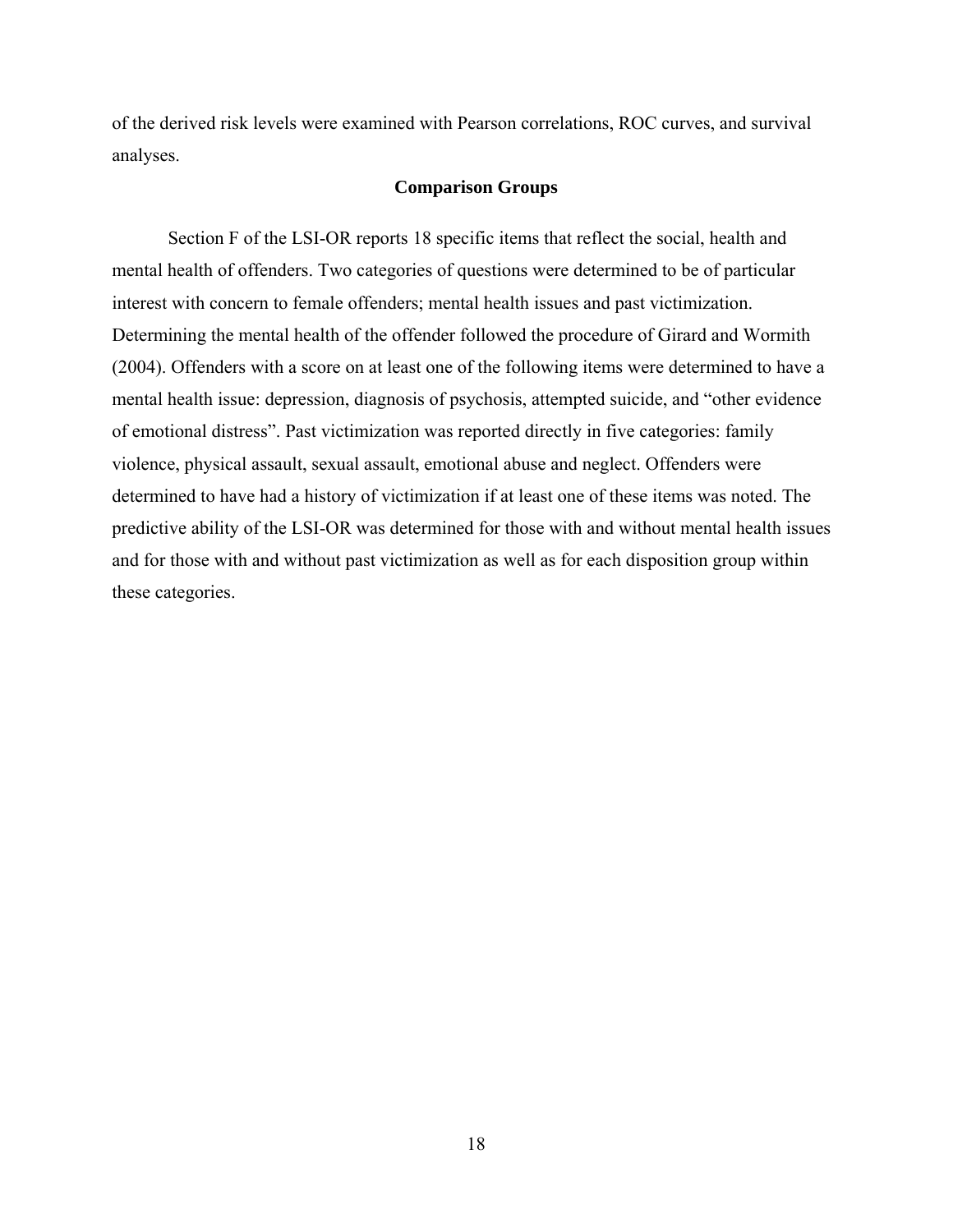of the derived risk levels were examined with Pearson correlations, ROC curves, and survival analyses.

## Comparison Groups

Section F of the LSI-OR reports 18 specific items that reflect the social, health and mental health of offenders. Two categories of questions were determined to be of particular interest with concern to female offenders; mental health issues and past victimization. Determining the mental health of the offender followed the procedure of Girard and Wormith (2004). Offenders with a score on at least one of the following items were determined to have a mental health issue: depression, diagnosis of psychosis, attempted suicide, and "other evidence of emotional distress". Past victimization was reported directly in five categories: family violence, physical assault, sexual assault, emotional abuse and neglect. Offenders were determined to have had a history of victimization if at least one of these items was noted. The predictive ability of the LSI-OR was determined for those with and without mental health issues and for those with and without past victimization as well as for each disposition group within these categories.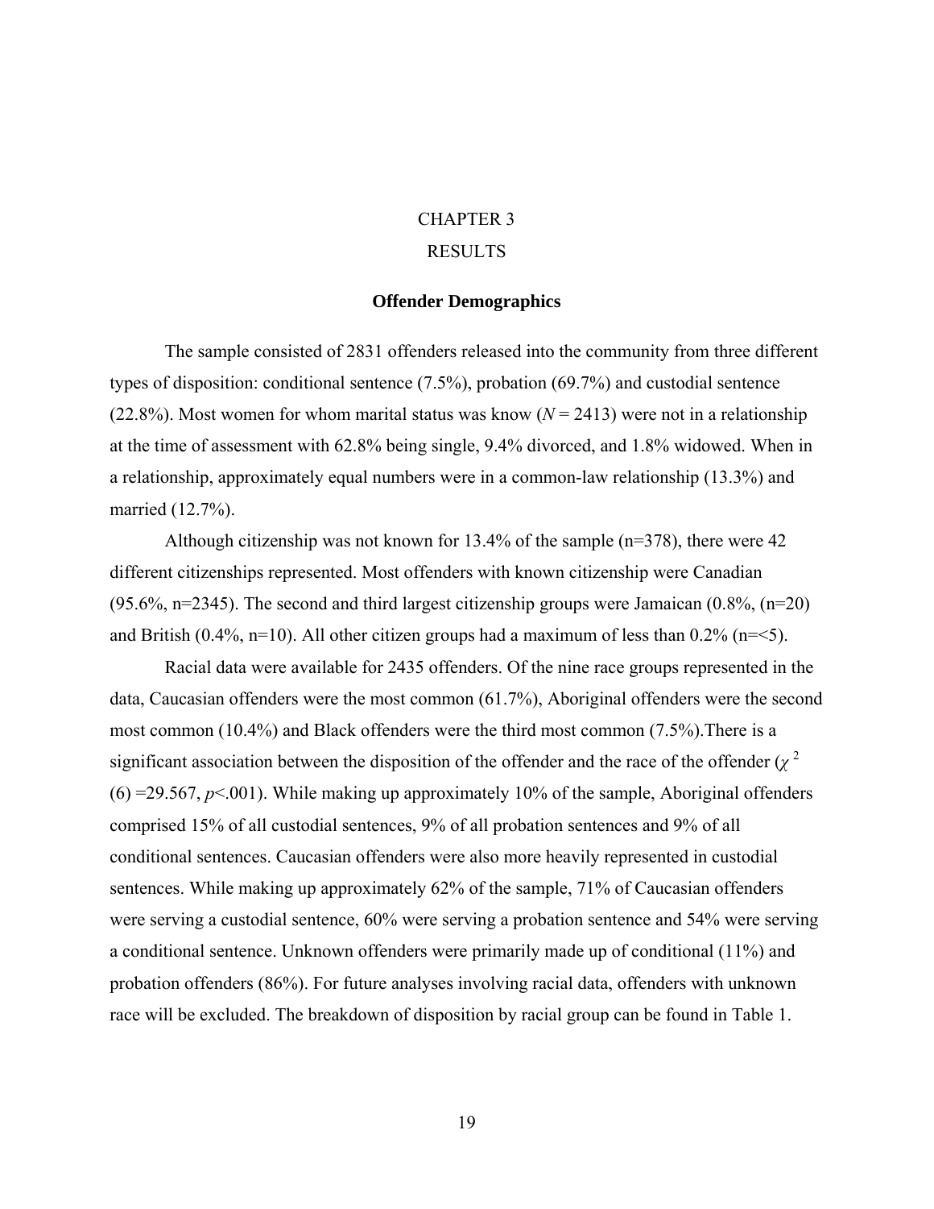# CHAPTER 3

# RESULTS

## Offender Demographics

The sample consisted of 2831 offenders released into the community from three different types of disposition: conditional sentence (7.5%), probation (69.7%) and custodial sentence (22.8%). Most women for whom marital status was know ($N$ = 2413) were not in a relationship at the time of assessment with 62.8% being single, 9.4% divorced, and 1.8% widowed. When in a relationship, approximately equal numbers were in a common-law relationship (13.3%) and married (12.7%).

Although citizenship was not known for 13.4% of the sample (n=378), there were 42 different citizenships represented. Most offenders with known citizenship were Canadian (95.6%, n=2345). The second and third largest citizenship groups were Jamaican (0.8%, (n=20) and British (0.4%, n=10). All other citizen groups had a maximum of less than 0.2% (n=<5).

Racial data were available for 2435 offenders. Of the nine race groups represented in the data, Caucasian offenders were the most common (61.7%), Aboriginal offenders were the second most common (10.4%) and Black offenders were the third most common (7.5%).There is a significant association between the disposition of the offender and the race of the offender ($\chi^2$ (6) =29.567, $p$<.001). While making up approximately 10% of the sample, Aboriginal offenders comprised 15% of all custodial sentences, 9% of all probation sentences and 9% of all conditional sentences. Caucasian offenders were also more heavily represented in custodial sentences. While making up approximately 62% of the sample, 71% of Caucasian offenders were serving a custodial sentence, 60% were serving a probation sentence and 54% were serving a conditional sentence. Unknown offenders were primarily made up of conditional (11%) and probation offenders (86%). For future analyses involving racial data, offenders with unknown race will be excluded. The breakdown of disposition by racial group can be found in Table 1.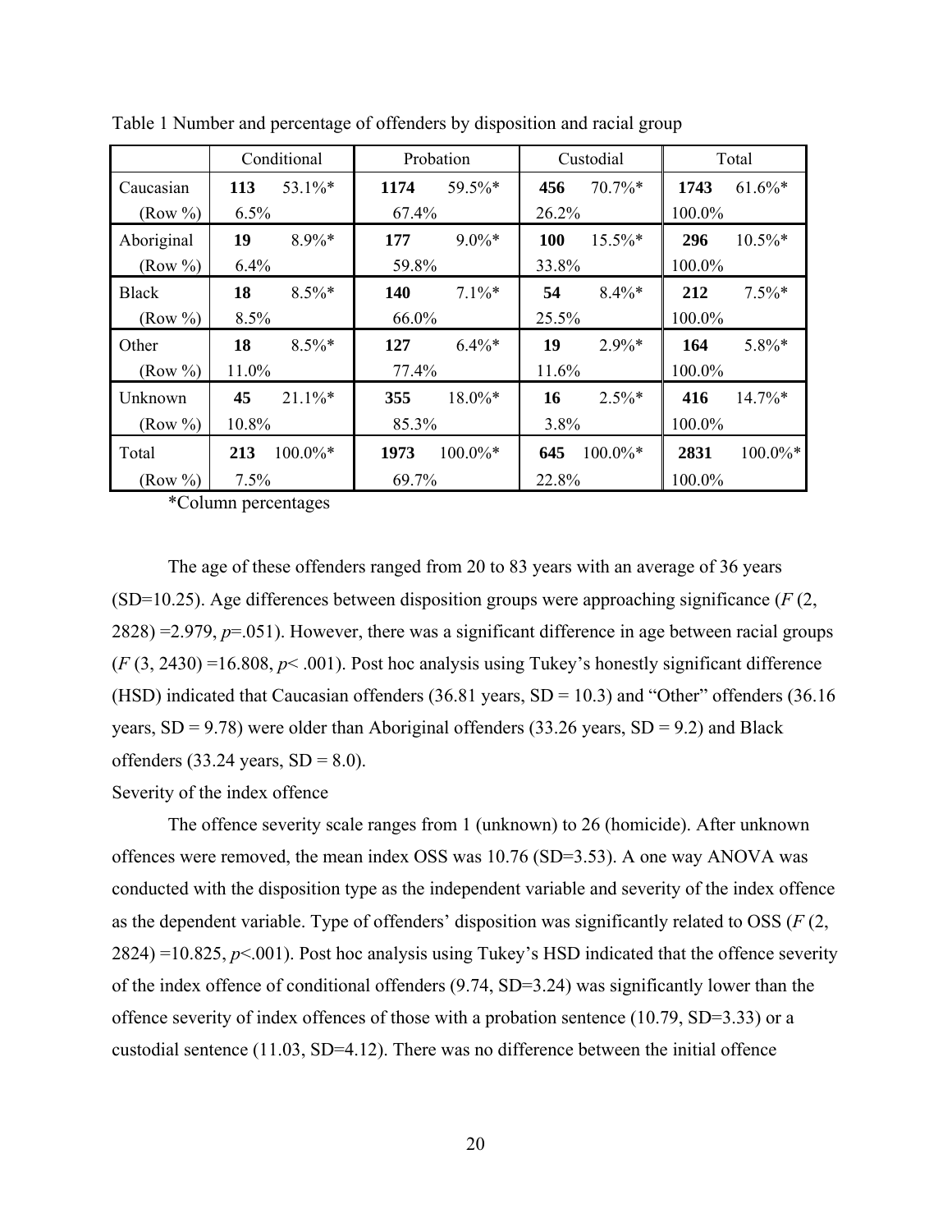Table 1 Number and percentage of offenders by disposition and racial group

| | Conditional | | Probation | | Custodial | | Total | |
|---|---|---|---|---|---|---|---|---|
| Caucasian | **113** | 53.1%* | **1174** | 59.5%* | **456** | 70.7%* | **1743** | 61.6%* |
| (Row %) | 6.5% | | 67.4% | | 26.2% | | 100.0% | |
| Aboriginal | **19** | 8.9%* | **177** | 9.0%* | **100** | 15.5%* | **296** | 10.5%* |
| (Row %) | 6.4% | | 59.8% | | 33.8% | | 100.0% | |
| Black | **18** | 8.5%* | **140** | 7.1%* | **54** | 8.4%* | **212** | 7.5%* |
| (Row %) | 8.5% | | 66.0% | | 25.5% | | 100.0% | |
| Other | **18** | 8.5%* | **127** | 6.4%* | **19** | 2.9%* | **164** | 5.8%* |
| (Row %) | 11.0% | | 77.4% | | 11.6% | | 100.0% | |
| Unknown | **45** | 21.1%* | **355** | 18.0%* | **16** | 2.5%* | **416** | 14.7%* |
| (Row %) | 10.8% | | 85.3% | | 3.8% | | 100.0% | |
| Total | **213** | 100.0%* | **1973** | 100.0%* | **645** | 100.0%* | **2831** | 100.0%* |
| (Row %) | 7.5% | | 69.7% | | 22.8% | | 100.0% | |

*Column percentages

The age of these offenders ranged from 20 to 83 years with an average of 36 years (SD=10.25). Age differences between disposition groups were approaching significance ($F$ (2, 2828) =2.979, $p$=.051). However, there was a significant difference in age between racial groups ($F$ (3, 2430) =16.808, $p$< .001). Post hoc analysis using Tukey's honestly significant difference (HSD) indicated that Caucasian offenders (36.81 years, SD = 10.3) and "Other" offenders (36.16 years, SD = 9.78) were older than Aboriginal offenders (33.26 years, SD = 9.2) and Black offenders (33.24 years, SD = 8.0).

Severity of the index offence

The offence severity scale ranges from 1 (unknown) to 26 (homicide). After unknown offences were removed, the mean index OSS was 10.76 (SD=3.53). A one way ANOVA was conducted with the disposition type as the independent variable and severity of the index offence as the dependent variable. Type of offenders' disposition was significantly related to OSS ($F$ (2, 2824) =10.825, $p$<.001). Post hoc analysis using Tukey's HSD indicated that the offence severity of the index offence of conditional offenders (9.74, SD=3.24) was significantly lower than the offence severity of index offences of those with a probation sentence (10.79, SD=3.33) or a custodial sentence (11.03, SD=4.12). There was no difference between the initial offence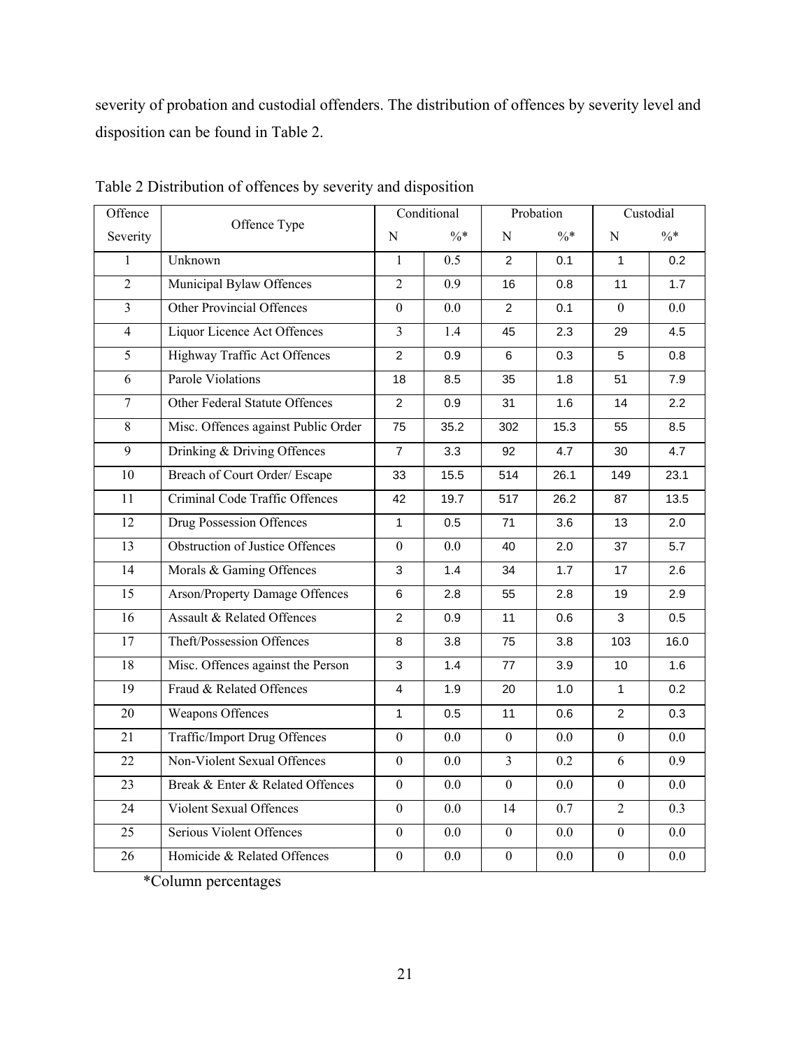severity of probation and custodial offenders. The distribution of offences by severity level and disposition can be found in Table 2.

Table 2 Distribution of offences by severity and disposition

| Offence Severity | Offence Type | Conditional | | Probation | | Custodial | |
|---|---|---|---|---|---|---|---|
| | | N | %* | N | %* | N | %* |
| 1 | Unknown | 1 | 0.5 | 2 | 0.1 | 1 | 0.2 |
| 2 | Municipal Bylaw Offences | 2 | 0.9 | 16 | 0.8 | 11 | 1.7 |
| 3 | Other Provincial Offences | 0 | 0.0 | 2 | 0.1 | 0 | 0.0 |
| 4 | Liquor Licence Act Offences | 3 | 1.4 | 45 | 2.3 | 29 | 4.5 |
| 5 | Highway Traffic Act Offences | 2 | 0.9 | 6 | 0.3 | 5 | 0.8 |
| 6 | Parole Violations | 18 | 8.5 | 35 | 1.8 | 51 | 7.9 |
| 7 | Other Federal Statute Offences | 2 | 0.9 | 31 | 1.6 | 14 | 2.2 |
| 8 | Misc. Offences against Public Order | 75 | 35.2 | 302 | 15.3 | 55 | 8.5 |
| 9 | Drinking & Driving Offences | 7 | 3.3 | 92 | 4.7 | 30 | 4.7 |
| 10 | Breach of Court Order/ Escape | 33 | 15.5 | 514 | 26.1 | 149 | 23.1 |
| 11 | Criminal Code Traffic Offences | 42 | 19.7 | 517 | 26.2 | 87 | 13.5 |
| 12 | Drug Possession Offences | 1 | 0.5 | 71 | 3.6 | 13 | 2.0 |
| 13 | Obstruction of Justice Offences | 0 | 0.0 | 40 | 2.0 | 37 | 5.7 |
| 14 | Morals & Gaming Offences | 3 | 1.4 | 34 | 1.7 | 17 | 2.6 |
| 15 | Arson/Property Damage Offences | 6 | 2.8 | 55 | 2.8 | 19 | 2.9 |
| 16 | Assault & Related Offences | 2 | 0.9 | 11 | 0.6 | 3 | 0.5 |
| 17 | Theft/Possession Offences | 8 | 3.8 | 75 | 3.8 | 103 | 16.0 |
| 18 | Misc. Offences against the Person | 3 | 1.4 | 77 | 3.9 | 10 | 1.6 |
| 19 | Fraud & Related Offences | 4 | 1.9 | 20 | 1.0 | 1 | 0.2 |
| 20 | Weapons Offences | 1 | 0.5 | 11 | 0.6 | 2 | 0.3 |
| 21 | Traffic/Import Drug Offences | 0 | 0.0 | 0 | 0.0 | 0 | 0.0 |
| 22 | Non-Violent Sexual Offences | 0 | 0.0 | 3 | 0.2 | 6 | 0.9 |
| 23 | Break & Enter & Related Offences | 0 | 0.0 | 0 | 0.0 | 0 | 0.0 |
| 24 | Violent Sexual Offences | 0 | 0.0 | 14 | 0.7 | 2 | 0.3 |
| 25 | Serious Violent Offences | 0 | 0.0 | 0 | 0.0 | 0 | 0.0 |
| 26 | Homicide & Related Offences | 0 | 0.0 | 0 | 0.0 | 0 | 0.0 |

*Column percentages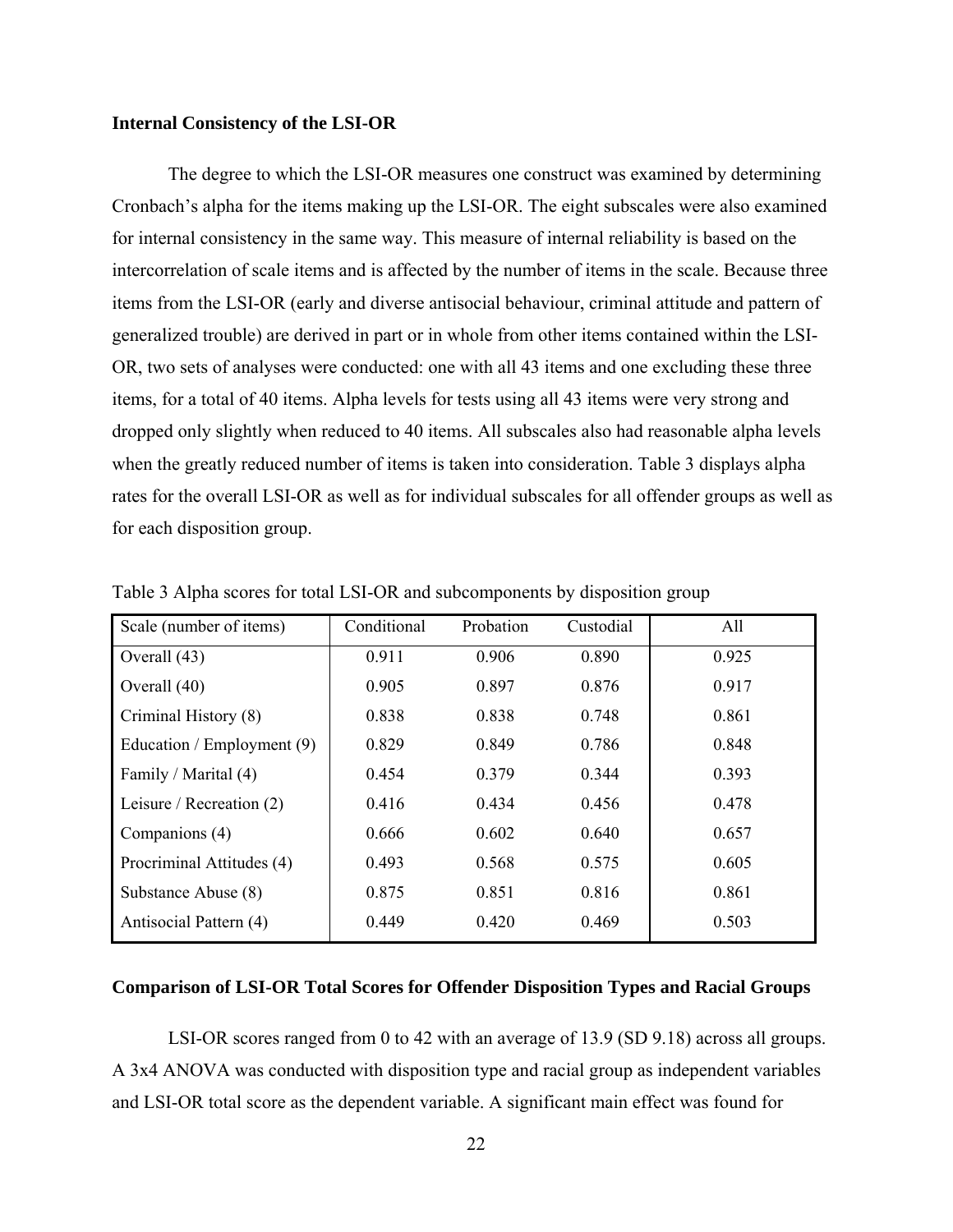### Internal Consistency of the LSI-OR

The degree to which the LSI-OR measures one construct was examined by determining Cronbach's alpha for the items making up the LSI-OR. The eight subscales were also examined for internal consistency in the same way. This measure of internal reliability is based on the intercorrelation of scale items and is affected by the number of items in the scale. Because three items from the LSI-OR (early and diverse antisocial behaviour, criminal attitude and pattern of generalized trouble) are derived in part or in whole from other items contained within the LSI-OR, two sets of analyses were conducted: one with all 43 items and one excluding these three items, for a total of 40 items. Alpha levels for tests using all 43 items were very strong and dropped only slightly when reduced to 40 items. All subscales also had reasonable alpha levels when the greatly reduced number of items is taken into consideration. Table 3 displays alpha rates for the overall LSI-OR as well as for individual subscales for all offender groups as well as for each disposition group.

Table 3 Alpha scores for total LSI-OR and subcomponents by disposition group

| Scale (number of items) | Conditional | Probation | Custodial | All |
|---|---|---|---|---|
| Overall (43) | 0.911 | 0.906 | 0.890 | 0.925 |
| Overall (40) | 0.905 | 0.897 | 0.876 | 0.917 |
| Criminal History (8) | 0.838 | 0.838 | 0.748 | 0.861 |
| Education / Employment (9) | 0.829 | 0.849 | 0.786 | 0.848 |
| Family / Marital (4) | 0.454 | 0.379 | 0.344 | 0.393 |
| Leisure / Recreation (2) | 0.416 | 0.434 | 0.456 | 0.478 |
| Companions (4) | 0.666 | 0.602 | 0.640 | 0.657 |
| Procriminal Attitudes (4) | 0.493 | 0.568 | 0.575 | 0.605 |
| Substance Abuse (8) | 0.875 | 0.851 | 0.816 | 0.861 |
| Antisocial Pattern (4) | 0.449 | 0.420 | 0.469 | 0.503 |

### Comparison of LSI-OR Total Scores for Offender Disposition Types and Racial Groups

LSI-OR scores ranged from 0 to 42 with an average of 13.9 (SD 9.18) across all groups. A 3x4 ANOVA was conducted with disposition type and racial group as independent variables and LSI-OR total score as the dependent variable. A significant main effect was found for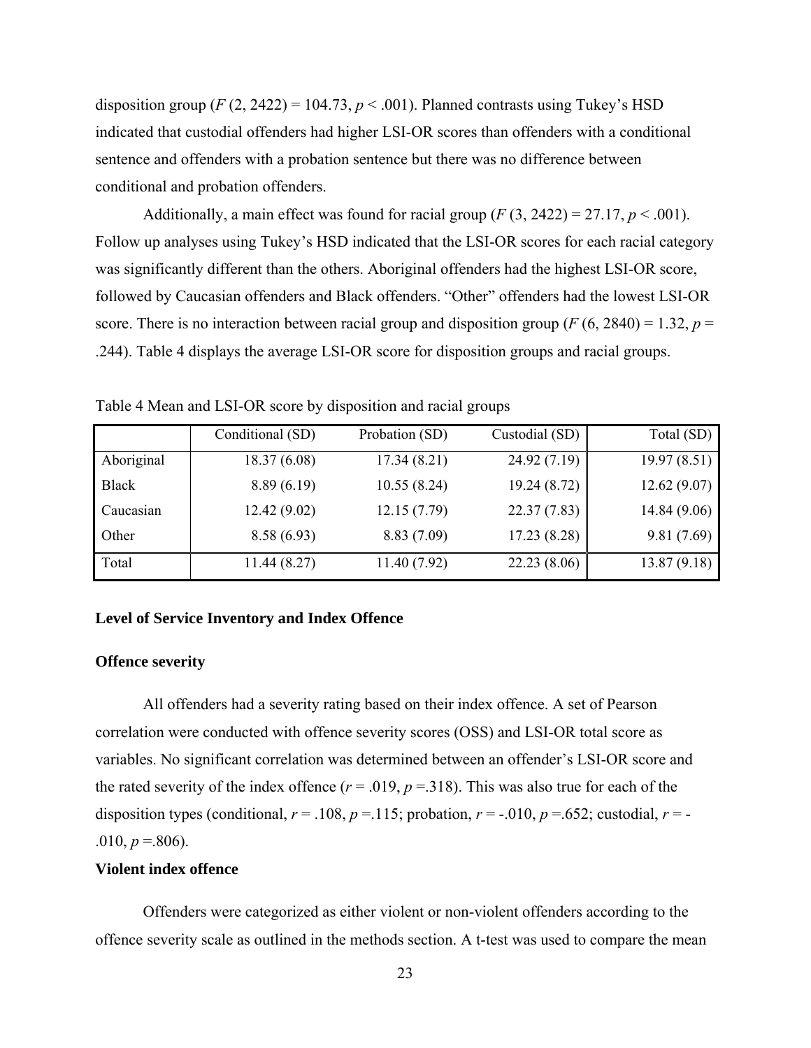disposition group ($F$ (2, 2422) = 104.73, $p$ < .001). Planned contrasts using Tukey's HSD indicated that custodial offenders had higher LSI-OR scores than offenders with a conditional sentence and offenders with a probation sentence but there was no difference between conditional and probation offenders.

Additionally, a main effect was found for racial group ($F$ (3, 2422) = 27.17, $p$ < .001). Follow up analyses using Tukey's HSD indicated that the LSI-OR scores for each racial category was significantly different than the others. Aboriginal offenders had the highest LSI-OR score, followed by Caucasian offenders and Black offenders. "Other" offenders had the lowest LSI-OR score. There is no interaction between racial group and disposition group ($F$ (6, 2840) = 1.32, $p$ = .244). Table 4 displays the average LSI-OR score for disposition groups and racial groups.

Table 4 Mean and LSI-OR score by disposition and racial groups

| | Conditional (SD) | Probation (SD) | Custodial (SD) | Total (SD) |
|---|---|---|---|---|
| Aboriginal | 18.37 (6.08) | 17.34 (8.21) | 24.92 (7.19) | 19.97 (8.51) |
| Black | 8.89 (6.19) | 10.55 (8.24) | 19.24 (8.72) | 12.62 (9.07) |
| Caucasian | 12.42 (9.02) | 12.15 (7.79) | 22.37 (7.83) | 14.84 (9.06) |
| Other | 8.58 (6.93) | 8.83 (7.09) | 17.23 (8.28) | 9.81 (7.69) |
| Total | 11.44 (8.27) | 11.40 (7.92) | 22.23 (8.06) | 13.87 (9.18) |

**Level of Service Inventory and Index Offence**

**Offence severity**

All offenders had a severity rating based on their index offence. A set of Pearson correlation were conducted with offence severity scores (OSS) and LSI-OR total score as variables. No significant correlation was determined between an offender's LSI-OR score and the rated severity of the index offence ($r$ = .019, $p$ =.318). This was also true for each of the disposition types (conditional, $r$ = .108, $p$ =.115; probation, $r$ = -.010, $p$ =.652; custodial, $r$ = -.010, $p$ =.806).

**Violent index offence**

Offenders were categorized as either violent or non-violent offenders according to the offence severity scale as outlined in the methods section. A t-test was used to compare the mean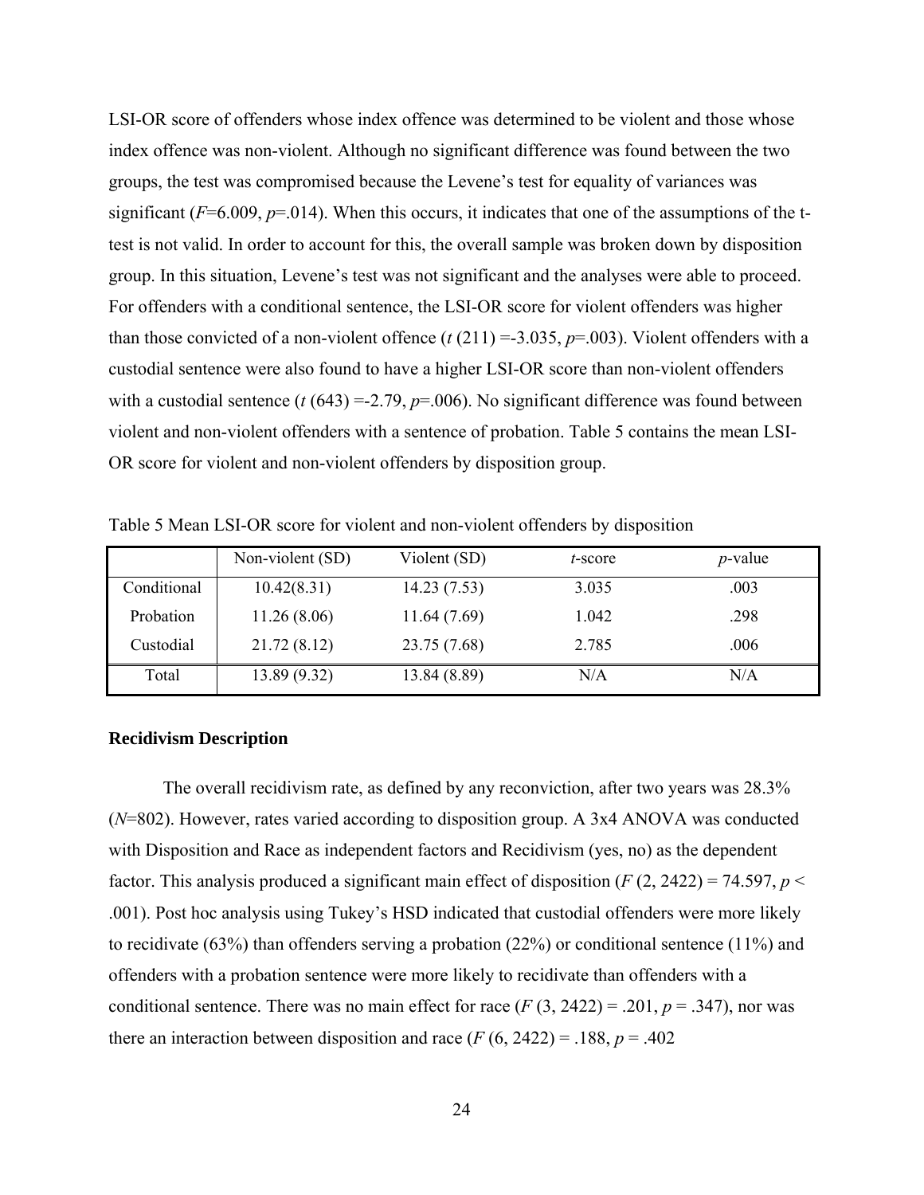LSI-OR score of offenders whose index offence was determined to be violent and those whose index offence was non-violent. Although no significant difference was found between the two groups, the test was compromised because the Levene's test for equality of variances was significant ($F$=6.009, $p$=.014). When this occurs, it indicates that one of the assumptions of the t-test is not valid. In order to account for this, the overall sample was broken down by disposition group. In this situation, Levene's test was not significant and the analyses were able to proceed. For offenders with a conditional sentence, the LSI-OR score for violent offenders was higher than those convicted of a non-violent offence ($t$ (211) =-3.035, $p$=.003). Violent offenders with a custodial sentence were also found to have a higher LSI-OR score than non-violent offenders with a custodial sentence ($t$ (643) =-2.79, $p$=.006). No significant difference was found between violent and non-violent offenders with a sentence of probation. Table 5 contains the mean LSI-OR score for violent and non-violent offenders by disposition group.

Table 5 Mean LSI-OR score for violent and non-violent offenders by disposition

| | Non-violent (SD) | Violent (SD) | *t*-score | *p*-value |
|---|---|---|---|---|
| Conditional | 10.42(8.31) | 14.23 (7.53) | 3.035 | .003 |
| Probation | 11.26 (8.06) | 11.64 (7.69) | 1.042 | .298 |
| Custodial | 21.72 (8.12) | 23.75 (7.68) | 2.785 | .006 |
| Total | 13.89 (9.32) | 13.84 (8.89) | N/A | N/A |

**Recidivism Description**

The overall recidivism rate, as defined by any reconviction, after two years was 28.3% ($N$=802). However, rates varied according to disposition group. A 3x4 ANOVA was conducted with Disposition and Race as independent factors and Recidivism (yes, no) as the dependent factor. This analysis produced a significant main effect of disposition ($F$ (2, 2422) = 74.597, $p$ < .001). Post hoc analysis using Tukey's HSD indicated that custodial offenders were more likely to recidivate (63%) than offenders serving a probation (22%) or conditional sentence (11%) and offenders with a probation sentence were more likely to recidivate than offenders with a conditional sentence. There was no main effect for race ($F$ (3, 2422) = .201, $p$ = .347), nor was there an interaction between disposition and race ($F$ (6, 2422) = .188, $p$ = .402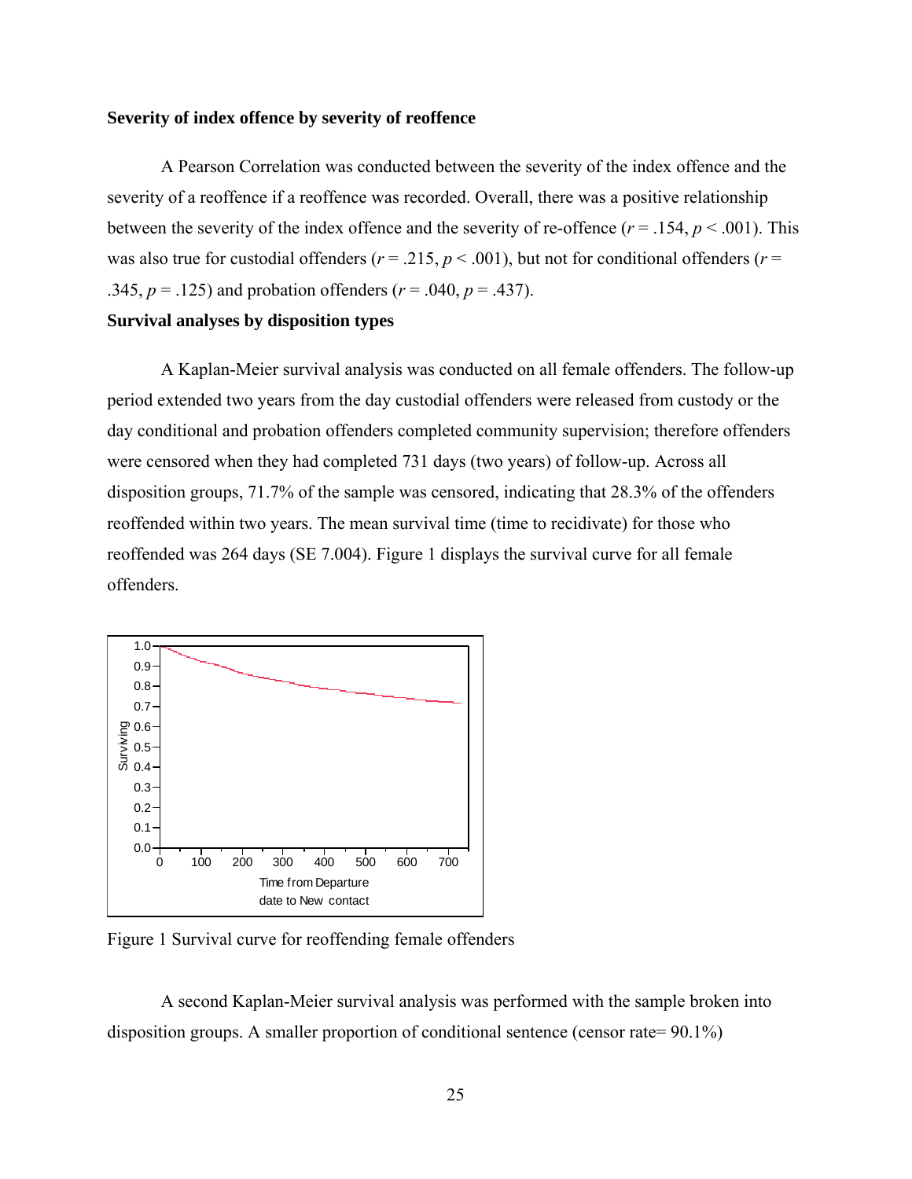**Severity of index offence by severity of reoffence**

A Pearson Correlation was conducted between the severity of the index offence and the severity of a reoffence if a reoffence was recorded. Overall, there was a positive relationship between the severity of the index offence and the severity of re-offence ($r = .154$, $p < .001$). This was also true for custodial offenders ($r = .215$, $p < .001$), but not for conditional offenders ($r = .345$, $p = .125$) and probation offenders ($r = .040$, $p = .437$).

**Survival analyses by disposition types**

A Kaplan-Meier survival analysis was conducted on all female offenders. The follow-up period extended two years from the day custodial offenders were released from custody or the day conditional and probation offenders completed community supervision; therefore offenders were censored when they had completed 731 days (two years) of follow-up. Across all disposition groups, 71.7% of the sample was censored, indicating that 28.3% of the offenders reoffended within two years. The mean survival time (time to recidivate) for those who reoffended was 264 days (SE 7.004). Figure 1 displays the survival curve for all female offenders.

Figure 1 Survival curve for reoffending female offenders

A second Kaplan-Meier survival analysis was performed with the sample broken into disposition groups. A smaller proportion of conditional sentence (censor rate= 90.1%)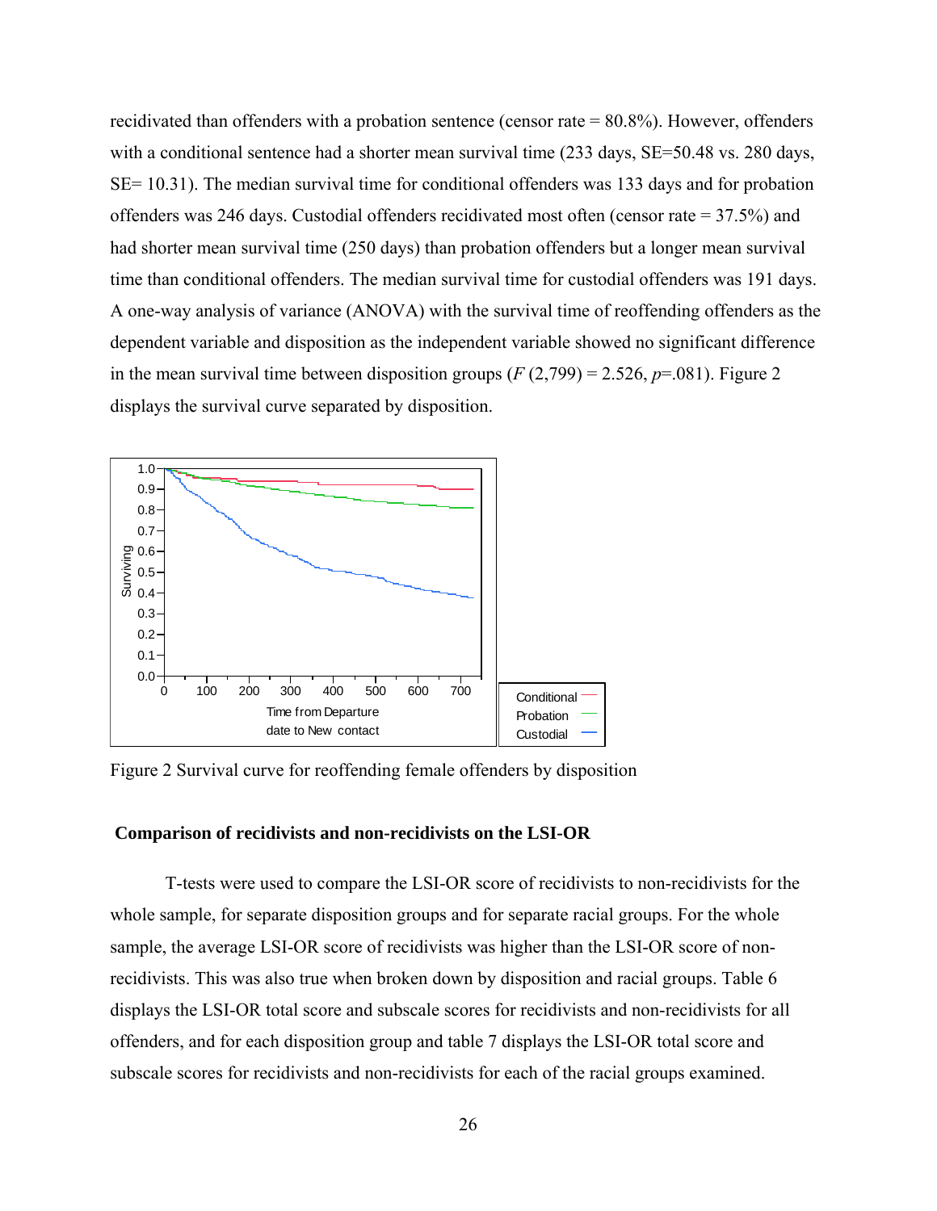recidivated than offenders with a probation sentence (censor rate = 80.8%). However, offenders with a conditional sentence had a shorter mean survival time (233 days, SE=50.48 vs. 280 days, SE= 10.31). The median survival time for conditional offenders was 133 days and for probation offenders was 246 days. Custodial offenders recidivated most often (censor rate = 37.5%) and had shorter mean survival time (250 days) than probation offenders but a longer mean survival time than conditional offenders. The median survival time for custodial offenders was 191 days. A one-way analysis of variance (ANOVA) with the survival time of reoffending offenders as the dependent variable and disposition as the independent variable showed no significant difference in the mean survival time between disposition groups ($F$ (2,799) = 2.526, $p$=.081). Figure 2 displays the survival curve separated by disposition.

Figure 2 Survival curve for reoffending female offenders by disposition

### Comparison of recidivists and non-recidivists on the LSI-OR

T-tests were used to compare the LSI-OR score of recidivists to non-recidivists for the whole sample, for separate disposition groups and for separate racial groups. For the whole sample, the average LSI-OR score of recidivists was higher than the LSI-OR score of non-recidivists. This was also true when broken down by disposition and racial groups. Table 6 displays the LSI-OR total score and subscale scores for recidivists and non-recidivists for all offenders, and for each disposition group and table 7 displays the LSI-OR total score and subscale scores for recidivists and non-recidivists for each of the racial groups examined.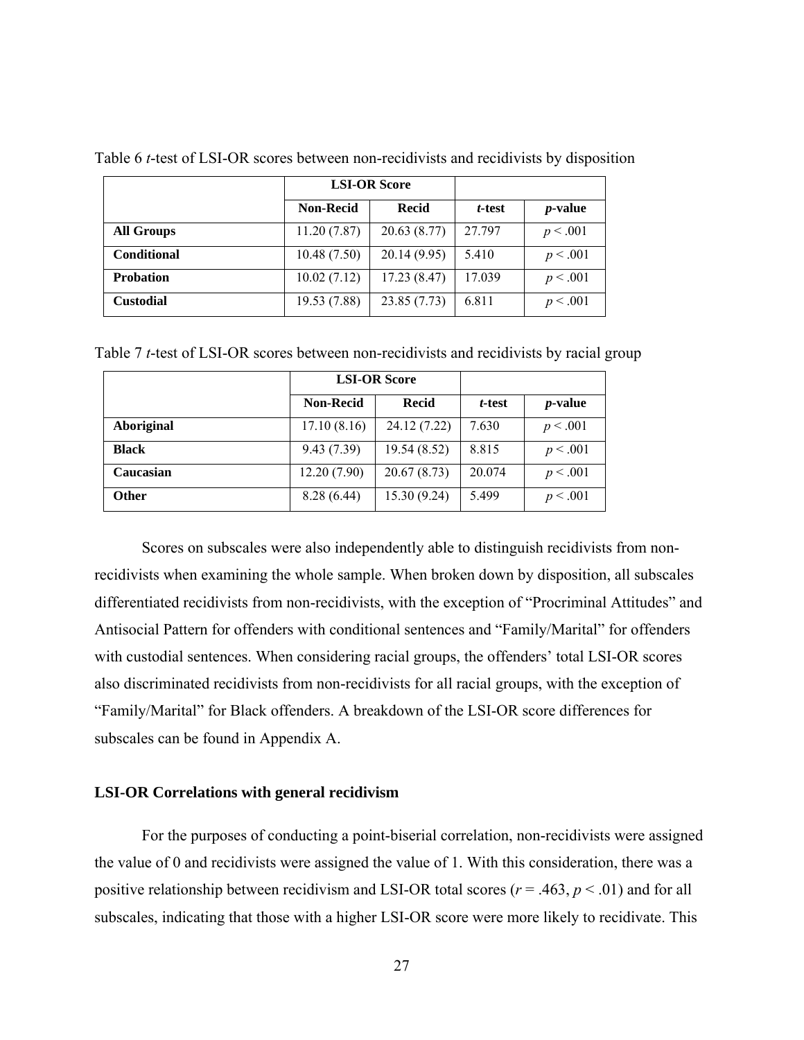Table 6 *t*-test of LSI-OR scores between non-recidivists and recidivists by disposition

| | LSI-OR Score | | | |
|---|---|---|---|---|
| | **Non-Recid** | **Recid** | ***t*-test** | ***p*-value** |
| **All Groups** | 11.20 (7.87) | 20.63 (8.77) | 27.797 | $p < .001$ |
| **Conditional** | 10.48 (7.50) | 20.14 (9.95) | 5.410 | $p < .001$ |
| **Probation** | 10.02 (7.12) | 17.23 (8.47) | 17.039 | $p < .001$ |
| **Custodial** | 19.53 (7.88) | 23.85 (7.73) | 6.811 | $p < .001$ |

Table 7 *t*-test of LSI-OR scores between non-recidivists and recidivists by racial group

| | LSI-OR Score | | | |
|---|---|---|---|---|
| | **Non-Recid** | **Recid** | ***t*-test** | ***p*-value** |
| **Aboriginal** | 17.10 (8.16) | 24.12 (7.22) | 7.630 | $p < .001$ |
| **Black** | 9.43 (7.39) | 19.54 (8.52) | 8.815 | $p < .001$ |
| **Caucasian** | 12.20 (7.90) | 20.67 (8.73) | 20.074 | $p < .001$ |
| **Other** | 8.28 (6.44) | 15.30 (9.24) | 5.499 | $p < .001$ |

Scores on subscales were also independently able to distinguish recidivists from non-recidivists when examining the whole sample. When broken down by disposition, all subscales differentiated recidivists from non-recidivists, with the exception of "Procriminal Attitudes" and Antisocial Pattern for offenders with conditional sentences and "Family/Marital" for offenders with custodial sentences. When considering racial groups, the offenders' total LSI-OR scores also discriminated recidivists from non-recidivists for all racial groups, with the exception of "Family/Marital" for Black offenders. A breakdown of the LSI-OR score differences for subscales can be found in Appendix A.

### LSI-OR Correlations with general recidivism

For the purposes of conducting a point-biserial correlation, non-recidivists were assigned the value of 0 and recidivists were assigned the value of 1. With this consideration, there was a positive relationship between recidivism and LSI-OR total scores ($r = .463$, $p < .01$) and for all subscales, indicating that those with a higher LSI-OR score were more likely to recidivate. This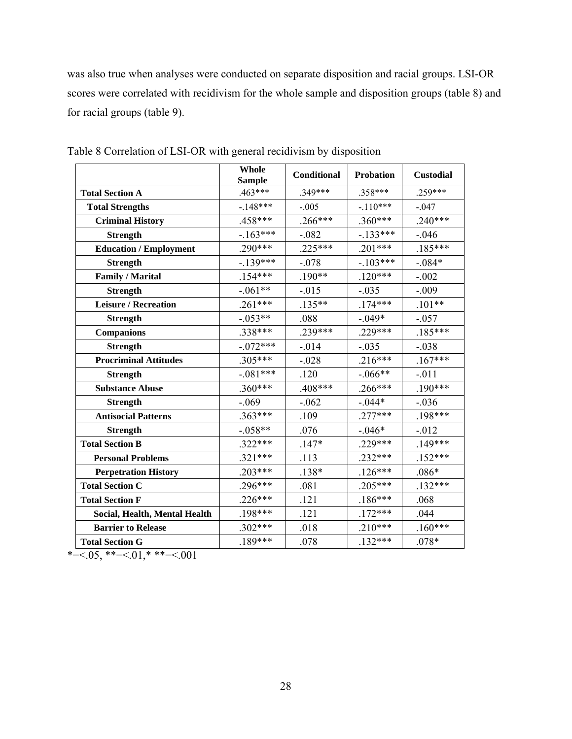was also true when analyses were conducted on separate disposition and racial groups. LSI-OR scores were correlated with recidivism for the whole sample and disposition groups (table 8) and for racial groups (table 9).

Table 8 Correlation of LSI-OR with general recidivism by disposition

| | Whole Sample | Conditional | Probation | Custodial |
|---|---|---|---|---|
| **Total Section A** | .463*** | .349*** | .358*** | .259*** |
| **Total Strengths** | -.148*** | -.005 | -.110*** | -.047 |
| **Criminal History** | .458*** | .266*** | .360*** | .240*** |
| **Strength** | -.163*** | -.082 | -.133*** | -.046 |
| **Education / Employment** | .290*** | .225*** | .201*** | .185*** |
| **Strength** | -.139*** | -.078 | -.103*** | -.084* |
| **Family / Marital** | .154*** | .190** | .120*** | -.002 |
| **Strength** | -.061** | -.015 | -.035 | -.009 |
| **Leisure / Recreation** | .261*** | .135** | .174*** | .101** |
| **Strength** | -.053** | .088 | -.049* | -.057 |
| **Companions** | .338*** | .239*** | .229*** | .185*** |
| **Strength** | -.072*** | -.014 | -.035 | -.038 |
| **Procriminal Attitudes** | .305*** | -.028 | .216*** | .167*** |
| **Strength** | -.081*** | .120 | -.066** | -.011 |
| **Substance Abuse** | .360*** | .408*** | .266*** | .190*** |
| **Strength** | -.069 | -.062 | -.044* | -.036 |
| **Antisocial Patterns** | .363*** | .109 | .277*** | .198*** |
| **Strength** | -.058** | .076 | -.046* | -.012 |
| **Total Section B** | .322*** | .147* | .229*** | .149*** |
| **Personal Problems** | .321*** | .113 | .232*** | .152*** |
| **Perpetration History** | .203*** | .138* | .126*** | .086* |
| **Total Section C** | .296*** | .081 | .205*** | .132*** |
| **Total Section F** | .226*** | .121 | .186*** | .068 |
| **Social, Health, Mental Health** | .198*** | .121 | .172*** | .044 |
| **Barrier to Release** | .302*** | .018 | .210*** | .160*** |
| **Total Section G** | .189*** | .078 | .132*** | .078* |

*=<.05, **=<.01,* **=<.001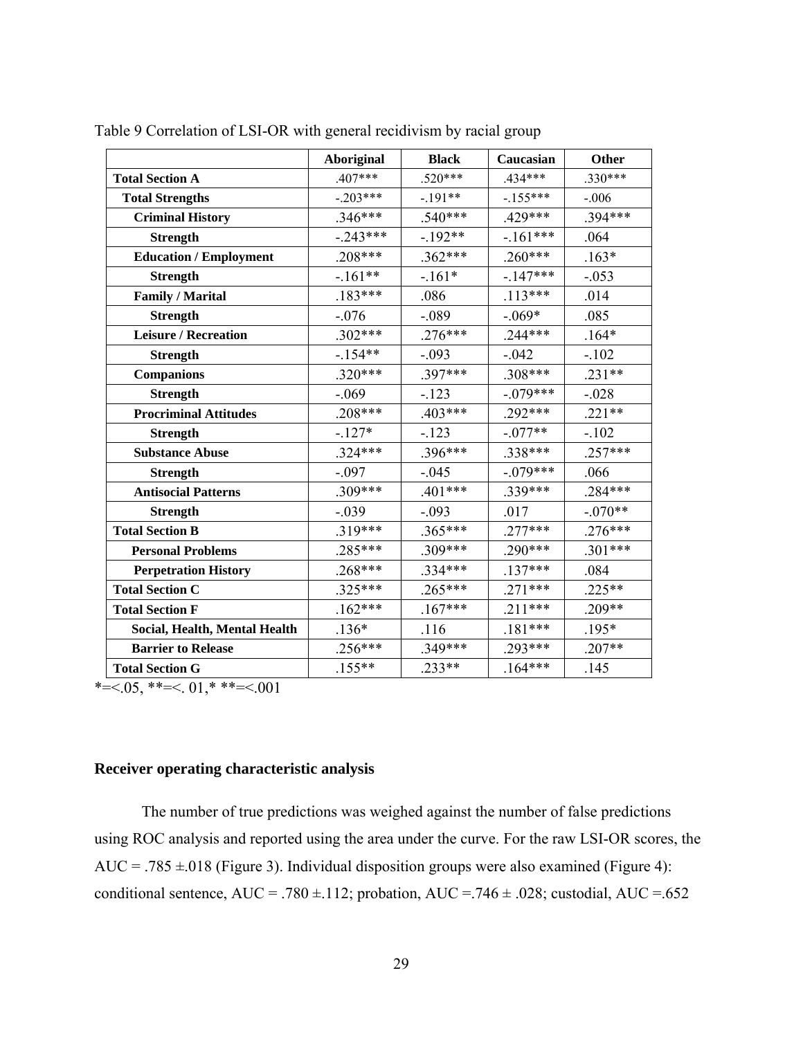Table 9 Correlation of LSI-OR with general recidivism by racial group

| | Aboriginal | Black | Caucasian | Other |
|---|---|---|---|---|
| **Total Section A** | .407*** | .520*** | .434*** | .330*** |
| **Total Strengths** | -.203*** | -.191** | -.155*** | -.006 |
| **Criminal History** | .346*** | .540*** | .429*** | .394*** |
| **Strength** | -.243*** | -.192** | -.161*** | .064 |
| **Education / Employment** | .208*** | .362*** | .260*** | .163* |
| **Strength** | -.161** | -.161* | -.147*** | -.053 |
| **Family / Marital** | .183*** | .086 | .113*** | .014 |
| **Strength** | -.076 | -.089 | -.069* | .085 |
| **Leisure / Recreation** | .302*** | .276*** | .244*** | .164* |
| **Strength** | -.154** | -.093 | -.042 | -.102 |
| **Companions** | .320*** | .397*** | .308*** | .231** |
| **Strength** | -.069 | -.123 | -.079*** | -.028 |
| **Procriminal Attitudes** | .208*** | .403*** | .292*** | .221** |
| **Strength** | -.127* | -.123 | -.077** | -.102 |
| **Substance Abuse** | .324*** | .396*** | .338*** | .257*** |
| **Strength** | -.097 | -.045 | -.079*** | .066 |
| **Antisocial Patterns** | .309*** | .401*** | .339*** | .284*** |
| **Strength** | -.039 | -.093 | .017 | -.070** |
| **Total Section B** | .319*** | .365*** | .277*** | .276*** |
| **Personal Problems** | .285*** | .309*** | .290*** | .301*** |
| **Perpetration History** | .268*** | .334*** | .137*** | .084 |
| **Total Section C** | .325*** | .265*** | .271*** | .225** |
| **Total Section F** | .162*** | .167*** | .211*** | .209** |
| **Social, Health, Mental Health** | .136* | .116 | .181*** | .195* |
| **Barrier to Release** | .256*** | .349*** | .293*** | .207** |
| **Total Section G** | .155** | .233** | .164*** | .145 |

*=<.05, **=<. 01,* **=<.001

## Receiver operating characteristic analysis

The number of true predictions was weighed against the number of false predictions using ROC analysis and reported using the area under the curve. For the raw LSI-OR scores, the AUC = .785 ±.018 (Figure 3). Individual disposition groups were also examined (Figure 4): conditional sentence, AUC = .780 ±.112; probation, AUC =.746 ± .028; custodial, AUC =.652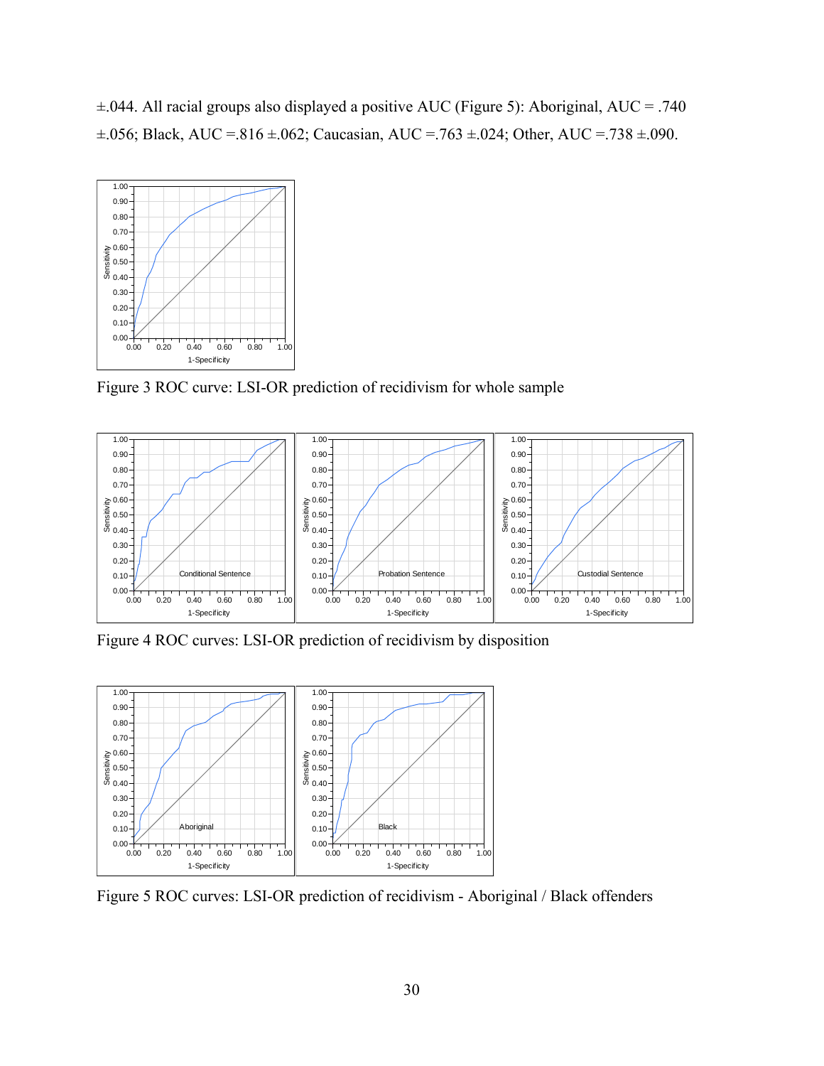±.044. All racial groups also displayed a positive AUC (Figure 5): Aboriginal, AUC = .740 ±.056; Black, AUC =.816 ±.062; Caucasian, AUC =.763 ±.024; Other, AUC =.738 ±.090.

Figure 3 ROC curve: LSI-OR prediction of recidivism for whole sample

Figure 4 ROC curves: LSI-OR prediction of recidivism by disposition

Figure 5 ROC curves: LSI-OR prediction of recidivism - Aboriginal / Black offenders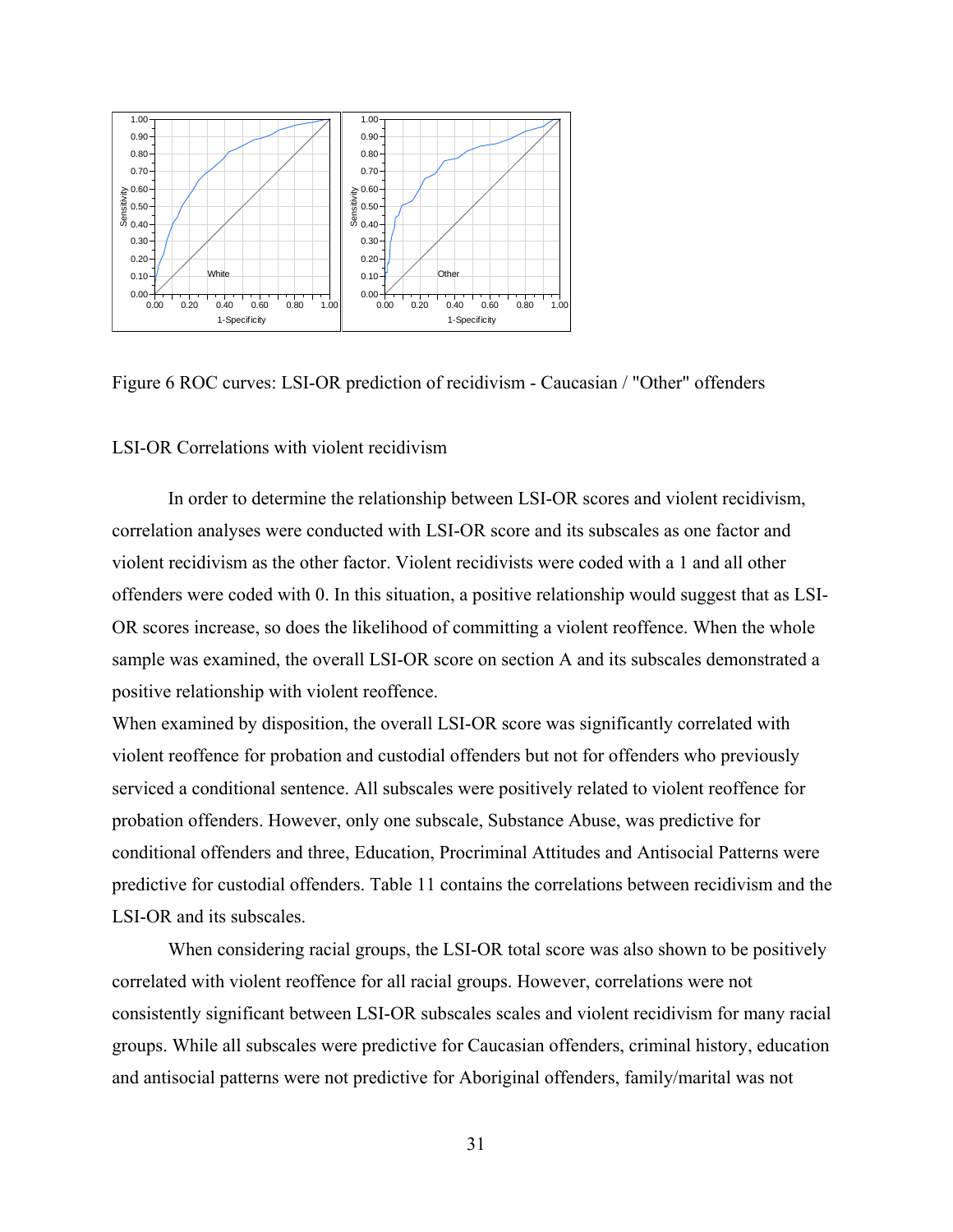Figure 6 ROC curves: LSI-OR prediction of recidivism - Caucasian / "Other" offenders

LSI-OR Correlations with violent recidivism

In order to determine the relationship between LSI-OR scores and violent recidivism, correlation analyses were conducted with LSI-OR score and its subscales as one factor and violent recidivism as the other factor. Violent recidivists were coded with a 1 and all other offenders were coded with 0. In this situation, a positive relationship would suggest that as LSI-OR scores increase, so does the likelihood of committing a violent reoffence. When the whole sample was examined, the overall LSI-OR score on section A and its subscales demonstrated a positive relationship with violent reoffence.

When examined by disposition, the overall LSI-OR score was significantly correlated with violent reoffence for probation and custodial offenders but not for offenders who previously serviced a conditional sentence. All subscales were positively related to violent reoffence for probation offenders. However, only one subscale, Substance Abuse, was predictive for conditional offenders and three, Education, Procriminal Attitudes and Antisocial Patterns were predictive for custodial offenders. Table 11 contains the correlations between recidivism and the LSI-OR and its subscales.

When considering racial groups, the LSI-OR total score was also shown to be positively correlated with violent reoffence for all racial groups. However, correlations were not consistently significant between LSI-OR subscales scales and violent recidivism for many racial groups. While all subscales were predictive for Caucasian offenders, criminal history, education and antisocial patterns were not predictive for Aboriginal offenders, family/marital was not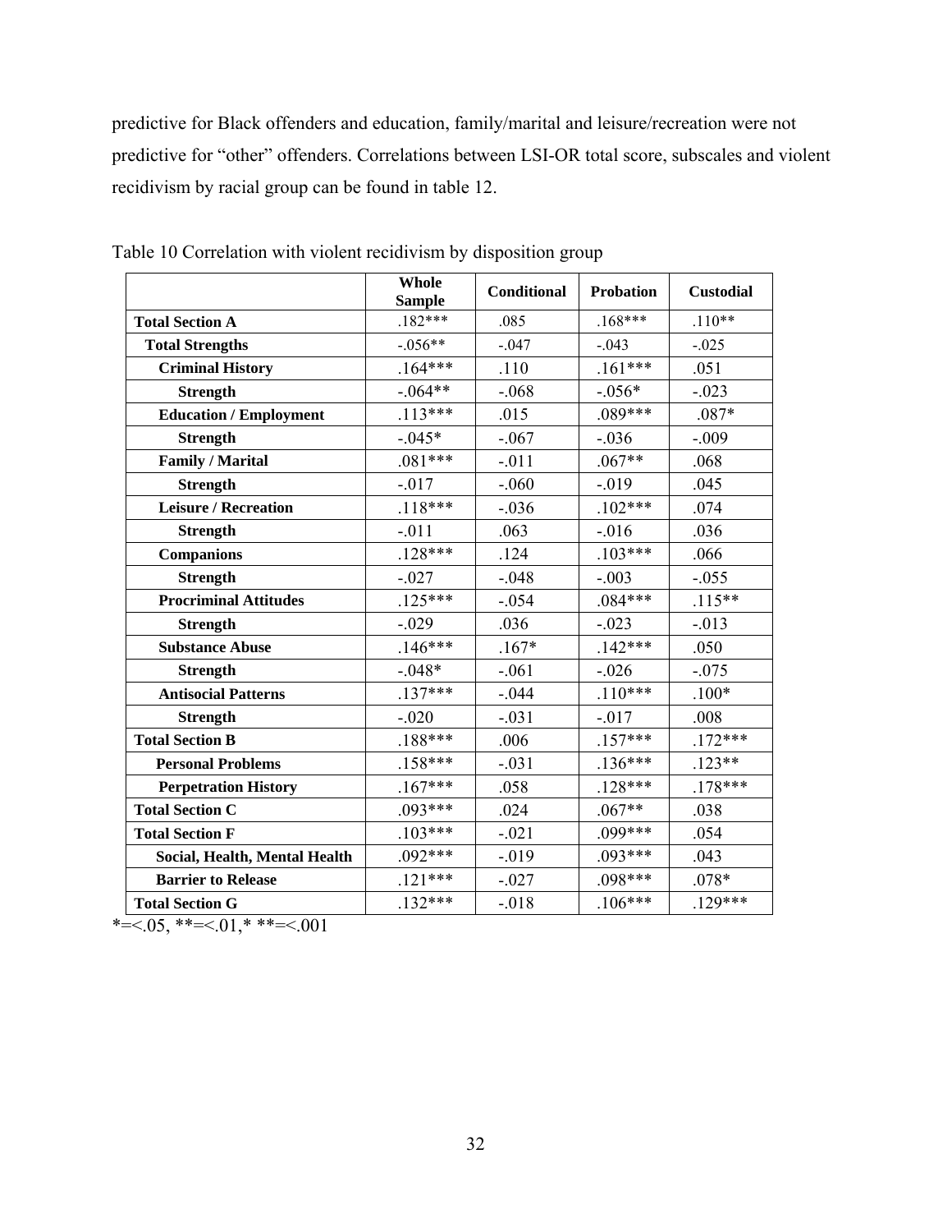predictive for Black offenders and education, family/marital and leisure/recreation were not predictive for "other" offenders. Correlations between LSI-OR total score, subscales and violent recidivism by racial group can be found in table 12.

Table 10 Correlation with violent recidivism by disposition group

| | Whole Sample | Conditional | Probation | Custodial |
|---|---|---|---|---|
| **Total Section A** | .182*** | .085 | .168*** | .110** |
| **Total Strengths** | -.056** | -.047 | -.043 | -.025 |
| **Criminal History** | .164*** | .110 | .161*** | .051 |
| **Strength** | -.064** | -.068 | -.056* | -.023 |
| **Education / Employment** | .113*** | .015 | .089*** | .087* |
| **Strength** | -.045* | -.067 | -.036 | -.009 |
| **Family / Marital** | .081*** | -.011 | .067** | .068 |
| **Strength** | -.017 | -.060 | -.019 | .045 |
| **Leisure / Recreation** | .118*** | -.036 | .102*** | .074 |
| **Strength** | -.011 | .063 | -.016 | .036 |
| **Companions** | .128*** | .124 | .103*** | .066 |
| **Strength** | -.027 | -.048 | -.003 | -.055 |
| **Procriminal Attitudes** | .125*** | -.054 | .084*** | .115** |
| **Strength** | -.029 | .036 | -.023 | -.013 |
| **Substance Abuse** | .146*** | .167* | .142*** | .050 |
| **Strength** | -.048* | -.061 | -.026 | -.075 |
| **Antisocial Patterns** | .137*** | -.044 | .110*** | .100* |
| **Strength** | -.020 | -.031 | -.017 | .008 |
| **Total Section B** | .188*** | .006 | .157*** | .172*** |
| **Personal Problems** | .158*** | -.031 | .136*** | .123** |
| **Perpetration History** | .167*** | .058 | .128*** | .178*** |
| **Total Section C** | .093*** | .024 | .067** | .038 |
| **Total Section F** | .103*** | -.021 | .099*** | .054 |
| **Social, Health, Mental Health** | .092*** | -.019 | .093*** | .043 |
| **Barrier to Release** | .121*** | -.027 | .098*** | .078* |
| **Total Section G** | .132*** | -.018 | .106*** | .129*** |

*=<.05, **=<.01,* **=<.001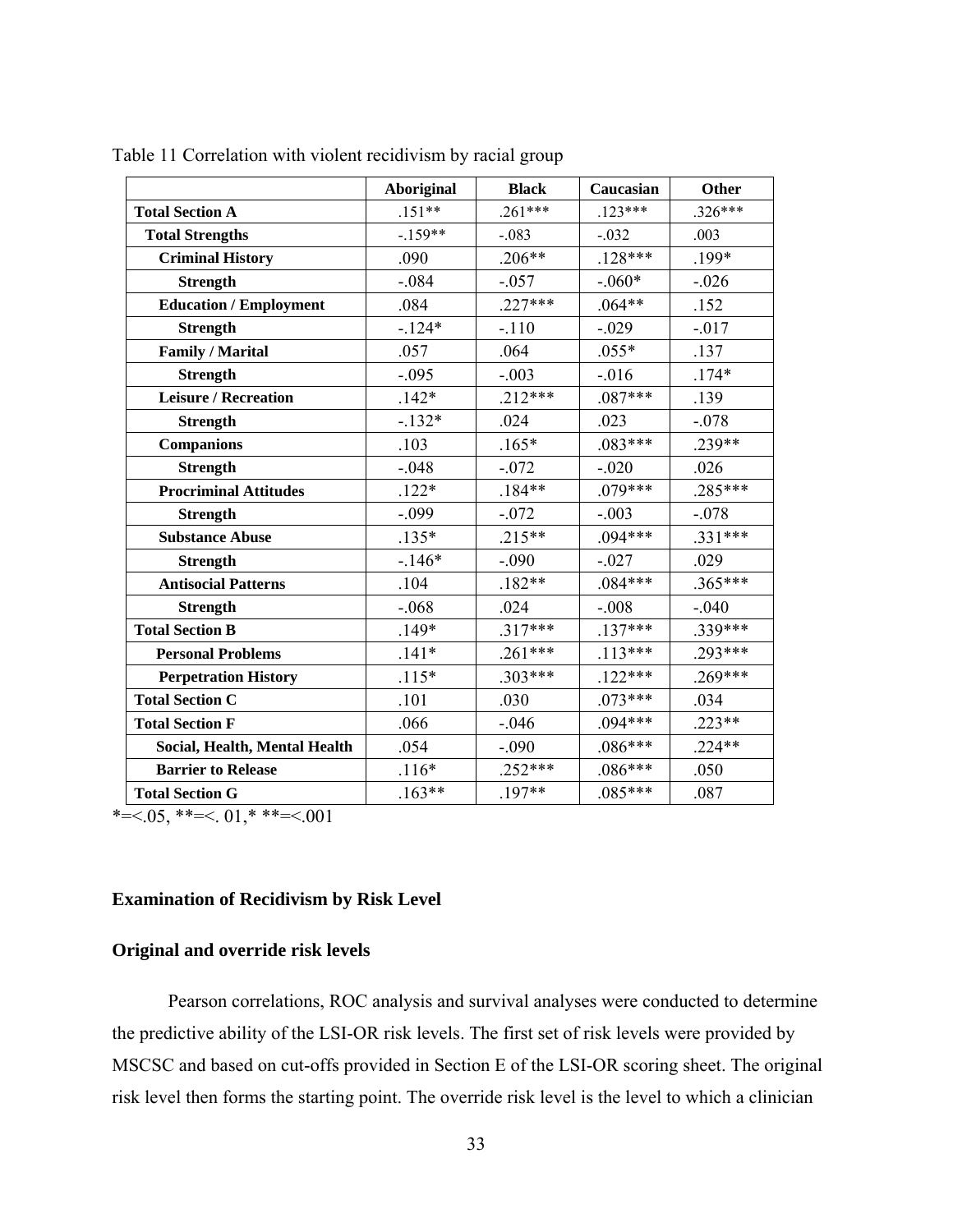Table 11 Correlation with violent recidivism by racial group

| | Aboriginal | Black | Caucasian | Other |
|---|---|---|---|---|
| **Total Section A** | .151** | .261*** | .123*** | .326*** |
| **Total Strengths** | -.159** | -.083 | -.032 | .003 |
| **Criminal History** | .090 | .206** | .128*** | .199* |
| **Strength** | -.084 | -.057 | -.060* | -.026 |
| **Education / Employment** | .084 | .227*** | .064** | .152 |
| **Strength** | -.124* | -.110 | -.029 | -.017 |
| **Family / Marital** | .057 | .064 | .055* | .137 |
| **Strength** | -.095 | -.003 | -.016 | .174* |
| **Leisure / Recreation** | .142* | .212*** | .087*** | .139 |
| **Strength** | -.132* | .024 | .023 | -.078 |
| **Companions** | .103 | .165* | .083*** | .239** |
| **Strength** | -.048 | -.072 | -.020 | .026 |
| **Procriminal Attitudes** | .122* | .184** | .079*** | .285*** |
| **Strength** | -.099 | -.072 | -.003 | -.078 |
| **Substance Abuse** | .135* | .215** | .094*** | .331*** |
| **Strength** | -.146* | -.090 | -.027 | .029 |
| **Antisocial Patterns** | .104 | .182** | .084*** | .365*** |
| **Strength** | -.068 | .024 | -.008 | -.040 |
| **Total Section B** | .149* | .317*** | .137*** | .339*** |
| **Personal Problems** | .141* | .261*** | .113*** | .293*** |
| **Perpetration History** | .115* | .303*** | .122*** | .269*** |
| **Total Section C** | .101 | .030 | .073*** | .034 |
| **Total Section F** | .066 | -.046 | .094*** | .223** |
| **Social, Health, Mental Health** | .054 | -.090 | .086*** | .224** |
| **Barrier to Release** | .116* | .252*** | .086*** | .050 |
| **Total Section G** | .163** | .197** | .085*** | .087 |

*=<.05, **=<. 01,* **=<.001

## Examination of Recidivism by Risk Level

### Original and override risk levels

Pearson correlations, ROC analysis and survival analyses were conducted to determine the predictive ability of the LSI-OR risk levels. The first set of risk levels were provided by MSCSC and based on cut-offs provided in Section E of the LSI-OR scoring sheet. The original risk level then forms the starting point. The override risk level is the level to which a clinician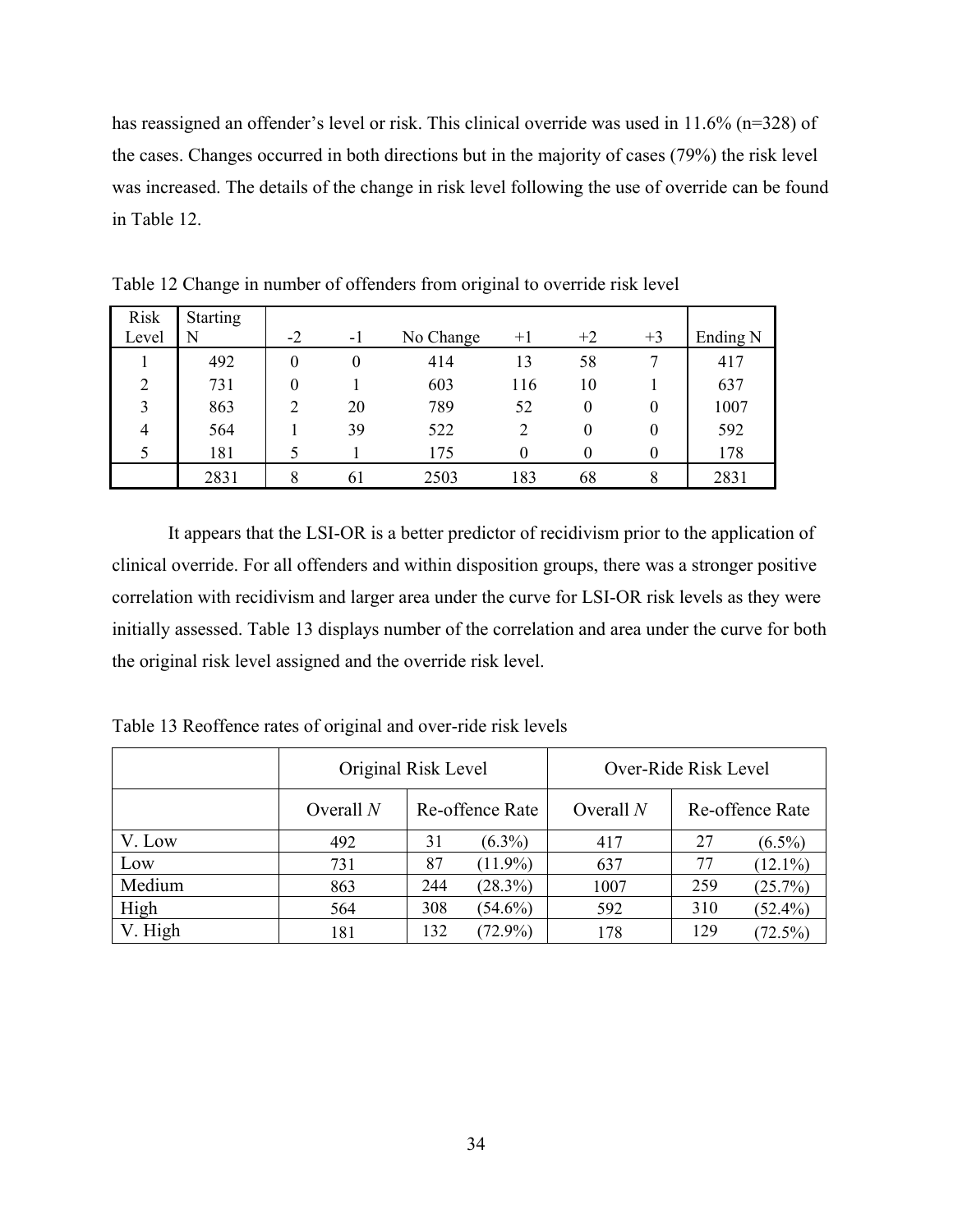has reassigned an offender's level or risk. This clinical override was used in 11.6% (n=328) of the cases. Changes occurred in both directions but in the majority of cases (79%) the risk level was increased. The details of the change in risk level following the use of override can be found in Table 12.

Table 12 Change in number of offenders from original to override risk level

| Risk Level | Starting N | -2 | -1 | No Change | +1 | +2 | +3 | Ending N |
|---|---|---|---|---|---|---|---|---|
| 1 | 492 | 0 | 0 | 414 | 13 | 58 | 7 | 417 |
| 2 | 731 | 0 | 1 | 603 | 116 | 10 | 1 | 637 |
| 3 | 863 | 2 | 20 | 789 | 52 | 0 | 0 | 1007 |
| 4 | 564 | 1 | 39 | 522 | 2 | 0 | 0 | 592 |
| 5 | 181 | 5 | 1 | 175 | 0 | 0 | 0 | 178 |
| | 2831 | 8 | 61 | 2503 | 183 | 68 | 8 | 2831 |

It appears that the LSI-OR is a better predictor of recidivism prior to the application of clinical override. For all offenders and within disposition groups, there was a stronger positive correlation with recidivism and larger area under the curve for LSI-OR risk levels as they were initially assessed. Table 13 displays number of the correlation and area under the curve for both the original risk level assigned and the override risk level.

Table 13 Reoffence rates of original and over-ride risk levels

| | Original Risk Level | | | Over-Ride Risk Level | | |
|---|---|---|---|---|---|---|
| | Overall *N* | Re-offence Rate | | Overall *N* | Re-offence Rate | |
| V. Low | 492 | 31 | (6.3%) | 417 | 27 | (6.5%) |
| Low | 731 | 87 | (11.9%) | 637 | 77 | (12.1%) |
| Medium | 863 | 244 | (28.3%) | 1007 | 259 | (25.7%) |
| High | 564 | 308 | (54.6%) | 592 | 310 | (52.4%) |
| V. High | 181 | 132 | (72.9%) | 178 | 129 | (72.5%) |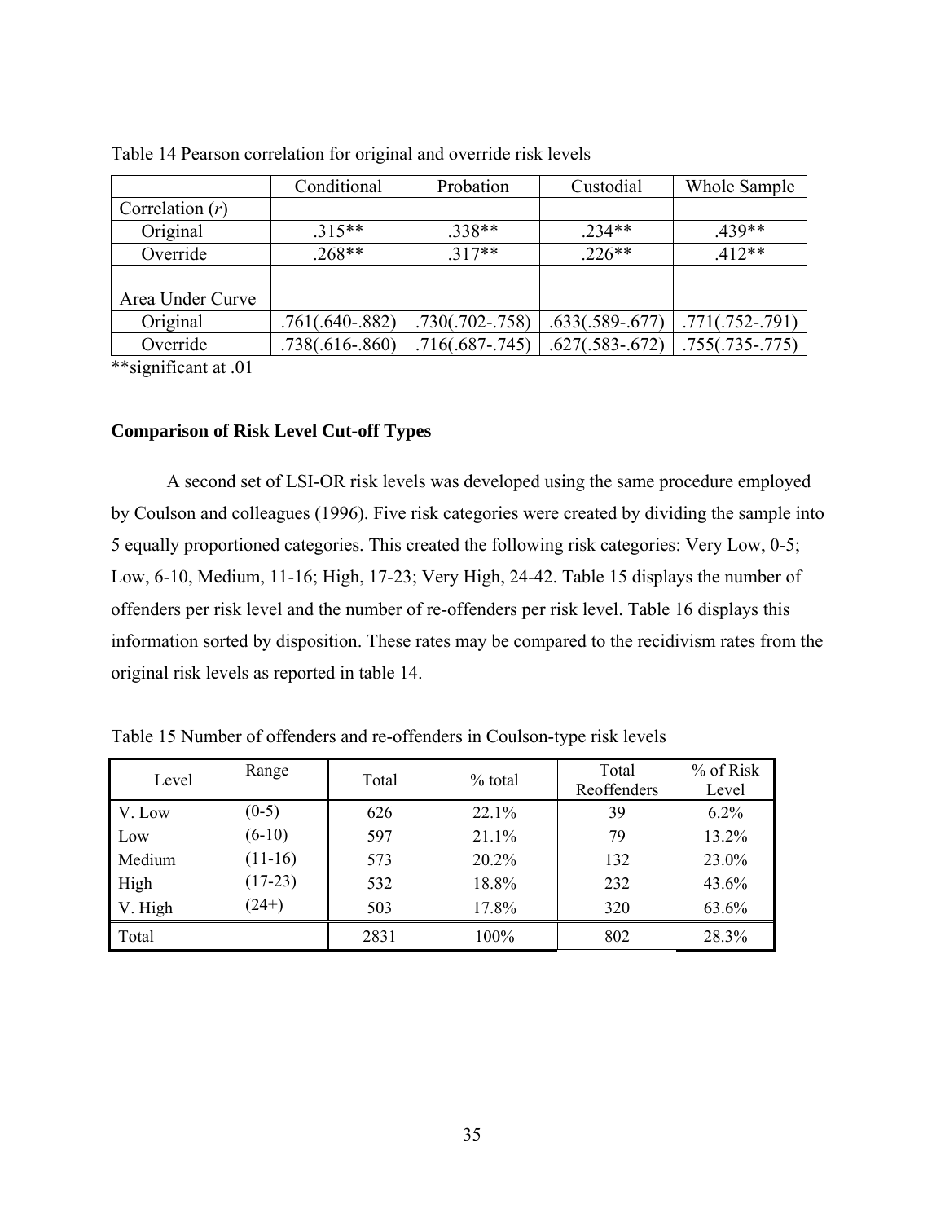Table 14 Pearson correlation for original and override risk levels

| | Conditional | Probation | Custodial | Whole Sample |
|---|---|---|---|---|
| Correlation (*r*) | | | | |
| Original | .315** | .338** | .234** | .439** |
| Override | .268** | .317** | .226** | .412** |
| | | | | |
| Area Under Curve | | | | |
| Original | .761(.640-.882) | .730(.702-.758) | .633(.589-.677) | .771(.752-.791) |
| Override | .738(.616-.860) | .716(.687-.745) | .627(.583-.672) | .755(.735-.775) |

**significant at .01

### Comparison of Risk Level Cut-off Types

A second set of LSI-OR risk levels was developed using the same procedure employed by Coulson and colleagues (1996). Five risk categories were created by dividing the sample into 5 equally proportioned categories. This created the following risk categories: Very Low, 0-5; Low, 6-10, Medium, 11-16; High, 17-23; Very High, 24-42. Table 15 displays the number of offenders per risk level and the number of re-offenders per risk level. Table 16 displays this information sorted by disposition. These rates may be compared to the recidivism rates from the original risk levels as reported in table 14.

Table 15 Number of offenders and re-offenders in Coulson-type risk levels

| Level | Range | Total | % total | Total Reoffenders | % of Risk Level |
|---|---|---|---|---|---|
| V. Low | (0-5) | 626 | 22.1% | 39 | 6.2% |
| Low | (6-10) | 597 | 21.1% | 79 | 13.2% |
| Medium | (11-16) | 573 | 20.2% | 132 | 23.0% |
| High | (17-23) | 532 | 18.8% | 232 | 43.6% |
| V. High | (24+) | 503 | 17.8% | 320 | 63.6% |
| Total | | 2831 | 100% | 802 | 28.3% |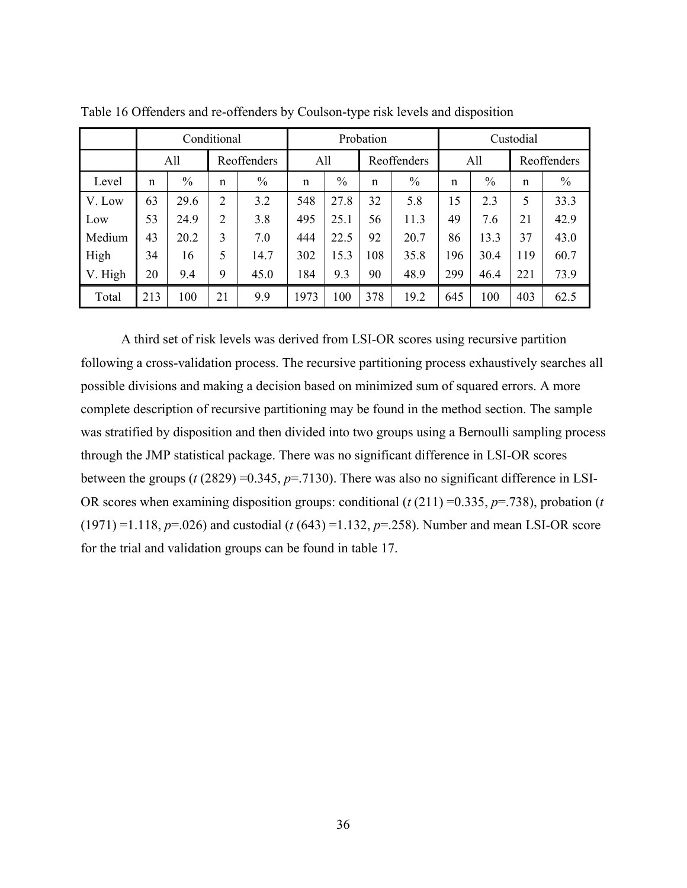Table 16 Offenders and re-offenders by Coulson-type risk levels and disposition

| | Conditional | | | | Probation | | | | Custodial | | | |
|---|---|---|---|---|---|---|---|---|---|---|---|---|
| | All | | Reoffenders | | All | | Reoffenders | | All | | Reoffenders | |
| Level | n | % | n | % | n | % | n | % | n | % | n | % |
| V. Low | 63 | 29.6 | 2 | 3.2 | 548 | 27.8 | 32 | 5.8 | 15 | 2.3 | 5 | 33.3 |
| Low | 53 | 24.9 | 2 | 3.8 | 495 | 25.1 | 56 | 11.3 | 49 | 7.6 | 21 | 42.9 |
| Medium | 43 | 20.2 | 3 | 7.0 | 444 | 22.5 | 92 | 20.7 | 86 | 13.3 | 37 | 43.0 |
| High | 34 | 16 | 5 | 14.7 | 302 | 15.3 | 108 | 35.8 | 196 | 30.4 | 119 | 60.7 |
| V. High | 20 | 9.4 | 9 | 45.0 | 184 | 9.3 | 90 | 48.9 | 299 | 46.4 | 221 | 73.9 |
| Total | 213 | 100 | 21 | 9.9 | 1973 | 100 | 378 | 19.2 | 645 | 100 | 403 | 62.5 |

A third set of risk levels was derived from LSI-OR scores using recursive partition following a cross-validation process. The recursive partitioning process exhaustively searches all possible divisions and making a decision based on minimized sum of squared errors. A more complete description of recursive partitioning may be found in the method section. The sample was stratified by disposition and then divided into two groups using a Bernoulli sampling process through the JMP statistical package. There was no significant difference in LSI-OR scores between the groups ($t$ (2829) =0.345, $p$=.7130). There was also no significant difference in LSI-OR scores when examining disposition groups: conditional ($t$ (211) =0.335, $p$=.738), probation ($t$ (1971) =1.118, $p$=.026) and custodial ($t$ (643) =1.132, $p$=.258). Number and mean LSI-OR score for the trial and validation groups can be found in table 17.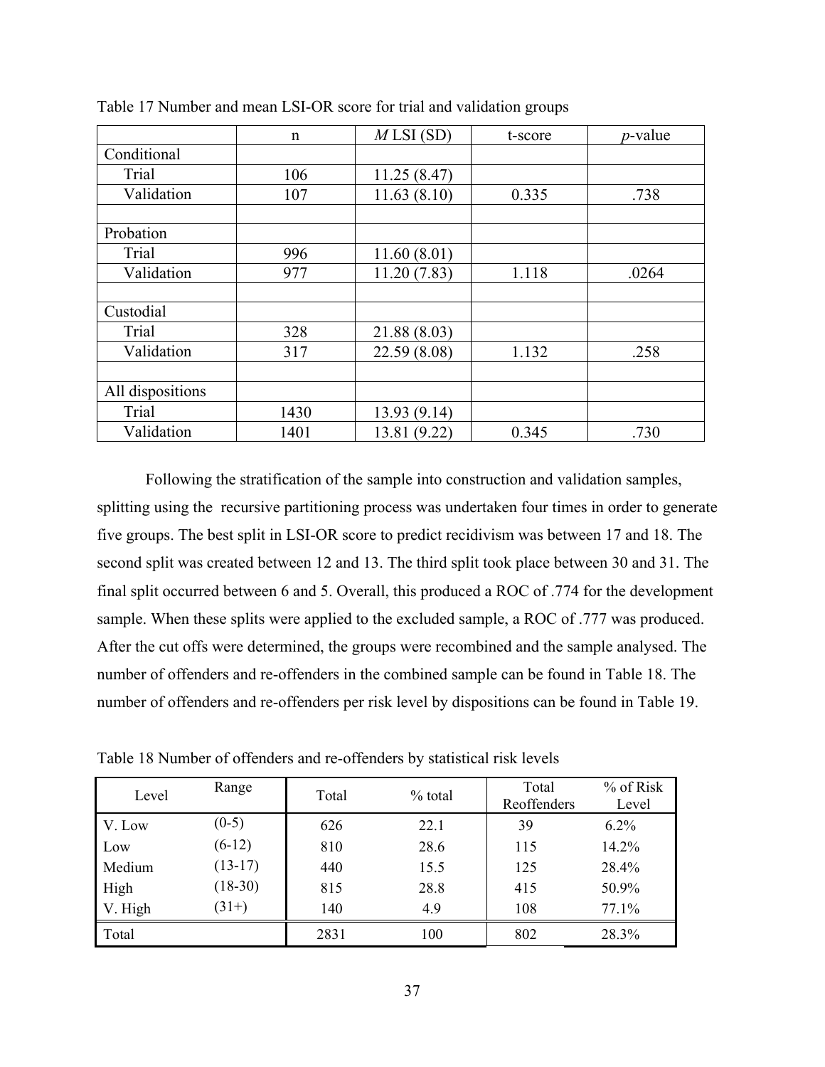Table 17 Number and mean LSI-OR score for trial and validation groups

| | n | *M* LSI (SD) | t-score | *p*-value |
|---|---|---|---|---|
| Conditional | | | | |
| Trial | 106 | 11.25 (8.47) | | |
| Validation | 107 | 11.63 (8.10) | 0.335 | .738 |
| | | | | |
| Probation | | | | |
| Trial | 996 | 11.60 (8.01) | | |
| Validation | 977 | 11.20 (7.83) | 1.118 | .0264 |
| | | | | |
| Custodial | | | | |
| Trial | 328 | 21.88 (8.03) | | |
| Validation | 317 | 22.59 (8.08) | 1.132 | .258 |
| | | | | |
| All dispositions | | | | |
| Trial | 1430 | 13.93 (9.14) | | |
| Validation | 1401 | 13.81 (9.22) | 0.345 | .730 |

Following the stratification of the sample into construction and validation samples, splitting using the recursive partitioning process was undertaken four times in order to generate five groups. The best split in LSI-OR score to predict recidivism was between 17 and 18. The second split was created between 12 and 13. The third split took place between 30 and 31. The final split occurred between 6 and 5. Overall, this produced a ROC of .774 for the development sample. When these splits were applied to the excluded sample, a ROC of .777 was produced. After the cut offs were determined, the groups were recombined and the sample analysed. The number of offenders and re-offenders in the combined sample can be found in Table 18. The number of offenders and re-offenders per risk level by dispositions can be found in Table 19.

Table 18 Number of offenders and re-offenders by statistical risk levels

| Level | Range | Total | % total | Total Reoffenders | % of Risk Level |
|---|---|---|---|---|---|
| V. Low | (0-5) | 626 | 22.1 | 39 | 6.2% |
| Low | (6-12) | 810 | 28.6 | 115 | 14.2% |
| Medium | (13-17) | 440 | 15.5 | 125 | 28.4% |
| High | (18-30) | 815 | 28.8 | 415 | 50.9% |
| V. High | (31+) | 140 | 4.9 | 108 | 77.1% |
| Total | | 2831 | 100 | 802 | 28.3% |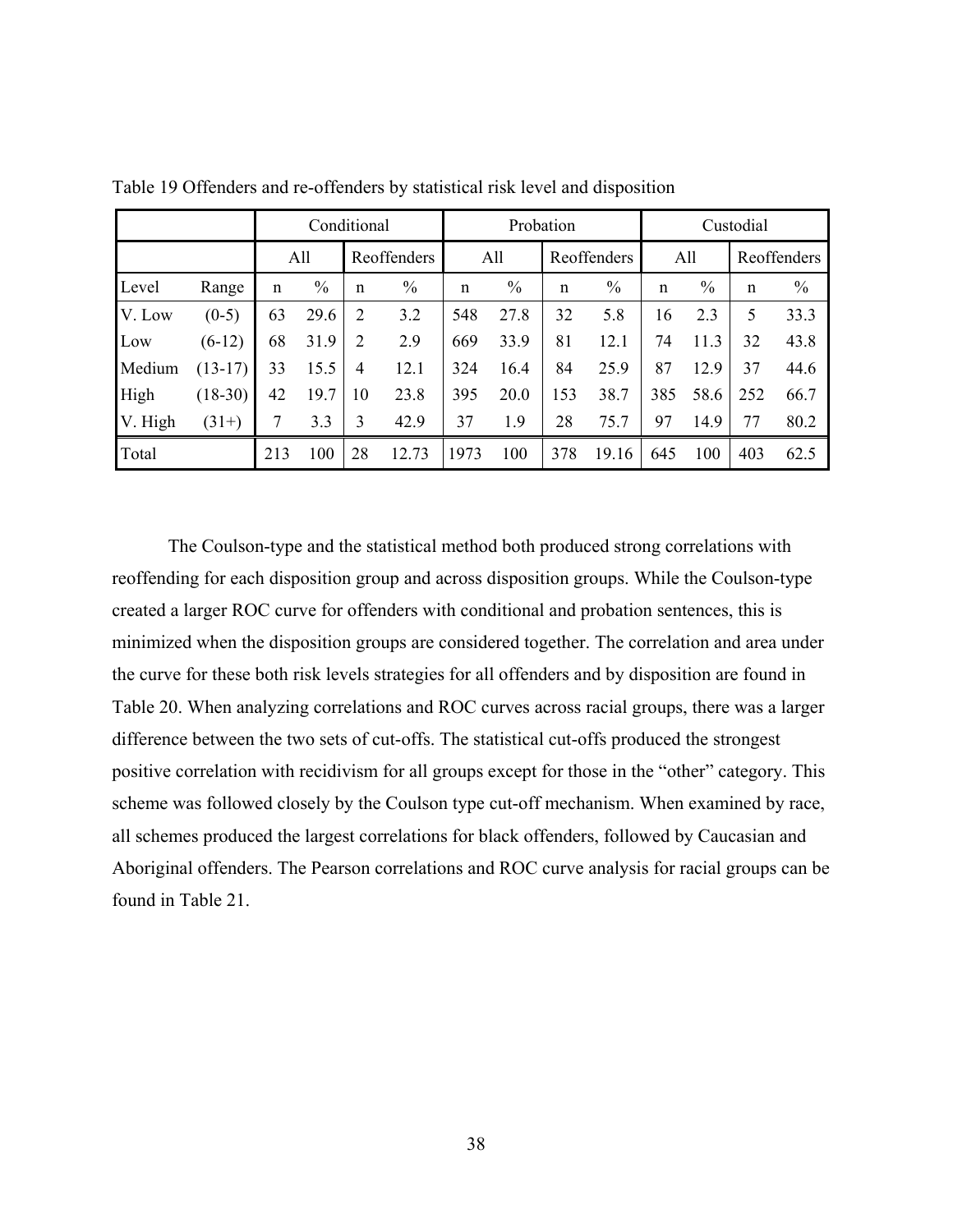Table 19 Offenders and re-offenders by statistical risk level and disposition

| | | Conditional | | | | Probation | | | | Custodial | | | |
|---|---|---|---|---|---|---|---|---|---|---|---|---|---|
| | | All | | Reoffenders | | All | | Reoffenders | | All | | Reoffenders | |
| Level | Range | n | % | n | % | n | % | n | % | n | % | n | % |
| V. Low | (0-5) | 63 | 29.6 | 2 | 3.2 | 548 | 27.8 | 32 | 5.8 | 16 | 2.3 | 5 | 33.3 |
| Low | (6-12) | 68 | 31.9 | 2 | 2.9 | 669 | 33.9 | 81 | 12.1 | 74 | 11.3 | 32 | 43.8 |
| Medium | (13-17) | 33 | 15.5 | 4 | 12.1 | 324 | 16.4 | 84 | 25.9 | 87 | 12.9 | 37 | 44.6 |
| High | (18-30) | 42 | 19.7 | 10 | 23.8 | 395 | 20.0 | 153 | 38.7 | 385 | 58.6 | 252 | 66.7 |
| V. High | (31+) | 7 | 3.3 | 3 | 42.9 | 37 | 1.9 | 28 | 75.7 | 97 | 14.9 | 77 | 80.2 |
| Total | | 213 | 100 | 28 | 12.73 | 1973 | 100 | 378 | 19.16 | 645 | 100 | 403 | 62.5 |

The Coulson-type and the statistical method both produced strong correlations with reoffending for each disposition group and across disposition groups. While the Coulson-type created a larger ROC curve for offenders with conditional and probation sentences, this is minimized when the disposition groups are considered together. The correlation and area under the curve for these both risk levels strategies for all offenders and by disposition are found in Table 20. When analyzing correlations and ROC curves across racial groups, there was a larger difference between the two sets of cut-offs. The statistical cut-offs produced the strongest positive correlation with recidivism for all groups except for those in the "other" category. This scheme was followed closely by the Coulson type cut-off mechanism. When examined by race, all schemes produced the largest correlations for black offenders, followed by Caucasian and Aboriginal offenders. The Pearson correlations and ROC curve analysis for racial groups can be found in Table 21.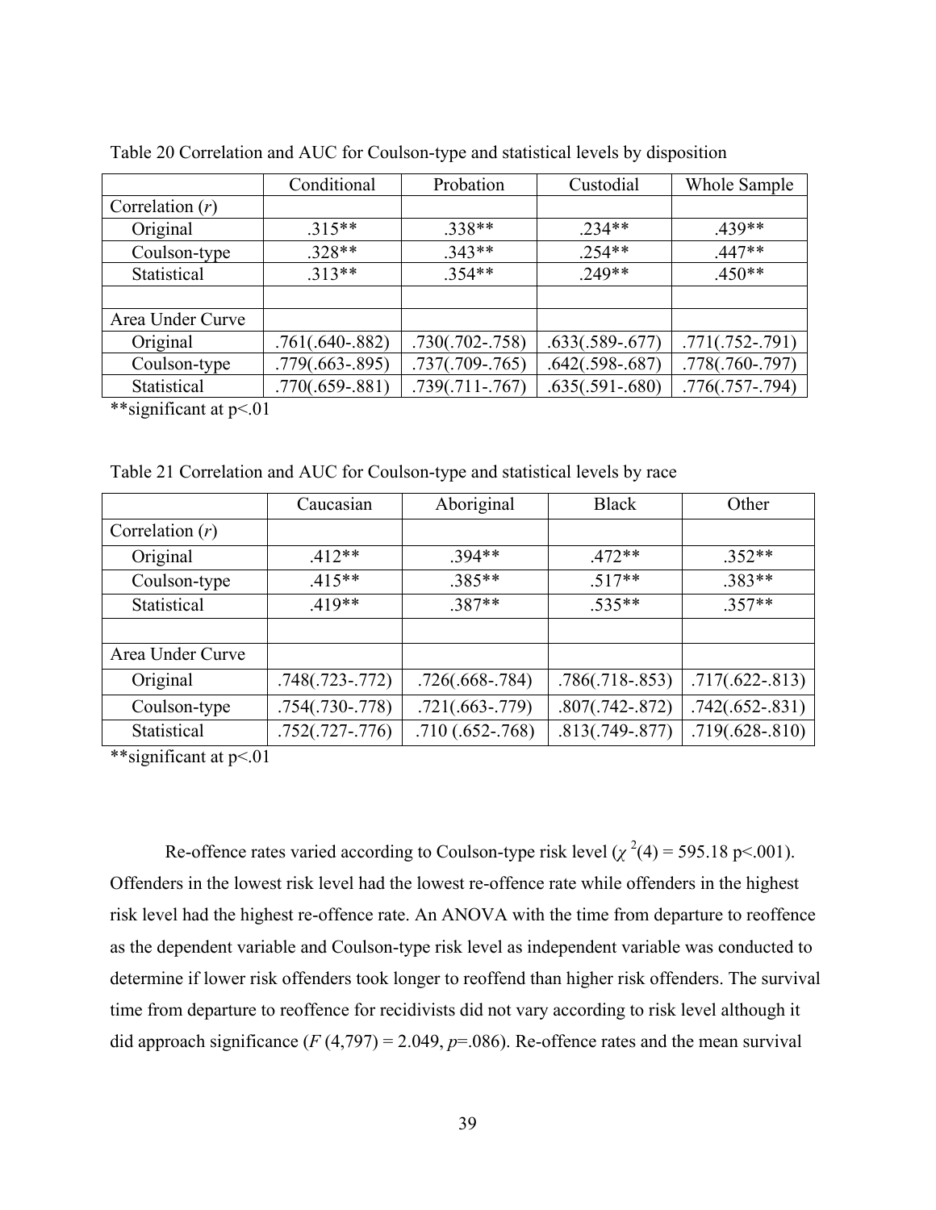Table 20 Correlation and AUC for Coulson-type and statistical levels by disposition

| | Conditional | Probation | Custodial | Whole Sample |
|---|---|---|---|---|
| Correlation (*r*) | | | | |
| Original | .315** | .338** | .234** | .439** |
| Coulson-type | .328** | .343** | .254** | .447** |
| Statistical | .313** | .354** | .249** | .450** |
| | | | | |
| Area Under Curve | | | | |
| Original | .761(.640-.882) | .730(.702-.758) | .633(.589-.677) | .771(.752-.791) |
| Coulson-type | .779(.663-.895) | .737(.709-.765) | .642(.598-.687) | .778(.760-.797) |
| Statistical | .770(.659-.881) | .739(.711-.767) | .635(.591-.680) | .776(.757-.794) |

**significant at p<.01

Table 21 Correlation and AUC for Coulson-type and statistical levels by race

| | Caucasian | Aboriginal | Black | Other |
|---|---|---|---|---|
| Correlation (*r*) | | | | |
| Original | .412** | .394** | .472** | .352** |
| Coulson-type | .415** | .385** | .517** | .383** |
| Statistical | .419** | .387** | .535** | .357** |
| | | | | |
| Area Under Curve | | | | |
| Original | .748(.723-.772) | .726(.668-.784) | .786(.718-.853) | .717(.622-.813) |
| Coulson-type | .754(.730-.778) | .721(.663-.779) | .807(.742-.872) | .742(.652-.831) |
| Statistical | .752(.727-.776) | .710 (.652-.768) | .813(.749-.877) | .719(.628-.810) |

**significant at p<.01

Re-offence rates varied according to Coulson-type risk level ($\chi^2(4) = 595.18$ $p<.001$). Offenders in the lowest risk level had the lowest re-offence rate while offenders in the highest risk level had the highest re-offence rate. An ANOVA with the time from departure to reoffence as the dependent variable and Coulson-type risk level as independent variable was conducted to determine if lower risk offenders took longer to reoffend than higher risk offenders. The survival time from departure to reoffence for recidivists did not vary according to risk level although it did approach significance ($F(4,797) = 2.049$, $p=.086$). Re-offence rates and the mean survival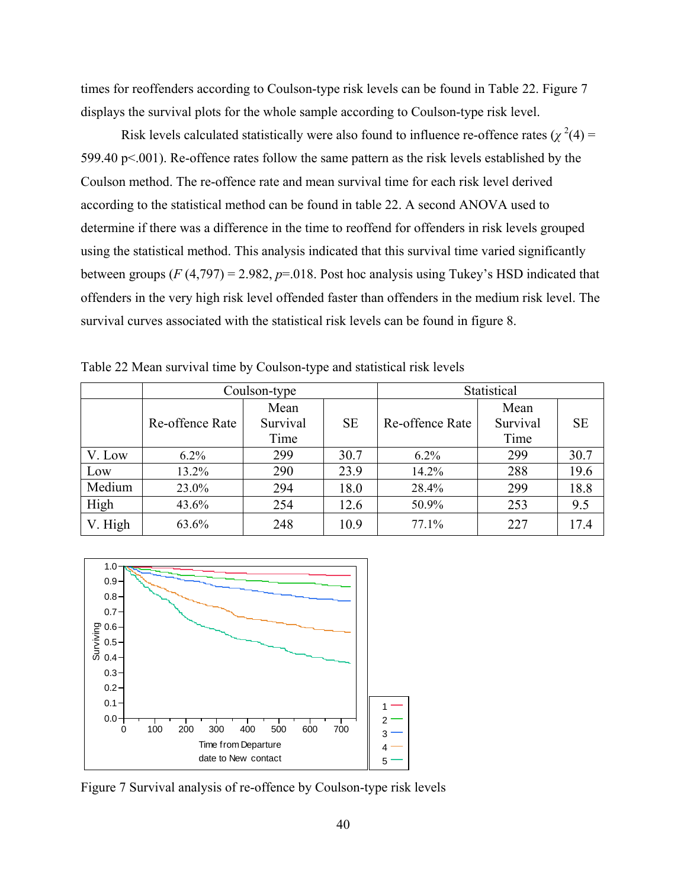times for reoffenders according to Coulson-type risk levels can be found in Table 22. Figure 7 displays the survival plots for the whole sample according to Coulson-type risk level.

Risk levels calculated statistically were also found to influence re-offence rates ($\chi^2(4)$ = 599.40 p<.001). Re-offence rates follow the same pattern as the risk levels established by the Coulson method. The re-offence rate and mean survival time for each risk level derived according to the statistical method can be found in table 22. A second ANOVA used to determine if there was a difference in the time to reoffend for offenders in risk levels grouped using the statistical method. This analysis indicated that this survival time varied significantly between groups ($F$ (4,797) = 2.982, $p$=.018. Post hoc analysis using Tukey's HSD indicated that offenders in the very high risk level offended faster than offenders in the medium risk level. The survival curves associated with the statistical risk levels can be found in figure 8.

Table 22 Mean survival time by Coulson-type and statistical risk levels

| | Coulson-type | | | Statistical | | |
|---|---|---|---|---|---|---|
| | Re-offence Rate | Mean Survival Time | SE | Re-offence Rate | Mean Survival Time | SE |
| V. Low | 6.2% | 299 | 30.7 | 6.2% | 299 | 30.7 |
| Low | 13.2% | 290 | 23.9 | 14.2% | 288 | 19.6 |
| Medium | 23.0% | 294 | 18.0 | 28.4% | 299 | 18.8 |
| High | 43.6% | 254 | 12.6 | 50.9% | 253 | 9.5 |
| V. High | 63.6% | 248 | 10.9 | 77.1% | 227 | 17.4 |

Figure 7 Survival analysis of re-offence by Coulson-type risk levels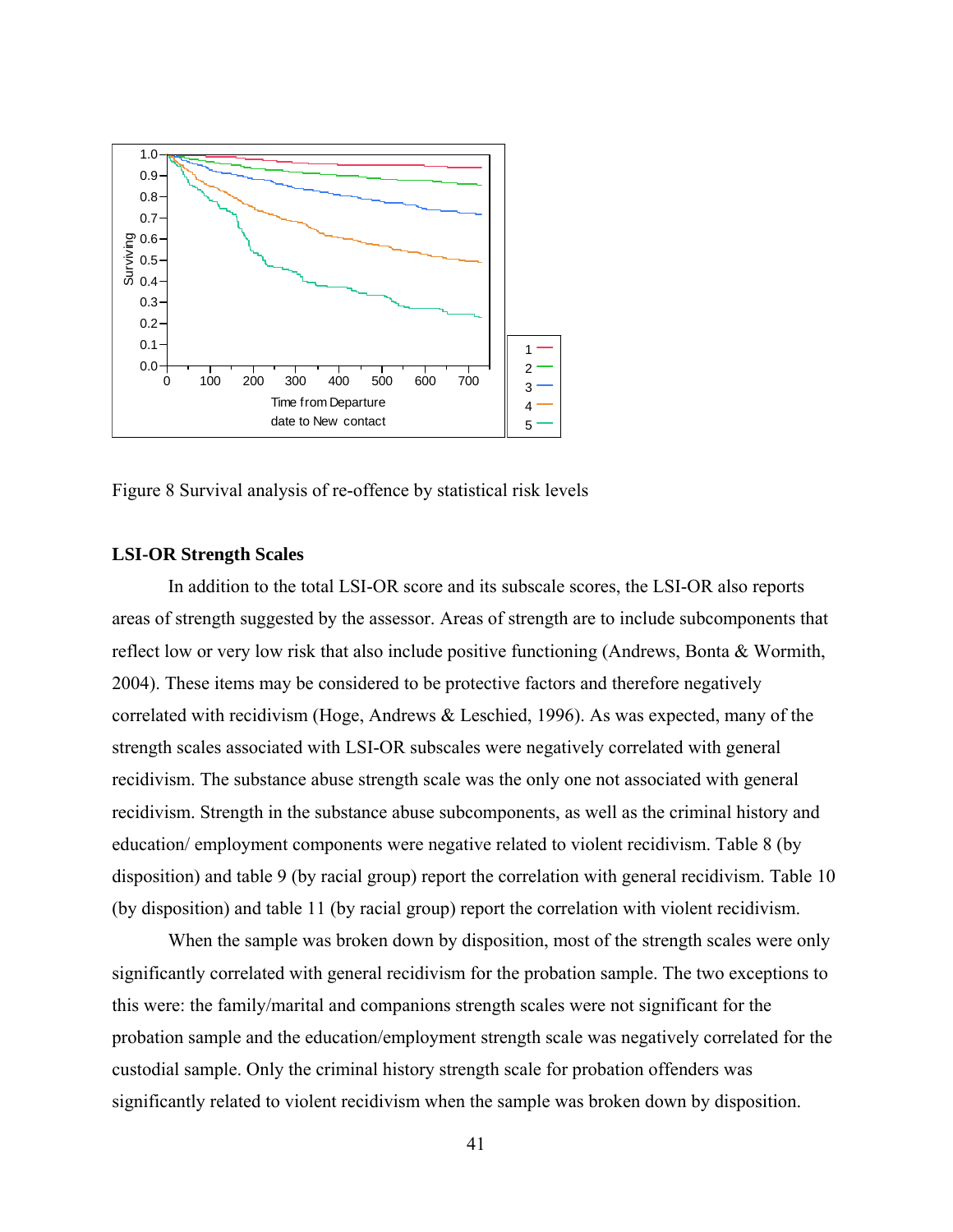Figure 8 Survival analysis of re-offence by statistical risk levels

### LSI-OR Strength Scales

In addition to the total LSI-OR score and its subscale scores, the LSI-OR also reports areas of strength suggested by the assessor. Areas of strength are to include subcomponents that reflect low or very low risk that also include positive functioning (Andrews, Bonta & Wormith, 2004). These items may be considered to be protective factors and therefore negatively correlated with recidivism (Hoge, Andrews & Leschied, 1996). As was expected, many of the strength scales associated with LSI-OR subscales were negatively correlated with general recidivism. The substance abuse strength scale was the only one not associated with general recidivism. Strength in the substance abuse subcomponents, as well as the criminal history and education/ employment components were negative related to violent recidivism. Table 8 (by disposition) and table 9 (by racial group) report the correlation with general recidivism. Table 10 (by disposition) and table 11 (by racial group) report the correlation with violent recidivism.

When the sample was broken down by disposition, most of the strength scales were only significantly correlated with general recidivism for the probation sample. The two exceptions to this were: the family/marital and companions strength scales were not significant for the probation sample and the education/employment strength scale was negatively correlated for the custodial sample. Only the criminal history strength scale for probation offenders was significantly related to violent recidivism when the sample was broken down by disposition.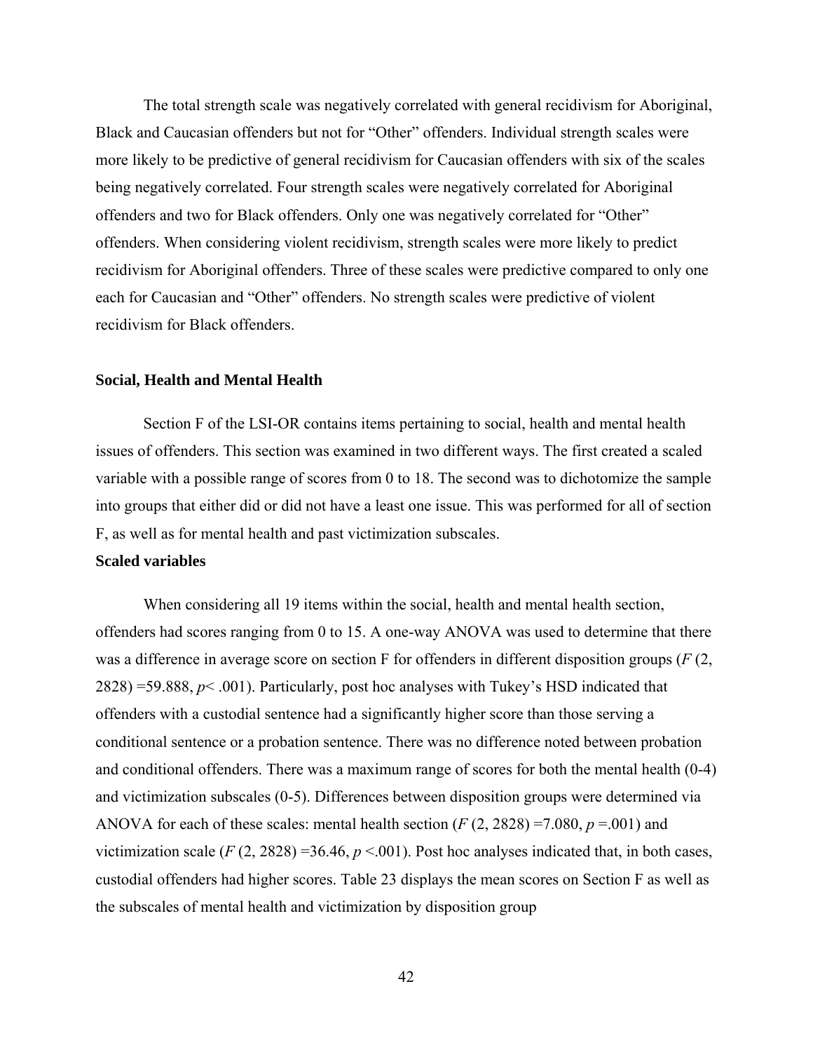The total strength scale was negatively correlated with general recidivism for Aboriginal, Black and Caucasian offenders but not for "Other" offenders. Individual strength scales were more likely to be predictive of general recidivism for Caucasian offenders with six of the scales being negatively correlated. Four strength scales were negatively correlated for Aboriginal offenders and two for Black offenders. Only one was negatively correlated for "Other" offenders. When considering violent recidivism, strength scales were more likely to predict recidivism for Aboriginal offenders. Three of these scales were predictive compared to only one each for Caucasian and "Other" offenders. No strength scales were predictive of violent recidivism for Black offenders.

### Social, Health and Mental Health

Section F of the LSI-OR contains items pertaining to social, health and mental health issues of offenders. This section was examined in two different ways. The first created a scaled variable with a possible range of scores from 0 to 18. The second was to dichotomize the sample into groups that either did or did not have a least one issue. This was performed for all of section F, as well as for mental health and past victimization subscales.

### Scaled variables

When considering all 19 items within the social, health and mental health section, offenders had scores ranging from 0 to 15. A one-way ANOVA was used to determine that there was a difference in average score on section F for offenders in different disposition groups ($F$ (2, 2828) =59.888, $p$< .001). Particularly, post hoc analyses with Tukey's HSD indicated that offenders with a custodial sentence had a significantly higher score than those serving a conditional sentence or a probation sentence. There was no difference noted between probation and conditional offenders. There was a maximum range of scores for both the mental health (0-4) and victimization subscales (0-5). Differences between disposition groups were determined via ANOVA for each of these scales: mental health section ($F$ (2, 2828) =7.080, $p$ =.001) and victimization scale ($F$ (2, 2828) =36.46, $p$ <.001). Post hoc analyses indicated that, in both cases, custodial offenders had higher scores. Table 23 displays the mean scores on Section F as well as the subscales of mental health and victimization by disposition group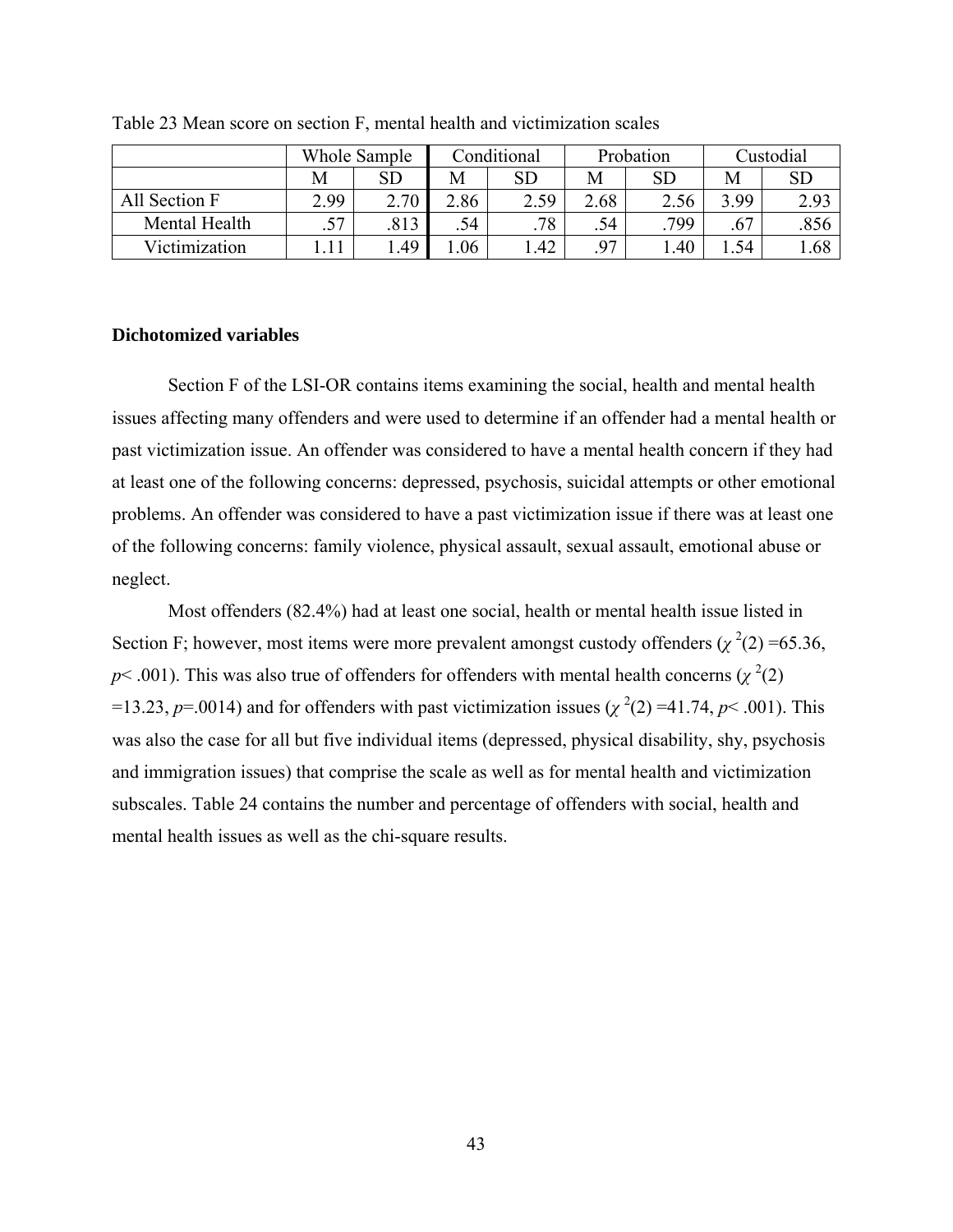Table 23 Mean score on section F, mental health and victimization scales

| | Whole Sample | | Conditional | | Probation | | Custodial | |
|---|---|---|---|---|---|---|---|---|
| | M | SD | M | SD | M | SD | M | SD |
| All Section F | 2.99 | 2.70 | 2.86 | 2.59 | 2.68 | 2.56 | 3.99 | 2.93 |
| Mental Health | .57 | .813 | .54 | .78 | .54 | .799 | .67 | .856 |
| Victimization | 1.11 | 1.49 | 1.06 | 1.42 | .97 | 1.40 | 1.54 | 1.68 |

**Dichotomized variables**

Section F of the LSI-OR contains items examining the social, health and mental health issues affecting many offenders and were used to determine if an offender had a mental health or past victimization issue. An offender was considered to have a mental health concern if they had at least one of the following concerns: depressed, psychosis, suicidal attempts or other emotional problems. An offender was considered to have a past victimization issue if there was at least one of the following concerns: family violence, physical assault, sexual assault, emotional abuse or neglect.

Most offenders (82.4%) had at least one social, health or mental health issue listed in Section F; however, most items were more prevalent amongst custody offenders ($\chi^2(2) = 65.36$, $p < .001$). This was also true of offenders for offenders with mental health concerns ($\chi^2(2) = 13.23$, $p = .0014$) and for offenders with past victimization issues ($\chi^2(2) = 41.74$, $p < .001$). This was also the case for all but five individual items (depressed, physical disability, shy, psychosis and immigration issues) that comprise the scale as well as for mental health and victimization subscales. Table 24 contains the number and percentage of offenders with social, health and mental health issues as well as the chi-square results.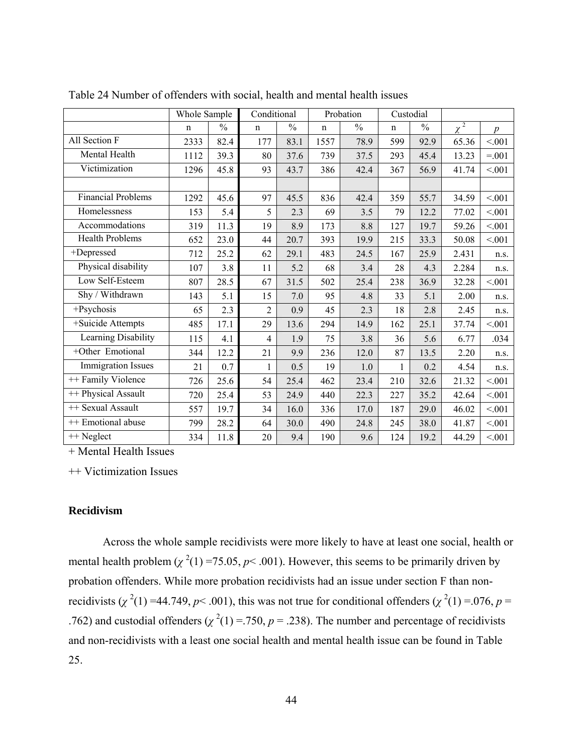Table 24 Number of offenders with social, health and mental health issues

| | Whole Sample | | Conditional | | Probation | | Custodial | | | |
|---|---|---|---|---|---|---|---|---|---|---|
| | n | % | n | % | n | % | n | % | $\chi^2$ | *p* |
| All Section F | 2333 | 82.4 | 177 | 83.1 | 1557 | 78.9 | 599 | 92.9 | 65.36 | <.001 |
| Mental Health | 1112 | 39.3 | 80 | 37.6 | 739 | 37.5 | 293 | 45.4 | 13.23 | =.001 |
| Victimization | 1296 | 45.8 | 93 | 43.7 | 386 | 42.4 | 367 | 56.9 | 41.74 | <.001 |
| | | | | | | | | | | |
| Financial Problems | 1292 | 45.6 | 97 | 45.5 | 836 | 42.4 | 359 | 55.7 | 34.59 | <.001 |
| Homelessness | 153 | 5.4 | 5 | 2.3 | 69 | 3.5 | 79 | 12.2 | 77.02 | <.001 |
| Accommodations | 319 | 11.3 | 19 | 8.9 | 173 | 8.8 | 127 | 19.7 | 59.26 | <.001 |
| Health Problems | 652 | 23.0 | 44 | 20.7 | 393 | 19.9 | 215 | 33.3 | 50.08 | <.001 |
| +Depressed | 712 | 25.2 | 62 | 29.1 | 483 | 24.5 | 167 | 25.9 | 2.431 | n.s. |
| Physical disability | 107 | 3.8 | 11 | 5.2 | 68 | 3.4 | 28 | 4.3 | 2.284 | n.s. |
| Low Self-Esteem | 807 | 28.5 | 67 | 31.5 | 502 | 25.4 | 238 | 36.9 | 32.28 | <.001 |
| Shy / Withdrawn | 143 | 5.1 | 15 | 7.0 | 95 | 4.8 | 33 | 5.1 | 2.00 | n.s. |
| +Psychosis | 65 | 2.3 | 2 | 0.9 | 45 | 2.3 | 18 | 2.8 | 2.45 | n.s. |
| +Suicide Attempts | 485 | 17.1 | 29 | 13.6 | 294 | 14.9 | 162 | 25.1 | 37.74 | <.001 |
| Learning Disability | 115 | 4.1 | 4 | 1.9 | 75 | 3.8 | 36 | 5.6 | 6.77 | .034 |
| +Other Emotional | 344 | 12.2 | 21 | 9.9 | 236 | 12.0 | 87 | 13.5 | 2.20 | n.s. |
| Immigration Issues | 21 | 0.7 | 1 | 0.5 | 19 | 1.0 | 1 | 0.2 | 4.54 | n.s. |
| ++ Family Violence | 726 | 25.6 | 54 | 25.4 | 462 | 23.4 | 210 | 32.6 | 21.32 | <.001 |
| ++ Physical Assault | 720 | 25.4 | 53 | 24.9 | 440 | 22.3 | 227 | 35.2 | 42.64 | <.001 |
| ++ Sexual Assault | 557 | 19.7 | 34 | 16.0 | 336 | 17.0 | 187 | 29.0 | 46.02 | <.001 |
| ++ Emotional abuse | 799 | 28.2 | 64 | 30.0 | 490 | 24.8 | 245 | 38.0 | 41.87 | <.001 |
| ++ Neglect | 334 | 11.8 | 20 | 9.4 | 190 | 9.6 | 124 | 19.2 | 44.29 | <.001 |

+ Mental Health Issues

++ Victimization Issues

**Recidivism**

Across the whole sample recidivists were more likely to have at least one social, health or mental health problem ($\chi^2(1) = 75.05$, $p < .001$). However, this seems to be primarily driven by probation offenders. While more probation recidivists had an issue under section F than non-recidivists ($\chi^2(1) = 44.749$, $p < .001$), this was not true for conditional offenders ($\chi^2(1) = .076$, $p = .762$) and custodial offenders ($\chi^2(1) = .750$, $p = .238$). The number and percentage of recidivists and non-recidivists with a least one social health and mental health issue can be found in Table 25.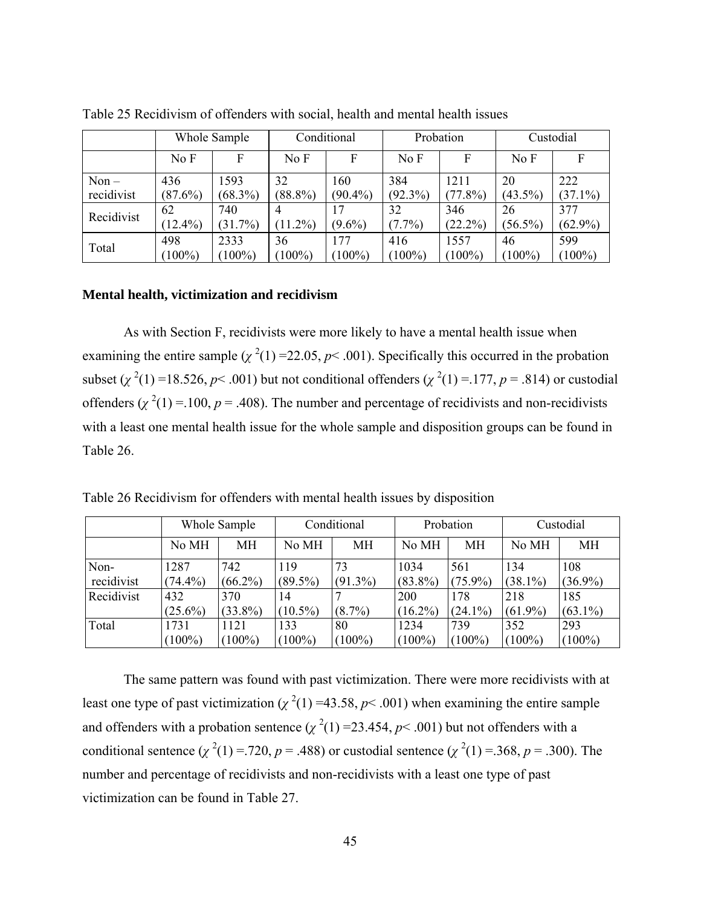Table 25 Recidivism of offenders with social, health and mental health issues

| | Whole Sample | | Conditional | | Probation | | Custodial | |
|---|---|---|---|---|---|---|---|---|
| | No F | F | No F | F | No F | F | No F | F |
| Non – recidivist | 436 (87.6%) | 1593 (68.3%) | 32 (88.8%) | 160 (90.4%) | 384 (92.3%) | 1211 (77.8%) | 20 (43.5%) | 222 (37.1%) |
| Recidivist | 62 (12.4%) | 740 (31.7%) | 4 (11.2%) | 17 (9.6%) | 32 (7.7%) | 346 (22.2%) | 26 (56.5%) | 377 (62.9%) |
| Total | 498 (100%) | 2333 (100%) | 36 (100%) | 177 (100%) | 416 (100%) | 1557 (100%) | 46 (100%) | 599 (100%) |

**Mental health, victimization and recidivism**

As with Section F, recidivists were more likely to have a mental health issue when examining the entire sample ($\chi^2(1) = 22.05$, $p < .001$). Specifically this occurred in the probation subset ($\chi^2(1) = 18.526$, $p < .001$) but not conditional offenders ($\chi^2(1) = .177$, $p = .814$) or custodial offenders ($\chi^2(1) = .100$, $p = .408$). The number and percentage of recidivists and non-recidivists with a least one mental health issue for the whole sample and disposition groups can be found in Table 26.

Table 26 Recidivism for offenders with mental health issues by disposition

| | Whole Sample | | Conditional | | Probation | | Custodial | |
|---|---|---|---|---|---|---|---|---|
| | No MH | MH | No MH | MH | No MH | MH | No MH | MH |
| Non-recidivist | 1287 (74.4%) | 742 (66.2%) | 119 (89.5%) | 73 (91.3%) | 1034 (83.8%) | 561 (75.9%) | 134 (38.1%) | 108 (36.9%) |
| Recidivist | 432 (25.6%) | 370 (33.8%) | 14 (10.5%) | 7 (8.7%) | 200 (16.2%) | 178 (24.1%) | 218 (61.9%) | 185 (63.1%) |
| Total | 1731 (100%) | 1121 (100%) | 133 (100%) | 80 (100%) | 1234 (100%) | 739 (100%) | 352 (100%) | 293 (100%) |

The same pattern was found with past victimization. There were more recidivists with at least one type of past victimization ($\chi^2(1) = 43.58$, $p < .001$) when examining the entire sample and offenders with a probation sentence ($\chi^2(1) = 23.454$, $p < .001$) but not offenders with a conditional sentence ($\chi^2(1) = .720$, $p = .488$) or custodial sentence ($\chi^2(1) = .368$, $p = .300$). The number and percentage of recidivists and non-recidivists with a least one type of past victimization can be found in Table 27.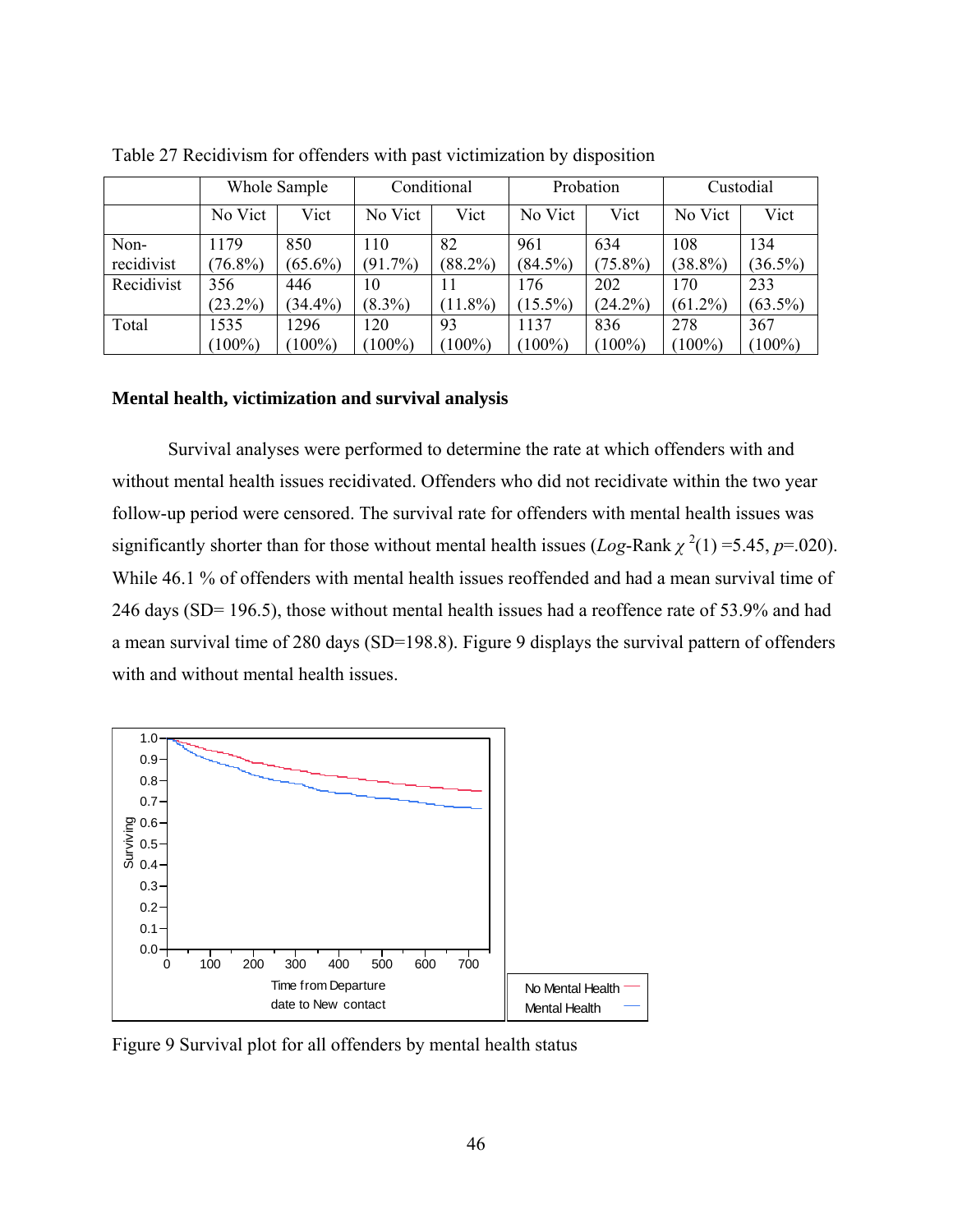Table 27 Recidivism for offenders with past victimization by disposition

| | Whole Sample | | Conditional | | Probation | | Custodial | |
|---|---|---|---|---|---|---|---|---|
| | No Vict | Vict | No Vict | Vict | No Vict | Vict | No Vict | Vict |
| Non-recidivist | 1179 (76.8%) | 850 (65.6%) | 110 (91.7%) | 82 (88.2%) | 961 (84.5%) | 634 (75.8%) | 108 (38.8%) | 134 (36.5%) |
| Recidivist | 356 (23.2%) | 446 (34.4%) | 10 (8.3%) | 11 (11.8%) | 176 (15.5%) | 202 (24.2%) | 170 (61.2%) | 233 (63.5%) |
| Total | 1535 (100%) | 1296 (100%) | 120 (100%) | 93 (100%) | 1137 (100%) | 836 (100%) | 278 (100%) | 367 (100%) |

**Mental health, victimization and survival analysis**

Survival analyses were performed to determine the rate at which offenders with and without mental health issues recidivated. Offenders who did not recidivate within the two year follow-up period were censored. The survival rate for offenders with mental health issues was significantly shorter than for those without mental health issues (*Log*-Rank $\chi^2(1) = 5.45$, $p = .020$). While 46.1 % of offenders with mental health issues reoffended and had a mean survival time of 246 days (SD= 196.5), those without mental health issues had a reoffence rate of 53.9% and had a mean survival time of 280 days (SD=198.8). Figure 9 displays the survival pattern of offenders with and without mental health issues.

Figure 9 Survival plot for all offenders by mental health status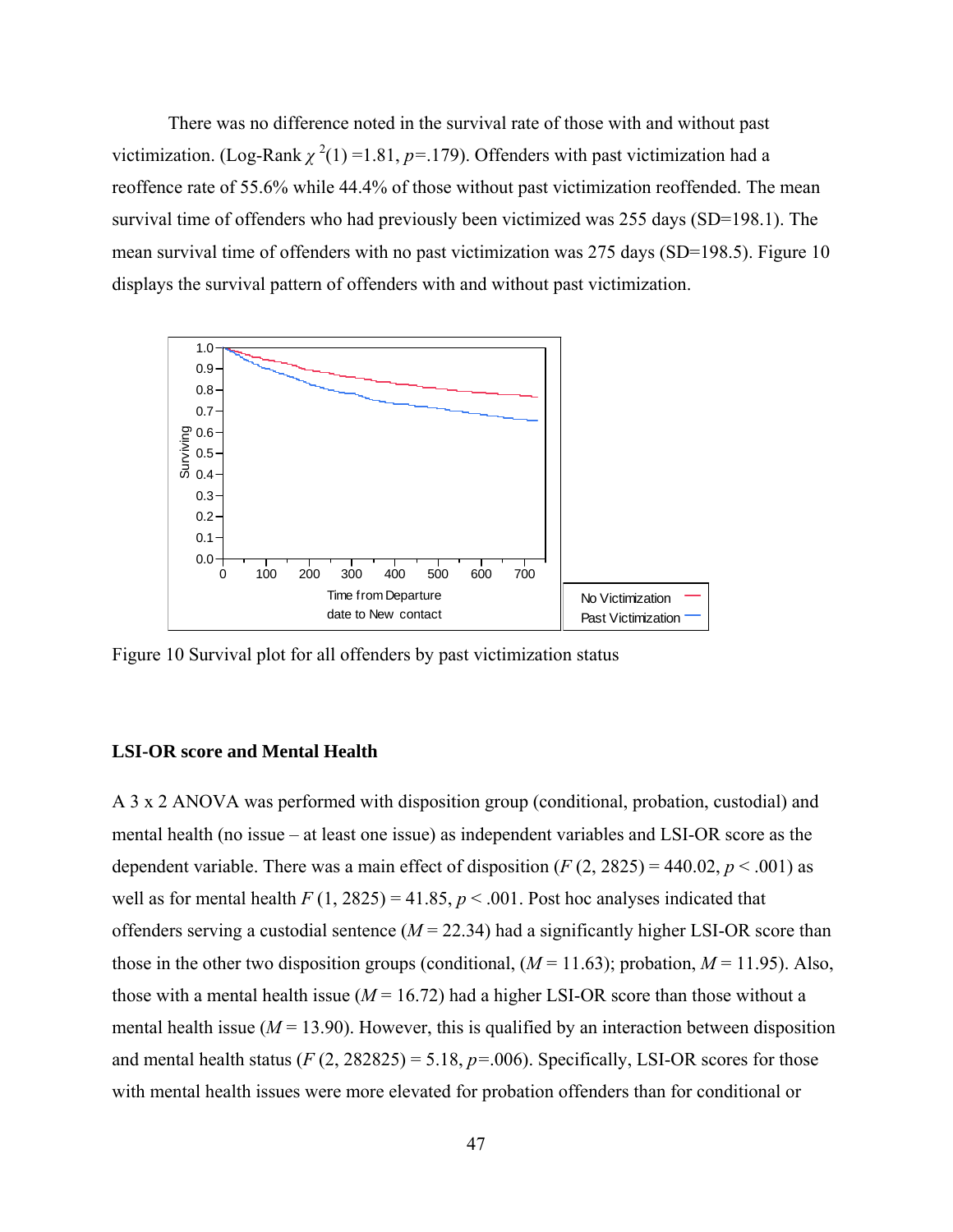There was no difference noted in the survival rate of those with and without past victimization. (Log-Rank $\chi^2(1) = 1.81$, $p = .179$). Offenders with past victimization had a reoffence rate of 55.6% while 44.4% of those without past victimization reoffended. The mean survival time of offenders who had previously been victimized was 255 days (SD=198.1). The mean survival time of offenders with no past victimization was 275 days (SD=198.5). Figure 10 displays the survival pattern of offenders with and without past victimization.

Figure 10 Survival plot for all offenders by past victimization status

**LSI-OR score and Mental Health**

A 3 x 2 ANOVA was performed with disposition group (conditional, probation, custodial) and mental health (no issue – at least one issue) as independent variables and LSI-OR score as the dependent variable. There was a main effect of disposition ($F(2, 2825) = 440.02$, $p < .001$) as well as for mental health $F(1, 2825) = 41.85$, $p < .001$. Post hoc analyses indicated that offenders serving a custodial sentence ($M = 22.34$) had a significantly higher LSI-OR score than those in the other two disposition groups (conditional, ($M = 11.63$); probation, $M = 11.95$). Also, those with a mental health issue ($M = 16.72$) had a higher LSI-OR score than those without a mental health issue ($M = 13.90$). However, this is qualified by an interaction between disposition and mental health status ($F(2, 282825) = 5.18$, $p = .006$). Specifically, LSI-OR scores for those with mental health issues were more elevated for probation offenders than for conditional or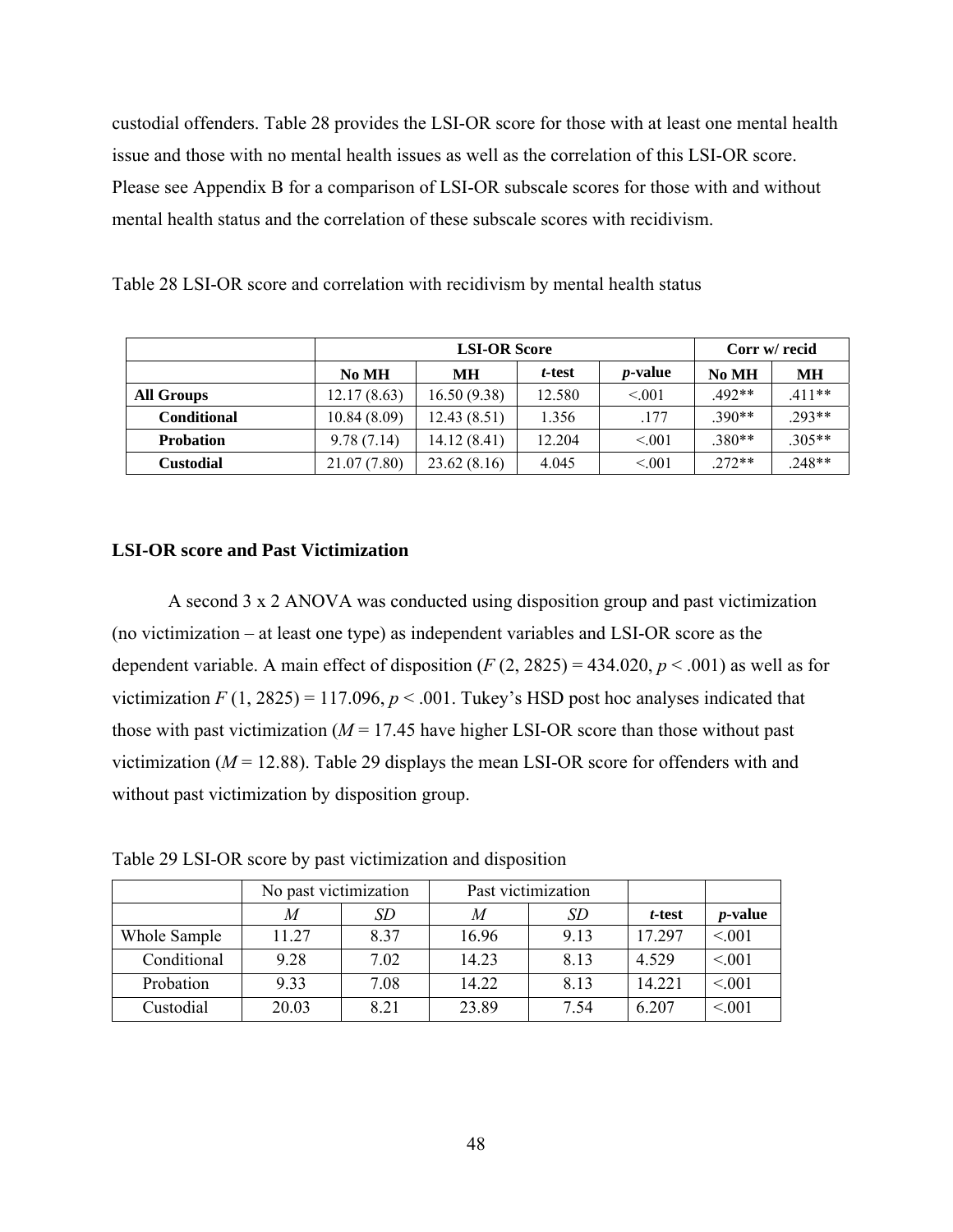custodial offenders. Table 28 provides the LSI-OR score for those with at least one mental health issue and those with no mental health issues as well as the correlation of this LSI-OR score. Please see Appendix B for a comparison of LSI-OR subscale scores for those with and without mental health status and the correlation of these subscale scores with recidivism.

Table 28 LSI-OR score and correlation with recidivism by mental health status

| | LSI-OR Score | | | | Corr w/ recid | |
|---|---|---|---|---|---|---|
| | **No MH** | **MH** | ***t*-test** | ***p*-value** | **No MH** | **MH** |
| **All Groups** | 12.17 (8.63) | 16.50 (9.38) | 12.580 | <.001 | .492** | .411** |
| **Conditional** | 10.84 (8.09) | 12.43 (8.51) | 1.356 | .177 | .390** | .293** |
| **Probation** | 9.78 (7.14) | 14.12 (8.41) | 12.204 | <.001 | .380** | .305** |
| **Custodial** | 21.07 (7.80) | 23.62 (8.16) | 4.045 | <.001 | .272** | .248** |

### LSI-OR score and Past Victimization

A second 3 x 2 ANOVA was conducted using disposition group and past victimization (no victimization – at least one type) as independent variables and LSI-OR score as the dependent variable. A main effect of disposition ($F$ (2, 2825) = 434.020, $p < .001$) as well as for victimization $F$ (1, 2825) = 117.096, $p < .001$. Tukey's HSD post hoc analyses indicated that those with past victimization ($M$ = 17.45 have higher LSI-OR score than those without past victimization ($M$ = 12.88). Table 29 displays the mean LSI-OR score for offenders with and without past victimization by disposition group.

Table 29 LSI-OR score by past victimization and disposition

| | No past victimization | | Past victimization | | | |
|---|---|---|---|---|---|---|
| | *M* | *SD* | *M* | *SD* | ***t*-test** | ***p*-value** |
| Whole Sample | 11.27 | 8.37 | 16.96 | 9.13 | 17.297 | <.001 |
| Conditional | 9.28 | 7.02 | 14.23 | 8.13 | 4.529 | <.001 |
| Probation | 9.33 | 7.08 | 14.22 | 8.13 | 14.221 | <.001 |
| Custodial | 20.03 | 8.21 | 23.89 | 7.54 | 6.207 | <.001 |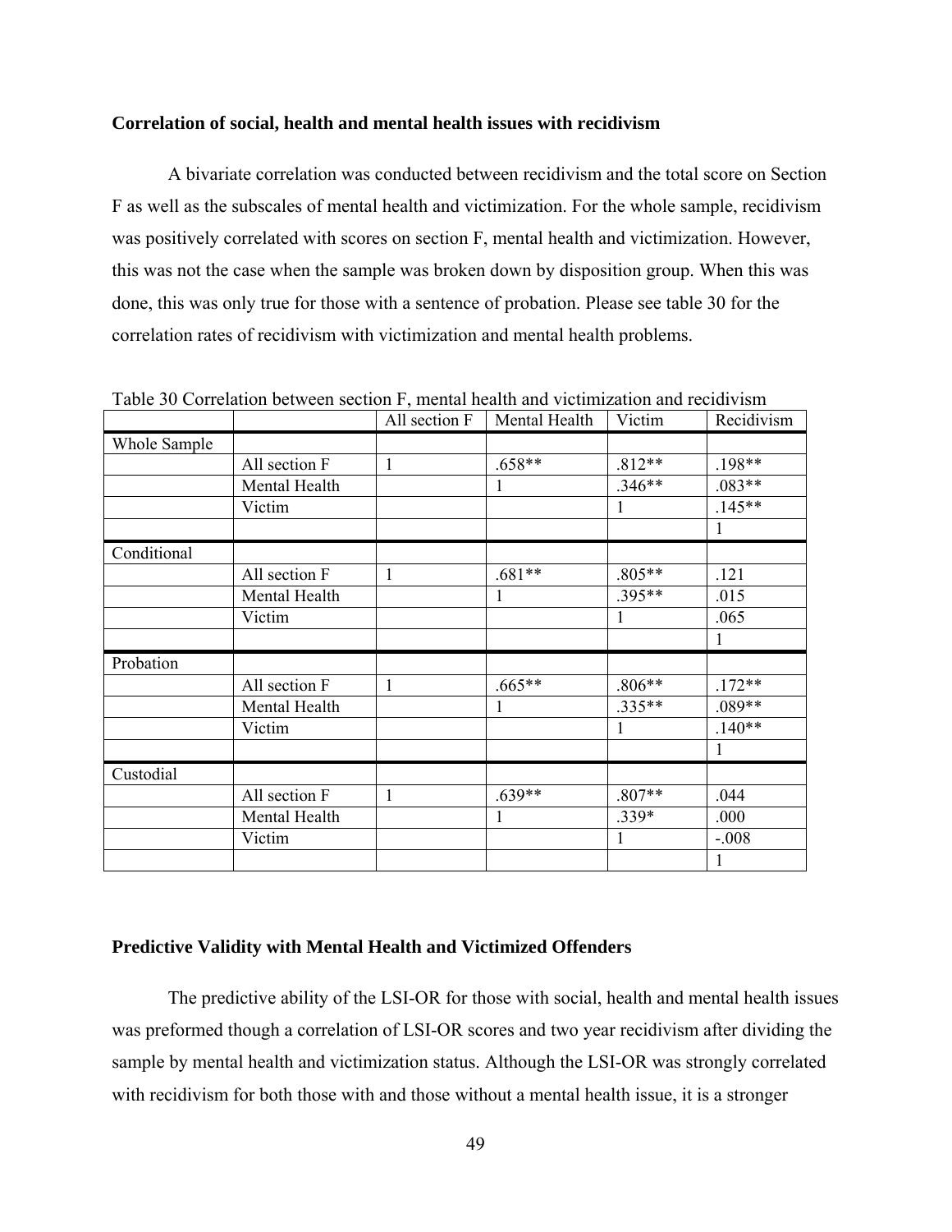### Correlation of social, health and mental health issues with recidivism

A bivariate correlation was conducted between recidivism and the total score on Section F as well as the subscales of mental health and victimization. For the whole sample, recidivism was positively correlated with scores on section F, mental health and victimization. However, this was not the case when the sample was broken down by disposition group. When this was done, this was only true for those with a sentence of probation. Please see table 30 for the correlation rates of recidivism with victimization and mental health problems.

Table 30 Correlation between section F, mental health and victimization and recidivism

| | | All section F | Mental Health | Victim | Recidivism |
|---|---|---|---|---|---|
| Whole Sample | | | | | |
| | All section F | 1 | .658** | .812** | .198** |
| | Mental Health | | 1 | .346** | .083** |
| | Victim | | | 1 | .145** |
| | | | | | 1 |
| Conditional | | | | | |
| | All section F | 1 | .681** | .805** | .121 |
| | Mental Health | | 1 | .395** | .015 |
| | Victim | | | 1 | .065 |
| | | | | | 1 |
| Probation | | | | | |
| | All section F | 1 | .665** | .806** | .172** |
| | Mental Health | | 1 | .335** | .089** |
| | Victim | | | 1 | .140** |
| | | | | | 1 |
| Custodial | | | | | |
| | All section F | 1 | .639** | .807** | .044 |
| | Mental Health | | 1 | .339* | .000 |
| | Victim | | | 1 | -.008 |
| | | | | | 1 |

### Predictive Validity with Mental Health and Victimized Offenders

The predictive ability of the LSI-OR for those with social, health and mental health issues was preformed though a correlation of LSI-OR scores and two year recidivism after dividing the sample by mental health and victimization status. Although the LSI-OR was strongly correlated with recidivism for both those with and those without a mental health issue, it is a stronger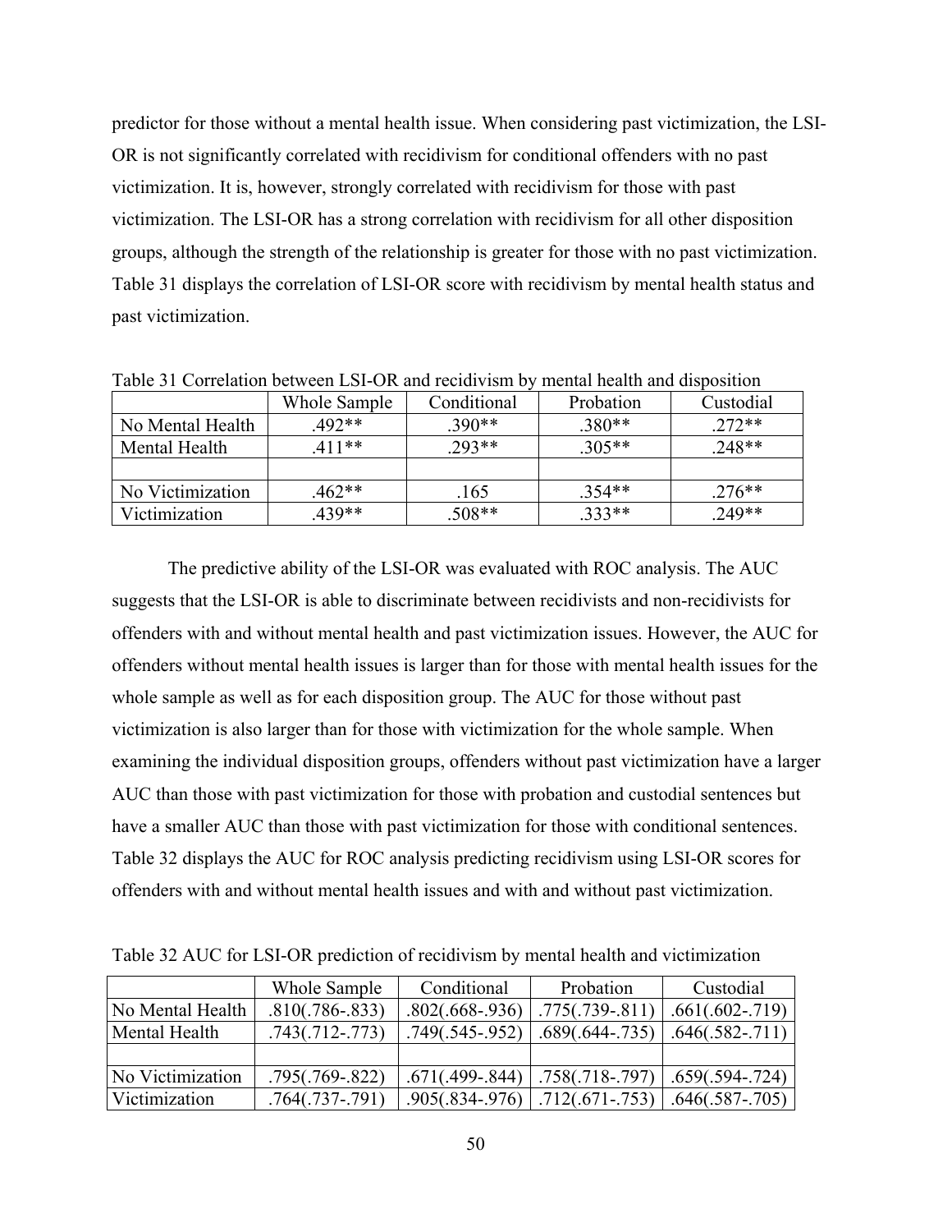predictor for those without a mental health issue. When considering past victimization, the LSI-OR is not significantly correlated with recidivism for conditional offenders with no past victimization. It is, however, strongly correlated with recidivism for those with past victimization. The LSI-OR has a strong correlation with recidivism for all other disposition groups, although the strength of the relationship is greater for those with no past victimization. Table 31 displays the correlation of LSI-OR score with recidivism by mental health status and past victimization.

Table 31 Correlation between LSI-OR and recidivism by mental health and disposition

| | Whole Sample | Conditional | Probation | Custodial |
|---|---|---|---|---|
| No Mental Health | .492** | .390** | .380** | .272** |
| Mental Health | .411** | .293** | .305** | .248** |
| | | | | |
| No Victimization | .462** | .165 | .354** | .276** |
| Victimization | .439** | .508** | .333** | .249** |

The predictive ability of the LSI-OR was evaluated with ROC analysis. The AUC suggests that the LSI-OR is able to discriminate between recidivists and non-recidivists for offenders with and without mental health and past victimization issues. However, the AUC for offenders without mental health issues is larger than for those with mental health issues for the whole sample as well as for each disposition group. The AUC for those without past victimization is also larger than for those with victimization for the whole sample. When examining the individual disposition groups, offenders without past victimization have a larger AUC than those with past victimization for those with probation and custodial sentences but have a smaller AUC than those with past victimization for those with conditional sentences. Table 32 displays the AUC for ROC analysis predicting recidivism using LSI-OR scores for offenders with and without mental health issues and with and without past victimization.

Table 32 AUC for LSI-OR prediction of recidivism by mental health and victimization

| | Whole Sample | Conditional | Probation | Custodial |
|---|---|---|---|---|
| No Mental Health | .810(.786-.833) | .802(.668-.936) | .775(.739-.811) | .661(.602-.719) |
| Mental Health | .743(.712-.773) | .749(.545-.952) | .689(.644-.735) | .646(.582-.711) |
| | | | | |
| No Victimization | .795(.769-.822) | .671(.499-.844) | .758(.718-.797) | .659(.594-.724) |
| Victimization | .764(.737-.791) | .905(.834-.976) | .712(.671-.753) | .646(.587-.705) |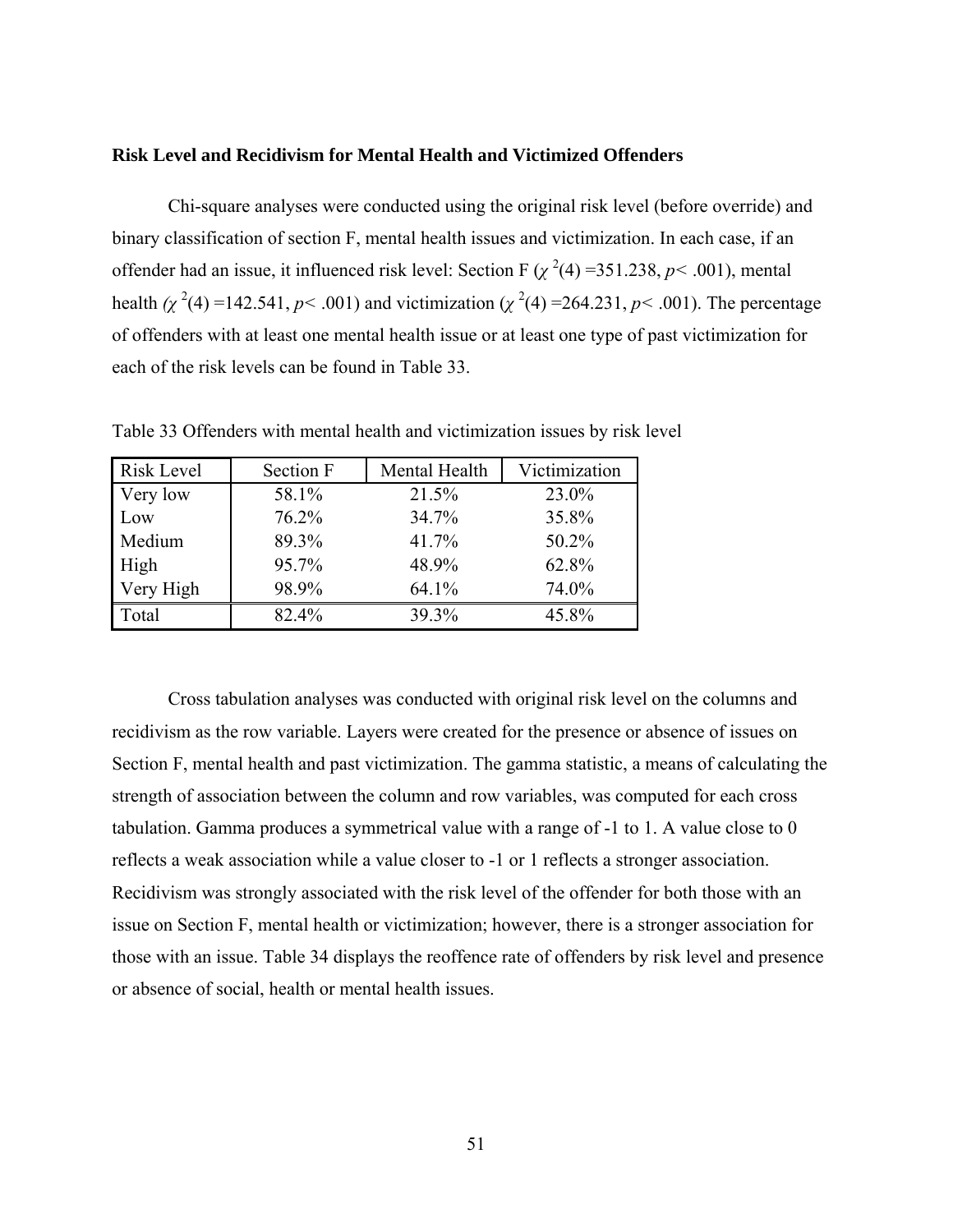**Risk Level and Recidivism for Mental Health and Victimized Offenders**

Chi-square analyses were conducted using the original risk level (before override) and binary classification of section F, mental health issues and victimization. In each case, if an offender had an issue, it influenced risk level: Section F ($\chi^2(4) = 351.238$, $p < .001$), mental health ($\chi^2(4) = 142.541$, $p < .001$) and victimization ($\chi^2(4) = 264.231$, $p < .001$). The percentage of offenders with at least one mental health issue or at least one type of past victimization for each of the risk levels can be found in Table 33.

Table 33 Offenders with mental health and victimization issues by risk level

| Risk Level | Section F | Mental Health | Victimization |
|---|---|---|---|
| Very low | 58.1% | 21.5% | 23.0% |
| Low | 76.2% | 34.7% | 35.8% |
| Medium | 89.3% | 41.7% | 50.2% |
| High | 95.7% | 48.9% | 62.8% |
| Very High | 98.9% | 64.1% | 74.0% |
| Total | 82.4% | 39.3% | 45.8% |

Cross tabulation analyses was conducted with original risk level on the columns and recidivism as the row variable. Layers were created for the presence or absence of issues on Section F, mental health and past victimization. The gamma statistic, a means of calculating the strength of association between the column and row variables, was computed for each cross tabulation. Gamma produces a symmetrical value with a range of -1 to 1. A value close to 0 reflects a weak association while a value closer to -1 or 1 reflects a stronger association. Recidivism was strongly associated with the risk level of the offender for both those with an issue on Section F, mental health or victimization; however, there is a stronger association for those with an issue. Table 34 displays the reoffence rate of offenders by risk level and presence or absence of social, health or mental health issues.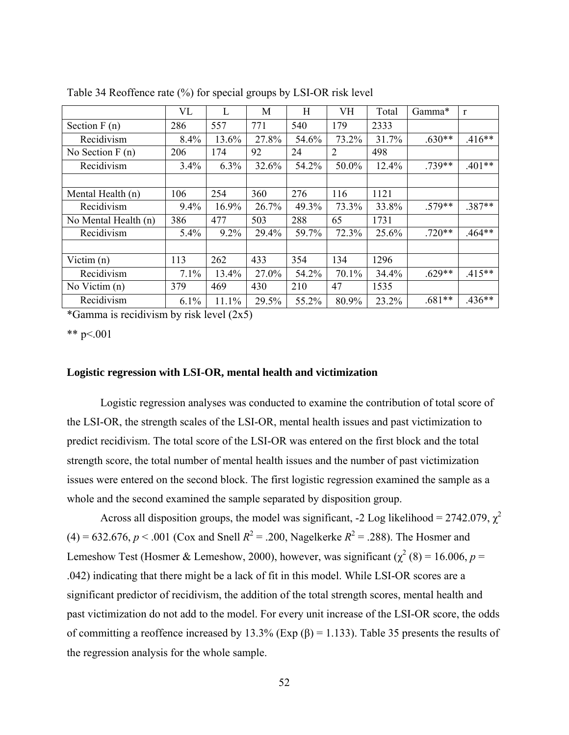Table 34 Reoffence rate (%) for special groups by LSI-OR risk level

| | VL | L | M | H | VH | Total | Gamma* | r |
|---|---|---|---|---|---|---|---|---|
| Section F (n) | 286 | 557 | 771 | 540 | 179 | 2333 | | |
| Recidivism | 8.4% | 13.6% | 27.8% | 54.6% | 73.2% | 31.7% | .630** | .416** |
| No Section F (n) | 206 | 174 | 92 | 24 | 2 | 498 | | |
| Recidivism | 3.4% | 6.3% | 32.6% | 54.2% | 50.0% | 12.4% | .739** | .401** |
| | | | | | | | | |
| Mental Health (n) | 106 | 254 | 360 | 276 | 116 | 1121 | | |
| Recidivism | 9.4% | 16.9% | 26.7% | 49.3% | 73.3% | 33.8% | .579** | .387** |
| No Mental Health (n) | 386 | 477 | 503 | 288 | 65 | 1731 | | |
| Recidivism | 5.4% | 9.2% | 29.4% | 59.7% | 72.3% | 25.6% | .720** | .464** |
| | | | | | | | | |
| Victim (n) | 113 | 262 | 433 | 354 | 134 | 1296 | | |
| Recidivism | 7.1% | 13.4% | 27.0% | 54.2% | 70.1% | 34.4% | .629** | .415** |
| No Victim (n) | 379 | 469 | 430 | 210 | 47 | 1535 | | |
| Recidivism | 6.1% | 11.1% | 29.5% | 55.2% | 80.9% | 23.2% | .681** | .436** |

*Gamma is recidivism by risk level (2x5)

** p<.001

### Logistic regression with LSI-OR, mental health and victimization

Logistic regression analyses was conducted to examine the contribution of total score of the LSI-OR, the strength scales of the LSI-OR, mental health issues and past victimization to predict recidivism. The total score of the LSI-OR was entered on the first block and the total strength score, the total number of mental health issues and the number of past victimization issues were entered on the second block. The first logistic regression examined the sample as a whole and the second examined the sample separated by disposition group.

Across all disposition groups, the model was significant, -2 Log likelihood = 2742.079, $\chi^2$ (4) = 632.676, $p < .001$ (Cox and Snell $R^2 = .200$, Nagelkerke $R^2 = .288$). The Hosmer and Lemeshow Test (Hosmer & Lemeshow, 2000), however, was significant ($\chi^2$ (8) = 16.006, $p$ = .042) indicating that there might be a lack of fit in this model. While LSI-OR scores are a significant predictor of recidivism, the addition of the total strength scores, mental health and past victimization do not add to the model. For every unit increase of the LSI-OR score, the odds of committing a reoffence increased by 13.3% (Exp (β) = 1.133). Table 35 presents the results of the regression analysis for the whole sample.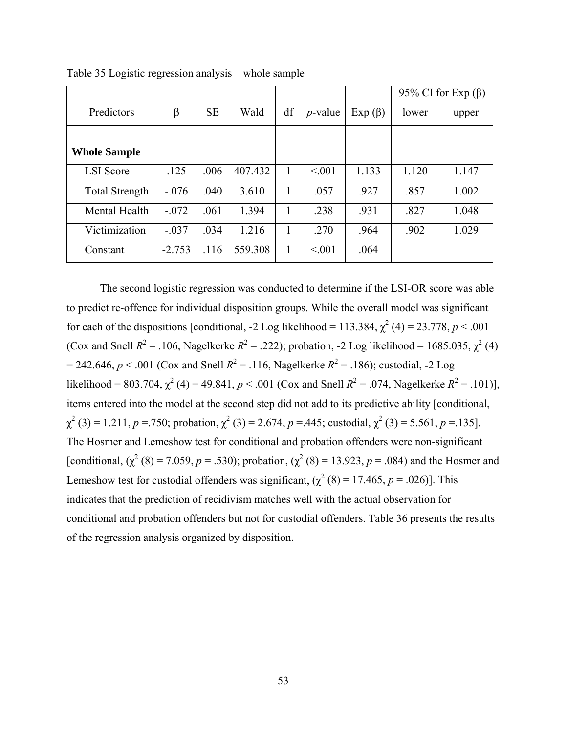Table 35 Logistic regression analysis – whole sample

| | | | | | | | 95% CI for Exp (β) | |
|---|---|---|---|---|---|---|---|---|
| Predictors | β | SE | Wald | df | *p*-value | Exp (β) | lower | upper |
| | | | | | | | | |
| **Whole Sample** | | | | | | | | |
| LSI Score | .125 | .006 | 407.432 | 1 | <.001 | 1.133 | 1.120 | 1.147 |
| Total Strength | -.076 | .040 | 3.610 | 1 | .057 | .927 | .857 | 1.002 |
| Mental Health | -.072 | .061 | 1.394 | 1 | .238 | .931 | .827 | 1.048 |
| Victimization | -.037 | .034 | 1.216 | 1 | .270 | .964 | .902 | 1.029 |
| Constant | -2.753 | .116 | 559.308 | 1 | <.001 | .064 | | |

The second logistic regression was conducted to determine if the LSI-OR score was able to predict re-offence for individual disposition groups. While the overall model was significant for each of the dispositions [conditional, -2 Log likelihood = 113.384, $\chi^2$ (4) = 23.778, $p < .001$ (Cox and Snell $R^2 = .106$, Nagelkerke $R^2 = .222$); probation, -2 Log likelihood = 1685.035, $\chi^2$ (4) = 242.646, $p < .001$ (Cox and Snell $R^2 = .116$, Nagelkerke $R^2 = .186$); custodial, -2 Log likelihood = 803.704, $\chi^2$ (4) = 49.841, $p < .001$ (Cox and Snell $R^2 = .074$, Nagelkerke $R^2 = .101$)], items entered into the model at the second step did not add to its predictive ability [conditional, $\chi^2$ (3) = 1.211, $p$ =.750; probation, $\chi^2$ (3) = 2.674, $p$ =.445; custodial, $\chi^2$ (3) = 5.561, $p$ =.135]. The Hosmer and Lemeshow test for conditional and probation offenders were non-significant [conditional, ($\chi^2$ (8) = 7.059, $p$ = .530); probation, ($\chi^2$ (8) = 13.923, $p$ = .084) and the Hosmer and Lemeshow test for custodial offenders was significant, ($\chi^2$ (8) = 17.465, $p$ = .026)]. This indicates that the prediction of recidivism matches well with the actual observation for conditional and probation offenders but not for custodial offenders. Table 36 presents the results of the regression analysis organized by disposition.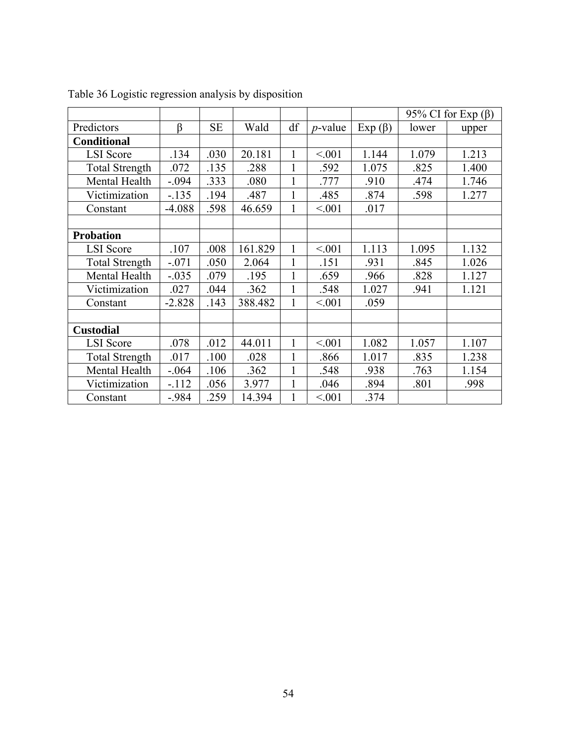Table 36 Logistic regression analysis by disposition

| | | | | | | | 95% CI for Exp (β) | |
|---|---|---|---|---|---|---|---|---|
| Predictors | β | SE | Wald | df | *p*-value | Exp (β) | lower | upper |
| **Conditional** | | | | | | | | |
| LSI Score | .134 | .030 | 20.181 | 1 | <.001 | 1.144 | 1.079 | 1.213 |
| Total Strength | .072 | .135 | .288 | 1 | .592 | 1.075 | .825 | 1.400 |
| Mental Health | -.094 | .333 | .080 | 1 | .777 | .910 | .474 | 1.746 |
| Victimization | -.135 | .194 | .487 | 1 | .485 | .874 | .598 | 1.277 |
| Constant | -4.088 | .598 | 46.659 | 1 | <.001 | .017 | | |
| | | | | | | | | |
| **Probation** | | | | | | | | |
| LSI Score | .107 | .008 | 161.829 | 1 | <.001 | 1.113 | 1.095 | 1.132 |
| Total Strength | -.071 | .050 | 2.064 | 1 | .151 | .931 | .845 | 1.026 |
| Mental Health | -.035 | .079 | .195 | 1 | .659 | .966 | .828 | 1.127 |
| Victimization | .027 | .044 | .362 | 1 | .548 | 1.027 | .941 | 1.121 |
| Constant | -2.828 | .143 | 388.482 | 1 | <.001 | .059 | | |
| | | | | | | | | |
| **Custodial** | | | | | | | | |
| LSI Score | .078 | .012 | 44.011 | 1 | <.001 | 1.082 | 1.057 | 1.107 |
| Total Strength | .017 | .100 | .028 | 1 | .866 | 1.017 | .835 | 1.238 |
| Mental Health | -.064 | .106 | .362 | 1 | .548 | .938 | .763 | 1.154 |
| Victimization | -.112 | .056 | 3.977 | 1 | .046 | .894 | .801 | .998 |
| Constant | -.984 | .259 | 14.394 | 1 | <.001 | .374 | | |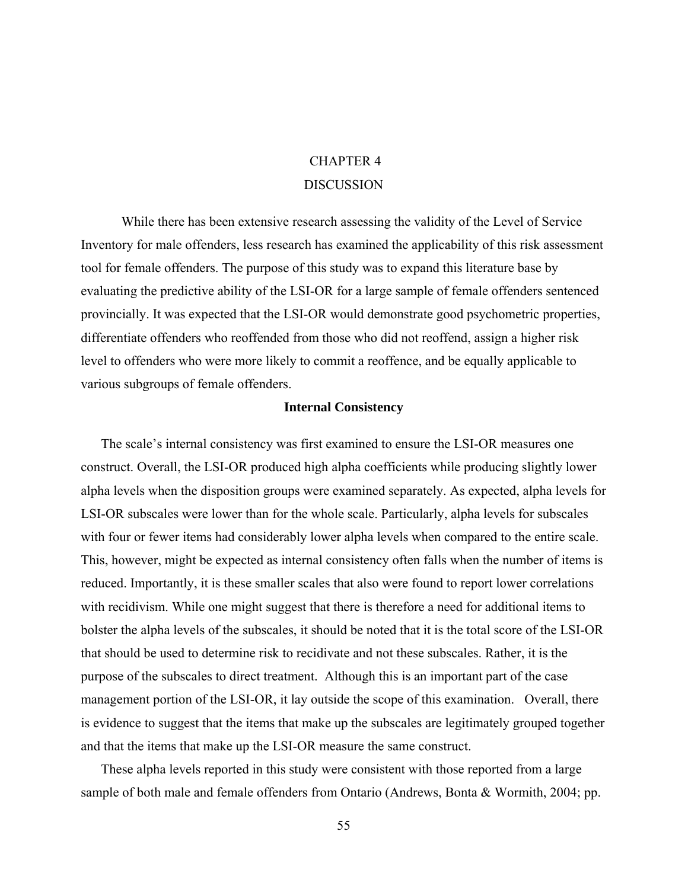# CHAPTER 4
# DISCUSSION

While there has been extensive research assessing the validity of the Level of Service Inventory for male offenders, less research has examined the applicability of this risk assessment tool for female offenders. The purpose of this study was to expand this literature base by evaluating the predictive ability of the LSI-OR for a large sample of female offenders sentenced provincially. It was expected that the LSI-OR would demonstrate good psychometric properties, differentiate offenders who reoffended from those who did not reoffend, assign a higher risk level to offenders who were more likely to commit a reoffence, and be equally applicable to various subgroups of female offenders.

## Internal Consistency

The scale's internal consistency was first examined to ensure the LSI-OR measures one construct. Overall, the LSI-OR produced high alpha coefficients while producing slightly lower alpha levels when the disposition groups were examined separately. As expected, alpha levels for LSI-OR subscales were lower than for the whole scale. Particularly, alpha levels for subscales with four or fewer items had considerably lower alpha levels when compared to the entire scale. This, however, might be expected as internal consistency often falls when the number of items is reduced. Importantly, it is these smaller scales that also were found to report lower correlations with recidivism. While one might suggest that there is therefore a need for additional items to bolster the alpha levels of the subscales, it should be noted that it is the total score of the LSI-OR that should be used to determine risk to recidivate and not these subscales. Rather, it is the purpose of the subscales to direct treatment. Although this is an important part of the case management portion of the LSI-OR, it lay outside the scope of this examination. Overall, there is evidence to suggest that the items that make up the subscales are legitimately grouped together and that the items that make up the LSI-OR measure the same construct.

These alpha levels reported in this study were consistent with those reported from a large sample of both male and female offenders from Ontario (Andrews, Bonta & Wormith, 2004; pp.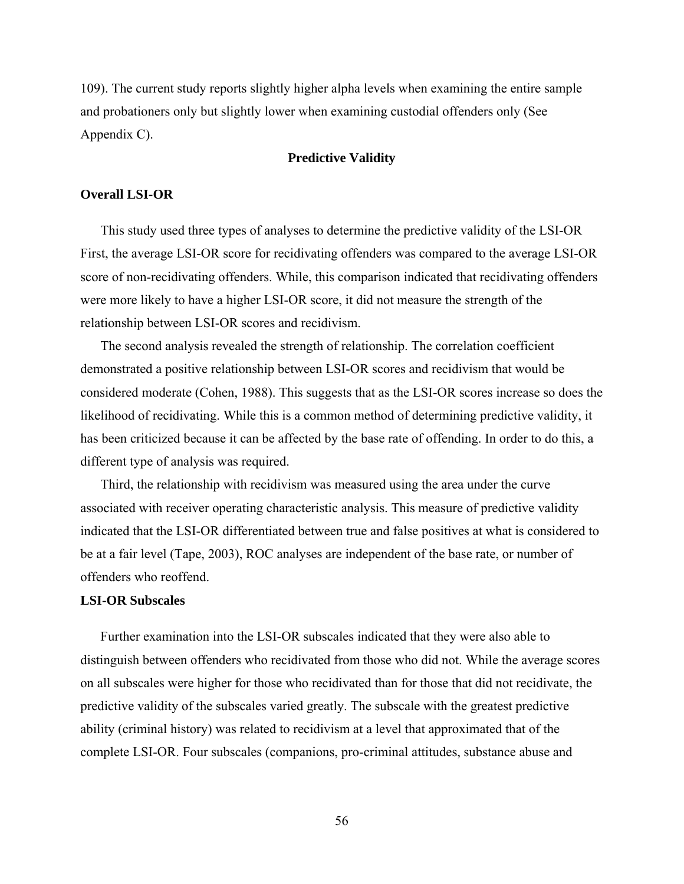109). The current study reports slightly higher alpha levels when examining the entire sample and probationers only but slightly lower when examining custodial offenders only (See Appendix C).

## Predictive Validity

### Overall LSI-OR

This study used three types of analyses to determine the predictive validity of the LSI-OR First, the average LSI-OR score for recidivating offenders was compared to the average LSI-OR score of non-recidivating offenders. While, this comparison indicated that recidivating offenders were more likely to have a higher LSI-OR score, it did not measure the strength of the relationship between LSI-OR scores and recidivism.

The second analysis revealed the strength of relationship. The correlation coefficient demonstrated a positive relationship between LSI-OR scores and recidivism that would be considered moderate (Cohen, 1988). This suggests that as the LSI-OR scores increase so does the likelihood of recidivating. While this is a common method of determining predictive validity, it has been criticized because it can be affected by the base rate of offending. In order to do this, a different type of analysis was required.

Third, the relationship with recidivism was measured using the area under the curve associated with receiver operating characteristic analysis. This measure of predictive validity indicated that the LSI-OR differentiated between true and false positives at what is considered to be at a fair level (Tape, 2003), ROC analyses are independent of the base rate, or number of offenders who reoffend.

### LSI-OR Subscales

Further examination into the LSI-OR subscales indicated that they were also able to distinguish between offenders who recidivated from those who did not. While the average scores on all subscales were higher for those who recidivated than for those that did not recidivate, the predictive validity of the subscales varied greatly. The subscale with the greatest predictive ability (criminal history) was related to recidivism at a level that approximated that of the complete LSI-OR. Four subscales (companions, pro-criminal attitudes, substance abuse and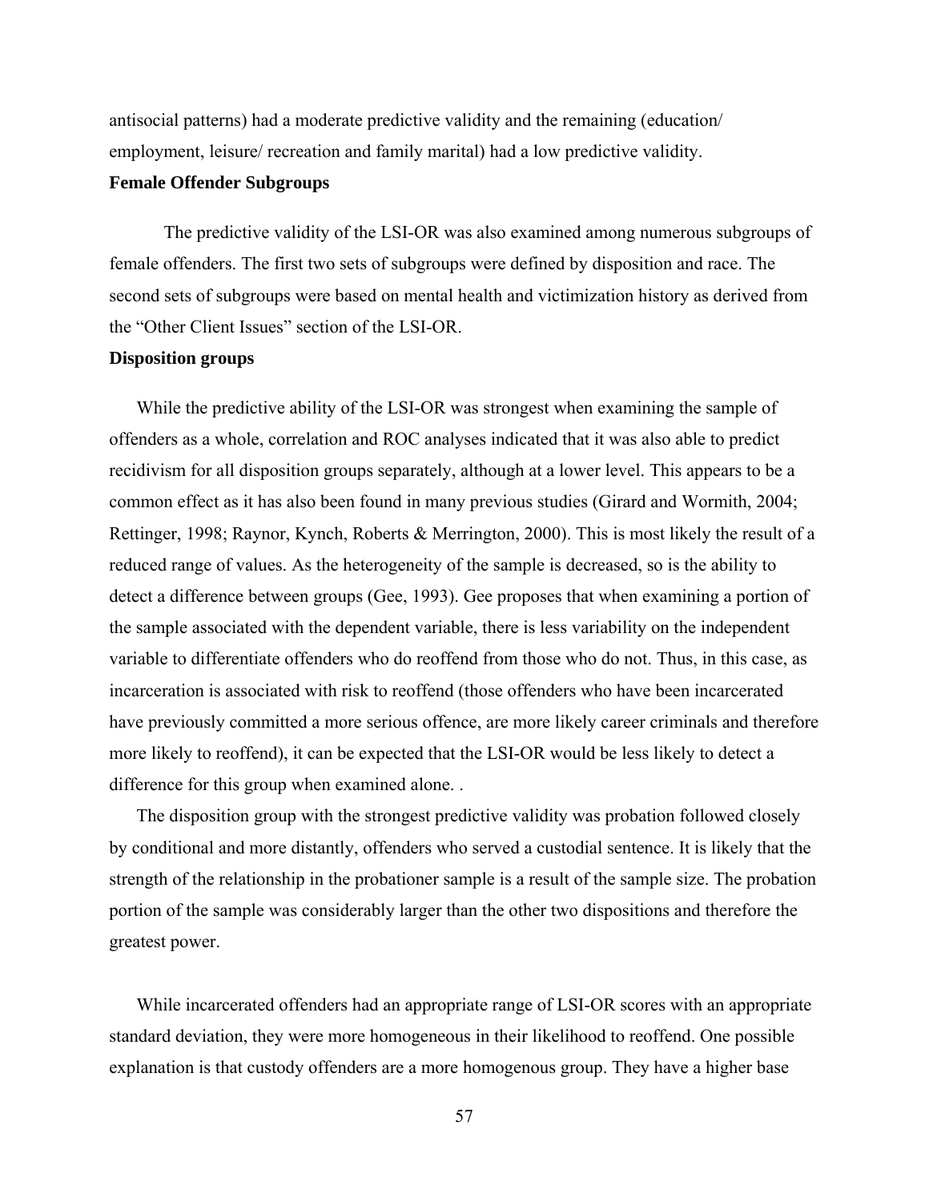antisocial patterns) had a moderate predictive validity and the remaining (education/ employment, leisure/ recreation and family marital) had a low predictive validity.

### Female Offender Subgroups

The predictive validity of the LSI-OR was also examined among numerous subgroups of female offenders. The first two sets of subgroups were defined by disposition and race. The second sets of subgroups were based on mental health and victimization history as derived from the "Other Client Issues" section of the LSI-OR.

### Disposition groups

While the predictive ability of the LSI-OR was strongest when examining the sample of offenders as a whole, correlation and ROC analyses indicated that it was also able to predict recidivism for all disposition groups separately, although at a lower level. This appears to be a common effect as it has also been found in many previous studies (Girard and Wormith, 2004; Rettinger, 1998; Raynor, Kynch, Roberts & Merrington, 2000). This is most likely the result of a reduced range of values. As the heterogeneity of the sample is decreased, so is the ability to detect a difference between groups (Gee, 1993). Gee proposes that when examining a portion of the sample associated with the dependent variable, there is less variability on the independent variable to differentiate offenders who do reoffend from those who do not. Thus, in this case, as incarceration is associated with risk to reoffend (those offenders who have been incarcerated have previously committed a more serious offence, are more likely career criminals and therefore more likely to reoffend), it can be expected that the LSI-OR would be less likely to detect a difference for this group when examined alone. .

The disposition group with the strongest predictive validity was probation followed closely by conditional and more distantly, offenders who served a custodial sentence. It is likely that the strength of the relationship in the probationer sample is a result of the sample size. The probation portion of the sample was considerably larger than the other two dispositions and therefore the greatest power.

While incarcerated offenders had an appropriate range of LSI-OR scores with an appropriate standard deviation, they were more homogeneous in their likelihood to reoffend. One possible explanation is that custody offenders are a more homogenous group. They have a higher base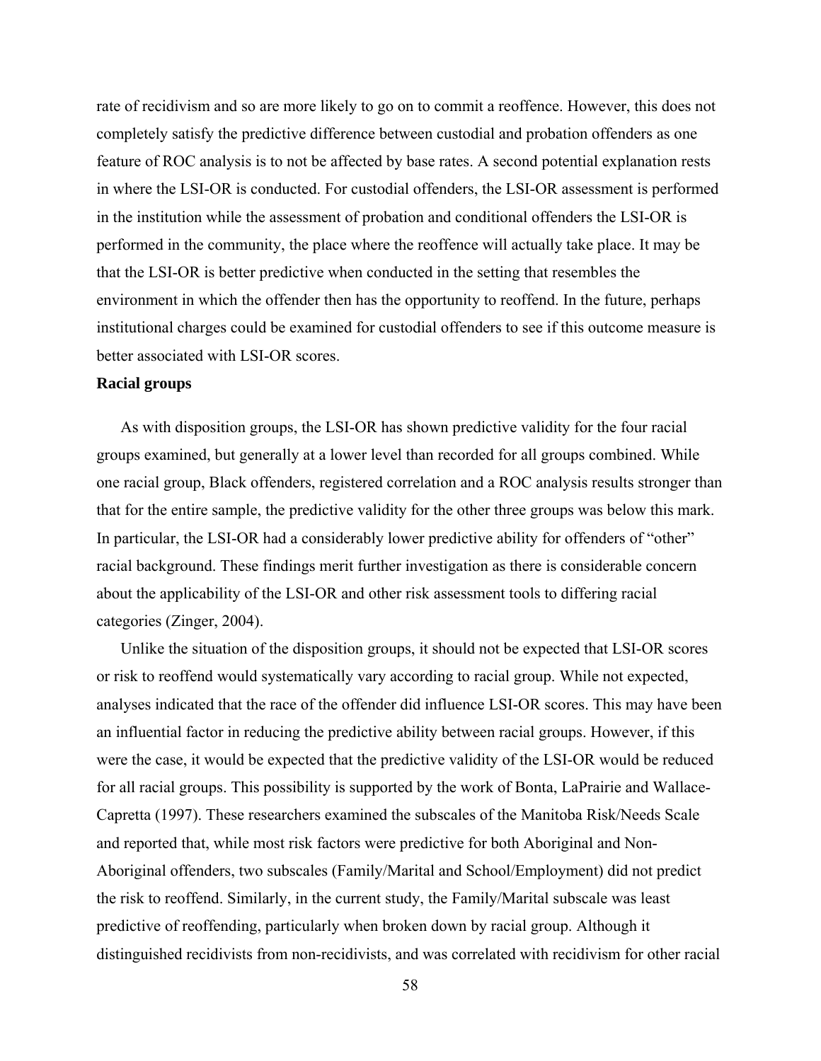rate of recidivism and so are more likely to go on to commit a reoffence. However, this does not completely satisfy the predictive difference between custodial and probation offenders as one feature of ROC analysis is to not be affected by base rates. A second potential explanation rests in where the LSI-OR is conducted. For custodial offenders, the LSI-OR assessment is performed in the institution while the assessment of probation and conditional offenders the LSI-OR is performed in the community, the place where the reoffence will actually take place. It may be that the LSI-OR is better predictive when conducted in the setting that resembles the environment in which the offender then has the opportunity to reoffend. In the future, perhaps institutional charges could be examined for custodial offenders to see if this outcome measure is better associated with LSI-OR scores.

**Racial groups**

As with disposition groups, the LSI-OR has shown predictive validity for the four racial groups examined, but generally at a lower level than recorded for all groups combined. While one racial group, Black offenders, registered correlation and a ROC analysis results stronger than that for the entire sample, the predictive validity for the other three groups was below this mark. In particular, the LSI-OR had a considerably lower predictive ability for offenders of "other" racial background. These findings merit further investigation as there is considerable concern about the applicability of the LSI-OR and other risk assessment tools to differing racial categories (Zinger, 2004).

Unlike the situation of the disposition groups, it should not be expected that LSI-OR scores or risk to reoffend would systematically vary according to racial group. While not expected, analyses indicated that the race of the offender did influence LSI-OR scores. This may have been an influential factor in reducing the predictive ability between racial groups. However, if this were the case, it would be expected that the predictive validity of the LSI-OR would be reduced for all racial groups. This possibility is supported by the work of Bonta, LaPrairie and Wallace-Capretta (1997). These researchers examined the subscales of the Manitoba Risk/Needs Scale and reported that, while most risk factors were predictive for both Aboriginal and Non-Aboriginal offenders, two subscales (Family/Marital and School/Employment) did not predict the risk to reoffend. Similarly, in the current study, the Family/Marital subscale was least predictive of reoffending, particularly when broken down by racial group. Although it distinguished recidivists from non-recidivists, and was correlated with recidivism for other racial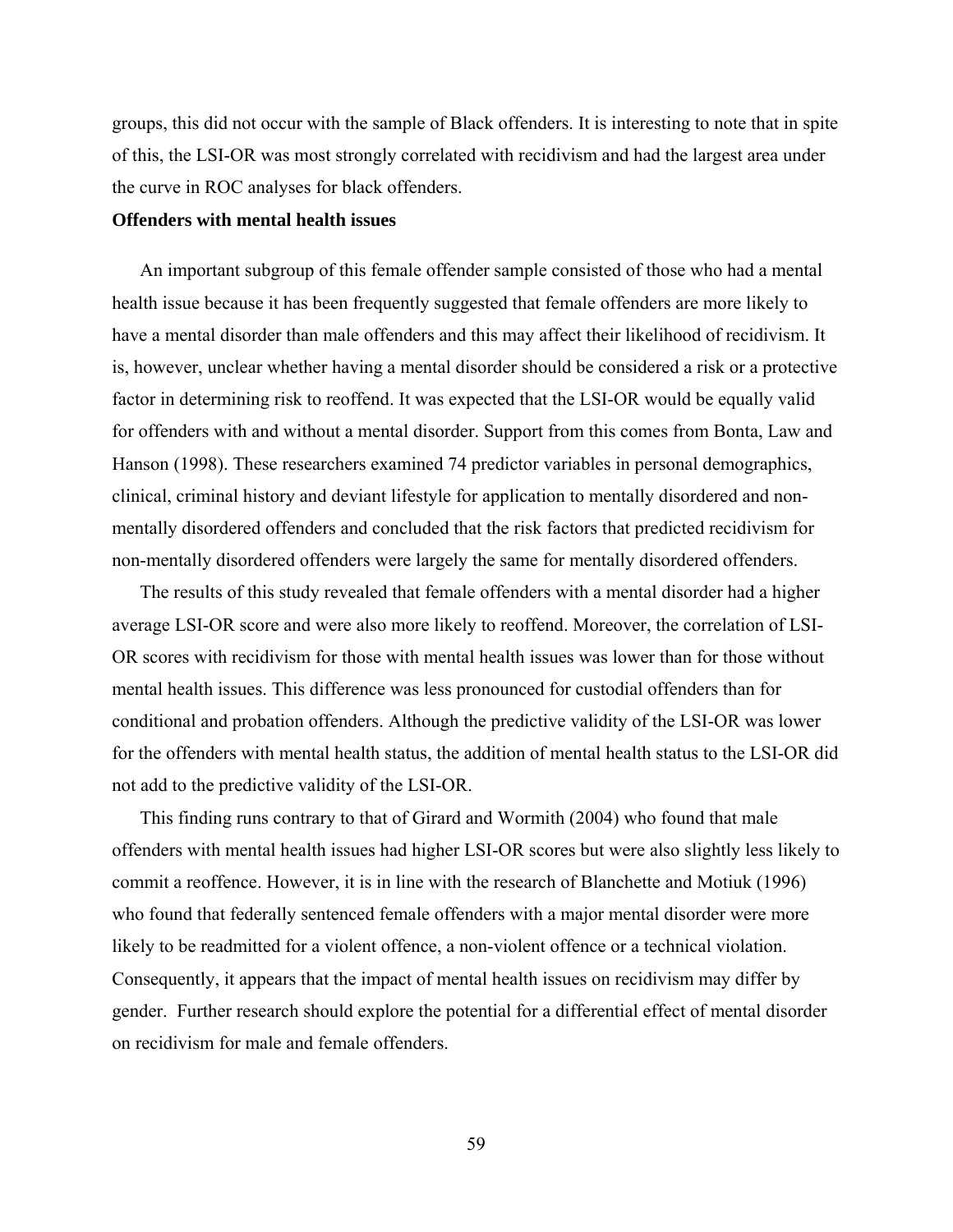groups, this did not occur with the sample of Black offenders. It is interesting to note that in spite of this, the LSI-OR was most strongly correlated with recidivism and had the largest area under the curve in ROC analyses for black offenders.

**Offenders with mental health issues**

An important subgroup of this female offender sample consisted of those who had a mental health issue because it has been frequently suggested that female offenders are more likely to have a mental disorder than male offenders and this may affect their likelihood of recidivism. It is, however, unclear whether having a mental disorder should be considered a risk or a protective factor in determining risk to reoffend. It was expected that the LSI-OR would be equally valid for offenders with and without a mental disorder. Support from this comes from Bonta, Law and Hanson (1998). These researchers examined 74 predictor variables in personal demographics, clinical, criminal history and deviant lifestyle for application to mentally disordered and non-mentally disordered offenders and concluded that the risk factors that predicted recidivism for non-mentally disordered offenders were largely the same for mentally disordered offenders.

The results of this study revealed that female offenders with a mental disorder had a higher average LSI-OR score and were also more likely to reoffend. Moreover, the correlation of LSI-OR scores with recidivism for those with mental health issues was lower than for those without mental health issues. This difference was less pronounced for custodial offenders than for conditional and probation offenders. Although the predictive validity of the LSI-OR was lower for the offenders with mental health status, the addition of mental health status to the LSI-OR did not add to the predictive validity of the LSI-OR.

This finding runs contrary to that of Girard and Wormith (2004) who found that male offenders with mental health issues had higher LSI-OR scores but were also slightly less likely to commit a reoffence. However, it is in line with the research of Blanchette and Motiuk (1996) who found that federally sentenced female offenders with a major mental disorder were more likely to be readmitted for a violent offence, a non-violent offence or a technical violation. Consequently, it appears that the impact of mental health issues on recidivism may differ by gender. Further research should explore the potential for a differential effect of mental disorder on recidivism for male and female offenders.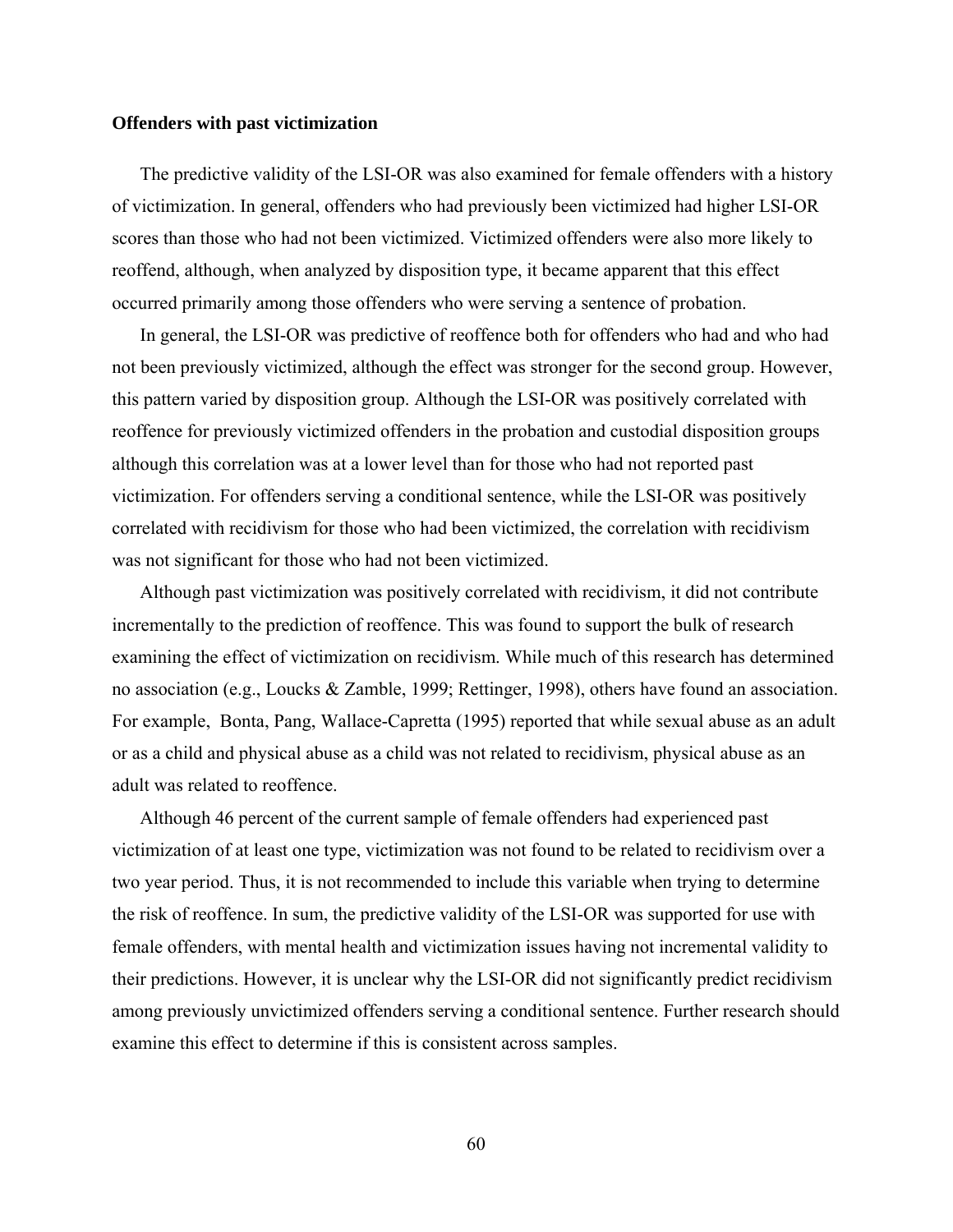**Offenders with past victimization**

The predictive validity of the LSI-OR was also examined for female offenders with a history of victimization. In general, offenders who had previously been victimized had higher LSI-OR scores than those who had not been victimized. Victimized offenders were also more likely to reoffend, although, when analyzed by disposition type, it became apparent that this effect occurred primarily among those offenders who were serving a sentence of probation.

In general, the LSI-OR was predictive of reoffence both for offenders who had and who had not been previously victimized, although the effect was stronger for the second group. However, this pattern varied by disposition group. Although the LSI-OR was positively correlated with reoffence for previously victimized offenders in the probation and custodial disposition groups although this correlation was at a lower level than for those who had not reported past victimization. For offenders serving a conditional sentence, while the LSI-OR was positively correlated with recidivism for those who had been victimized, the correlation with recidivism was not significant for those who had not been victimized.

Although past victimization was positively correlated with recidivism, it did not contribute incrementally to the prediction of reoffence. This was found to support the bulk of research examining the effect of victimization on recidivism. While much of this research has determined no association (e.g., Loucks & Zamble, 1999; Rettinger, 1998), others have found an association. For example, Bonta, Pang, Wallace-Capretta (1995) reported that while sexual abuse as an adult or as a child and physical abuse as a child was not related to recidivism, physical abuse as an adult was related to reoffence.

Although 46 percent of the current sample of female offenders had experienced past victimization of at least one type, victimization was not found to be related to recidivism over a two year period. Thus, it is not recommended to include this variable when trying to determine the risk of reoffence. In sum, the predictive validity of the LSI-OR was supported for use with female offenders, with mental health and victimization issues having not incremental validity to their predictions. However, it is unclear why the LSI-OR did not significantly predict recidivism among previously unvictimized offenders serving a conditional sentence. Further research should examine this effect to determine if this is consistent across samples.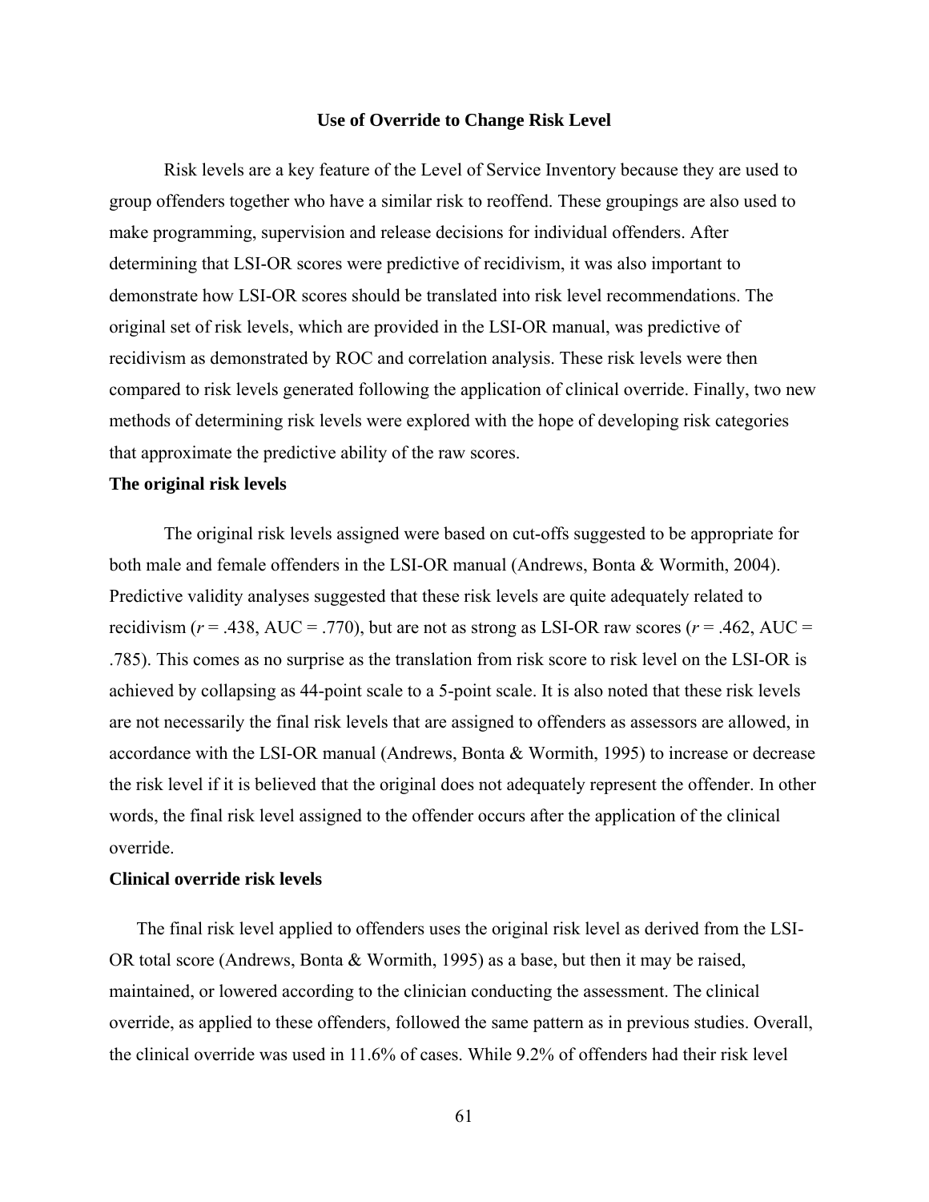## Use of Override to Change Risk Level

Risk levels are a key feature of the Level of Service Inventory because they are used to group offenders together who have a similar risk to reoffend. These groupings are also used to make programming, supervision and release decisions for individual offenders. After determining that LSI-OR scores were predictive of recidivism, it was also important to demonstrate how LSI-OR scores should be translated into risk level recommendations. The original set of risk levels, which are provided in the LSI-OR manual, was predictive of recidivism as demonstrated by ROC and correlation analysis. These risk levels were then compared to risk levels generated following the application of clinical override. Finally, two new methods of determining risk levels were explored with the hope of developing risk categories that approximate the predictive ability of the raw scores.

### The original risk levels

The original risk levels assigned were based on cut-offs suggested to be appropriate for both male and female offenders in the LSI-OR manual (Andrews, Bonta & Wormith, 2004). Predictive validity analyses suggested that these risk levels are quite adequately related to recidivism ($r$ = .438, AUC = .770), but are not as strong as LSI-OR raw scores ($r$ = .462, AUC = .785). This comes as no surprise as the translation from risk score to risk level on the LSI-OR is achieved by collapsing as 44-point scale to a 5-point scale. It is also noted that these risk levels are not necessarily the final risk levels that are assigned to offenders as assessors are allowed, in accordance with the LSI-OR manual (Andrews, Bonta & Wormith, 1995) to increase or decrease the risk level if it is believed that the original does not adequately represent the offender. In other words, the final risk level assigned to the offender occurs after the application of the clinical override.

### Clinical override risk levels

The final risk level applied to offenders uses the original risk level as derived from the LSI-OR total score (Andrews, Bonta & Wormith, 1995) as a base, but then it may be raised, maintained, or lowered according to the clinician conducting the assessment. The clinical override, as applied to these offenders, followed the same pattern as in previous studies. Overall, the clinical override was used in 11.6% of cases. While 9.2% of offenders had their risk level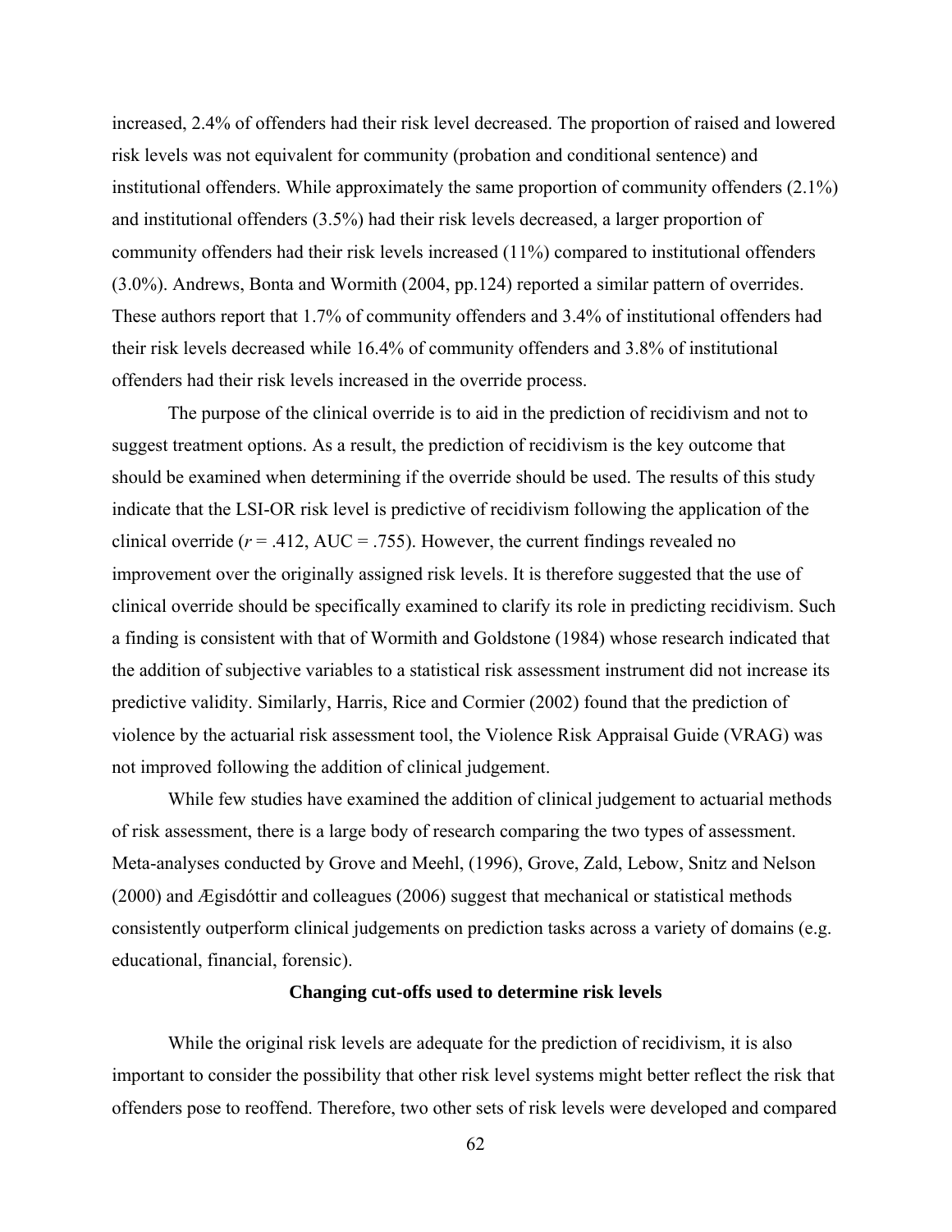increased, 2.4% of offenders had their risk level decreased. The proportion of raised and lowered risk levels was not equivalent for community (probation and conditional sentence) and institutional offenders. While approximately the same proportion of community offenders (2.1%) and institutional offenders (3.5%) had their risk levels decreased, a larger proportion of community offenders had their risk levels increased (11%) compared to institutional offenders (3.0%). Andrews, Bonta and Wormith (2004, pp.124) reported a similar pattern of overrides. These authors report that 1.7% of community offenders and 3.4% of institutional offenders had their risk levels decreased while 16.4% of community offenders and 3.8% of institutional offenders had their risk levels increased in the override process.

The purpose of the clinical override is to aid in the prediction of recidivism and not to suggest treatment options. As a result, the prediction of recidivism is the key outcome that should be examined when determining if the override should be used. The results of this study indicate that the LSI-OR risk level is predictive of recidivism following the application of the clinical override ($r$ = .412, AUC = .755). However, the current findings revealed no improvement over the originally assigned risk levels. It is therefore suggested that the use of clinical override should be specifically examined to clarify its role in predicting recidivism. Such a finding is consistent with that of Wormith and Goldstone (1984) whose research indicated that the addition of subjective variables to a statistical risk assessment instrument did not increase its predictive validity. Similarly, Harris, Rice and Cormier (2002) found that the prediction of violence by the actuarial risk assessment tool, the Violence Risk Appraisal Guide (VRAG) was not improved following the addition of clinical judgement.

While few studies have examined the addition of clinical judgement to actuarial methods of risk assessment, there is a large body of research comparing the two types of assessment. Meta-analyses conducted by Grove and Meehl, (1996), Grove, Zald, Lebow, Snitz and Nelson (2000) and Ægisdóttir and colleagues (2006) suggest that mechanical or statistical methods consistently outperform clinical judgements on prediction tasks across a variety of domains (e.g. educational, financial, forensic).

### Changing cut-offs used to determine risk levels

While the original risk levels are adequate for the prediction of recidivism, it is also important to consider the possibility that other risk level systems might better reflect the risk that offenders pose to reoffend. Therefore, two other sets of risk levels were developed and compared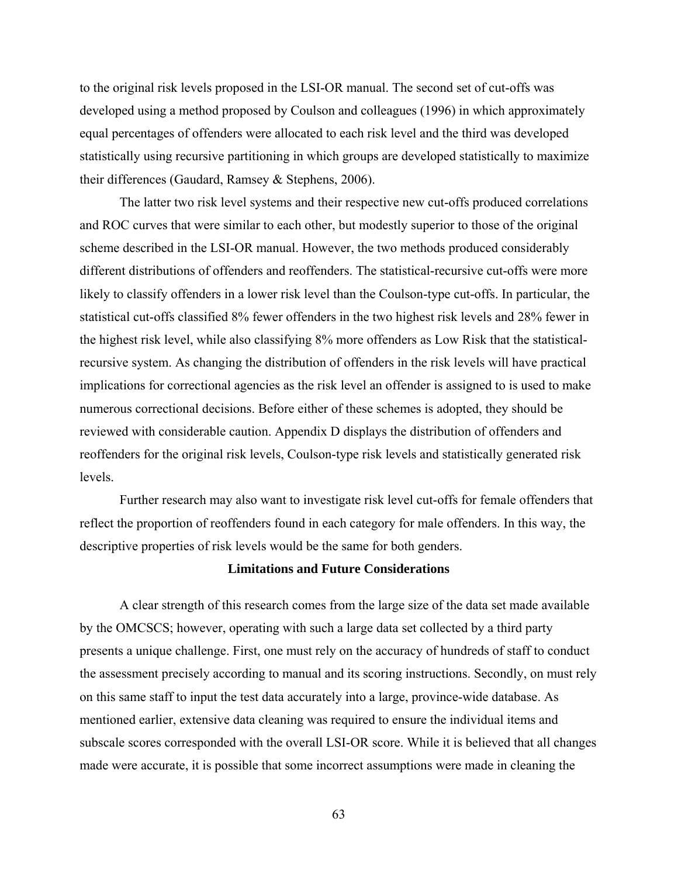to the original risk levels proposed in the LSI-OR manual. The second set of cut-offs was developed using a method proposed by Coulson and colleagues (1996) in which approximately equal percentages of offenders were allocated to each risk level and the third was developed statistically using recursive partitioning in which groups are developed statistically to maximize their differences (Gaudard, Ramsey & Stephens, 2006).

The latter two risk level systems and their respective new cut-offs produced correlations and ROC curves that were similar to each other, but modestly superior to those of the original scheme described in the LSI-OR manual. However, the two methods produced considerably different distributions of offenders and reoffenders. The statistical-recursive cut-offs were more likely to classify offenders in a lower risk level than the Coulson-type cut-offs. In particular, the statistical cut-offs classified 8% fewer offenders in the two highest risk levels and 28% fewer in the highest risk level, while also classifying 8% more offenders as Low Risk that the statistical-recursive system. As changing the distribution of offenders in the risk levels will have practical implications for correctional agencies as the risk level an offender is assigned to is used to make numerous correctional decisions. Before either of these schemes is adopted, they should be reviewed with considerable caution. Appendix D displays the distribution of offenders and reoffenders for the original risk levels, Coulson-type risk levels and statistically generated risk levels.

Further research may also want to investigate risk level cut-offs for female offenders that reflect the proportion of reoffenders found in each category for male offenders. In this way, the descriptive properties of risk levels would be the same for both genders.

## Limitations and Future Considerations

A clear strength of this research comes from the large size of the data set made available by the OMCSCS; however, operating with such a large data set collected by a third party presents a unique challenge. First, one must rely on the accuracy of hundreds of staff to conduct the assessment precisely according to manual and its scoring instructions. Secondly, on must rely on this same staff to input the test data accurately into a large, province-wide database. As mentioned earlier, extensive data cleaning was required to ensure the individual items and subscale scores corresponded with the overall LSI-OR score. While it is believed that all changes made were accurate, it is possible that some incorrect assumptions were made in cleaning the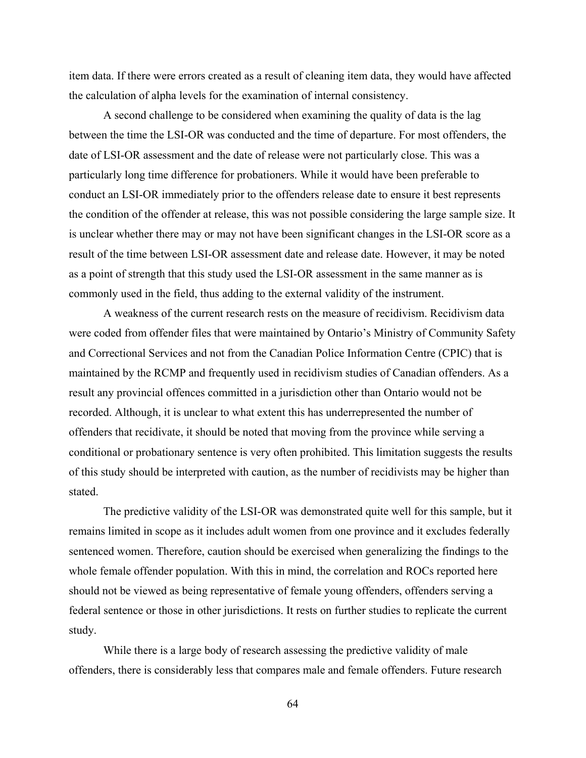item data. If there were errors created as a result of cleaning item data, they would have affected the calculation of alpha levels for the examination of internal consistency.

A second challenge to be considered when examining the quality of data is the lag between the time the LSI-OR was conducted and the time of departure. For most offenders, the date of LSI-OR assessment and the date of release were not particularly close. This was a particularly long time difference for probationers. While it would have been preferable to conduct an LSI-OR immediately prior to the offenders release date to ensure it best represents the condition of the offender at release, this was not possible considering the large sample size. It is unclear whether there may or may not have been significant changes in the LSI-OR score as a result of the time between LSI-OR assessment date and release date. However, it may be noted as a point of strength that this study used the LSI-OR assessment in the same manner as is commonly used in the field, thus adding to the external validity of the instrument.

A weakness of the current research rests on the measure of recidivism. Recidivism data were coded from offender files that were maintained by Ontario's Ministry of Community Safety and Correctional Services and not from the Canadian Police Information Centre (CPIC) that is maintained by the RCMP and frequently used in recidivism studies of Canadian offenders. As a result any provincial offences committed in a jurisdiction other than Ontario would not be recorded. Although, it is unclear to what extent this has underrepresented the number of offenders that recidivate, it should be noted that moving from the province while serving a conditional or probationary sentence is very often prohibited. This limitation suggests the results of this study should be interpreted with caution, as the number of recidivists may be higher than stated.

The predictive validity of the LSI-OR was demonstrated quite well for this sample, but it remains limited in scope as it includes adult women from one province and it excludes federally sentenced women. Therefore, caution should be exercised when generalizing the findings to the whole female offender population. With this in mind, the correlation and ROCs reported here should not be viewed as being representative of female young offenders, offenders serving a federal sentence or those in other jurisdictions. It rests on further studies to replicate the current study.

While there is a large body of research assessing the predictive validity of male offenders, there is considerably less that compares male and female offenders. Future research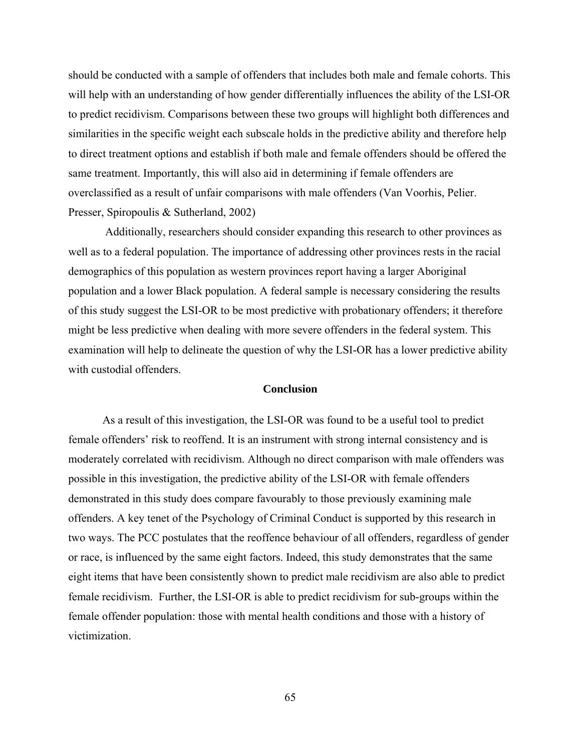should be conducted with a sample of offenders that includes both male and female cohorts. This will help with an understanding of how gender differentially influences the ability of the LSI-OR to predict recidivism. Comparisons between these two groups will highlight both differences and similarities in the specific weight each subscale holds in the predictive ability and therefore help to direct treatment options and establish if both male and female offenders should be offered the same treatment. Importantly, this will also aid in determining if female offenders are overclassified as a result of unfair comparisons with male offenders (Van Voorhis, Pelier. Presser, Spiropoulis & Sutherland, 2002)

Additionally, researchers should consider expanding this research to other provinces as well as to a federal population. The importance of addressing other provinces rests in the racial demographics of this population as western provinces report having a larger Aboriginal population and a lower Black population. A federal sample is necessary considering the results of this study suggest the LSI-OR to be most predictive with probationary offenders; it therefore might be less predictive when dealing with more severe offenders in the federal system. This examination will help to delineate the question of why the LSI-OR has a lower predictive ability with custodial offenders.

## Conclusion

As a result of this investigation, the LSI-OR was found to be a useful tool to predict female offenders' risk to reoffend. It is an instrument with strong internal consistency and is moderately correlated with recidivism. Although no direct comparison with male offenders was possible in this investigation, the predictive ability of the LSI-OR with female offenders demonstrated in this study does compare favourably to those previously examining male offenders. A key tenet of the Psychology of Criminal Conduct is supported by this research in two ways. The PCC postulates that the reoffence behaviour of all offenders, regardless of gender or race, is influenced by the same eight factors. Indeed, this study demonstrates that the same eight items that have been consistently shown to predict male recidivism are also able to predict female recidivism. Further, the LSI-OR is able to predict recidivism for sub-groups within the female offender population: those with mental health conditions and those with a history of victimization.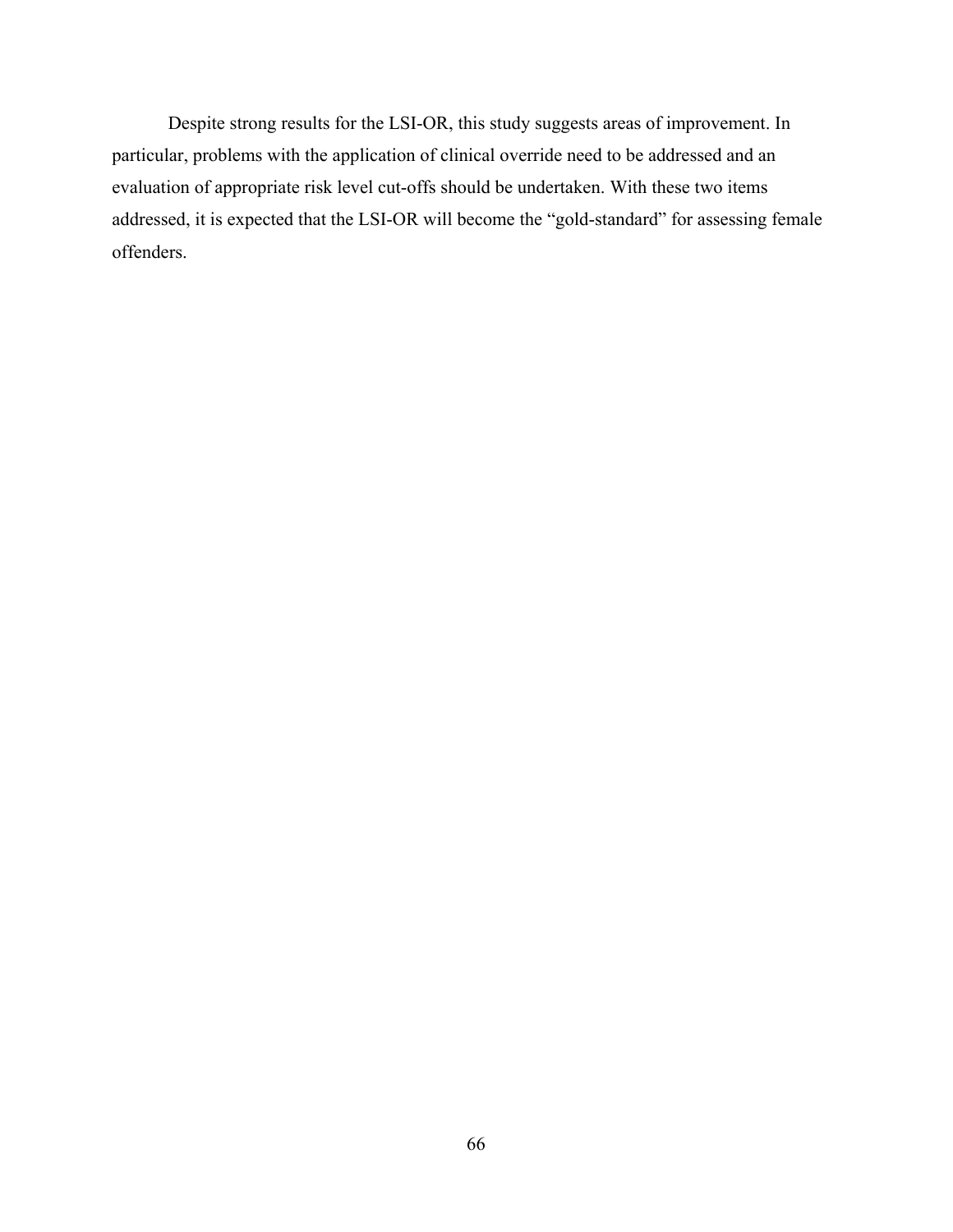Despite strong results for the LSI-OR, this study suggests areas of improvement. In particular, problems with the application of clinical override need to be addressed and an evaluation of appropriate risk level cut-offs should be undertaken. With these two items addressed, it is expected that the LSI-OR will become the “gold-standard” for assessing female offenders.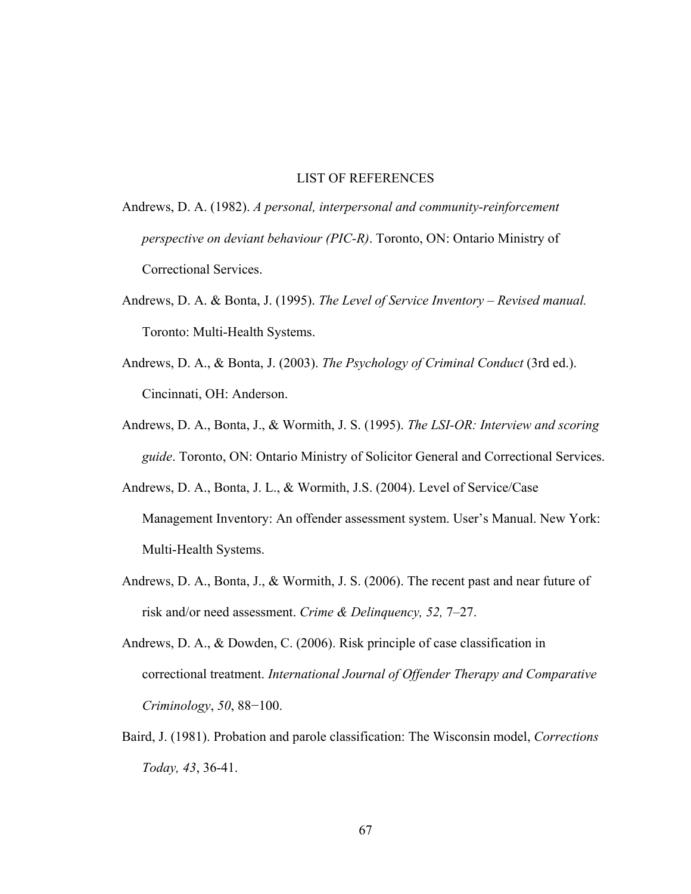# LIST OF REFERENCES

Andrews, D. A. (1982). *A personal, interpersonal and community-reinforcement perspective on deviant behaviour (PIC-R)*. Toronto, ON: Ontario Ministry of Correctional Services.

Andrews, D. A. & Bonta, J. (1995). *The Level of Service Inventory – Revised manual.* Toronto: Multi-Health Systems.

Andrews, D. A., & Bonta, J. (2003). *The Psychology of Criminal Conduct* (3rd ed.). Cincinnati, OH: Anderson.

Andrews, D. A., Bonta, J., & Wormith, J. S. (1995). *The LSI-OR: Interview and scoring guide*. Toronto, ON: Ontario Ministry of Solicitor General and Correctional Services.

Andrews, D. A., Bonta, J. L., & Wormith, J.S. (2004). Level of Service/Case Management Inventory: An offender assessment system. User's Manual. New York: Multi-Health Systems.

Andrews, D. A., Bonta, J., & Wormith, J. S. (2006). The recent past and near future of risk and/or need assessment. *Crime & Delinquency, 52,* 7–27.

Andrews, D. A., & Dowden, C. (2006). Risk principle of case classification in correctional treatment. *International Journal of Offender Therapy and Comparative Criminology*, *50*, 88−100.

Baird, J. (1981). Probation and parole classification: The Wisconsin model, *Corrections Today, 43*, 36-41.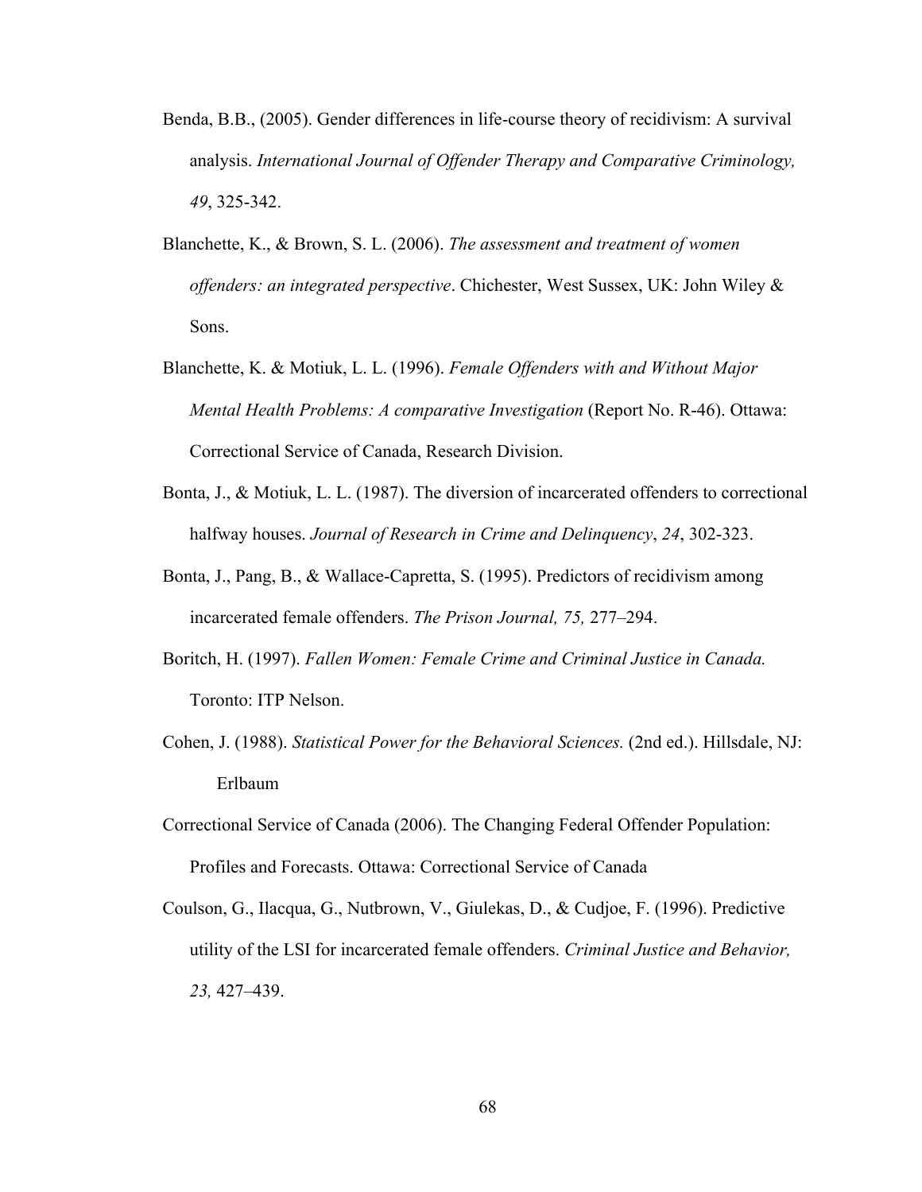Benda, B.B., (2005). Gender differences in life-course theory of recidivism: A survival analysis. *International Journal of Offender Therapy and Comparative Criminology, 49*, 325-342.

Blanchette, K., & Brown, S. L. (2006). *The assessment and treatment of women offenders: an integrated perspective*. Chichester, West Sussex, UK: John Wiley & Sons.

Blanchette, K. & Motiuk, L. L. (1996). *Female Offenders with and Without Major Mental Health Problems: A comparative Investigation* (Report No. R-46). Ottawa: Correctional Service of Canada, Research Division.

Bonta, J., & Motiuk, L. L. (1987). The diversion of incarcerated offenders to correctional halfway houses. *Journal of Research in Crime and Delinquency*, *24*, 302-323.

Bonta, J., Pang, B., & Wallace-Capretta, S. (1995). Predictors of recidivism among incarcerated female offenders. *The Prison Journal, 75,* 277–294.

Boritch, H. (1997). *Fallen Women: Female Crime and Criminal Justice in Canada.* Toronto: ITP Nelson.

Cohen, J. (1988). *Statistical Power for the Behavioral Sciences.* (2nd ed.). Hillsdale, NJ: Erlbaum

Correctional Service of Canada (2006). The Changing Federal Offender Population: Profiles and Forecasts. Ottawa: Correctional Service of Canada

Coulson, G., Ilacqua, G., Nutbrown, V., Giulekas, D., & Cudjoe, F. (1996). Predictive utility of the LSI for incarcerated female offenders. *Criminal Justice and Behavior, 23,* 427–439.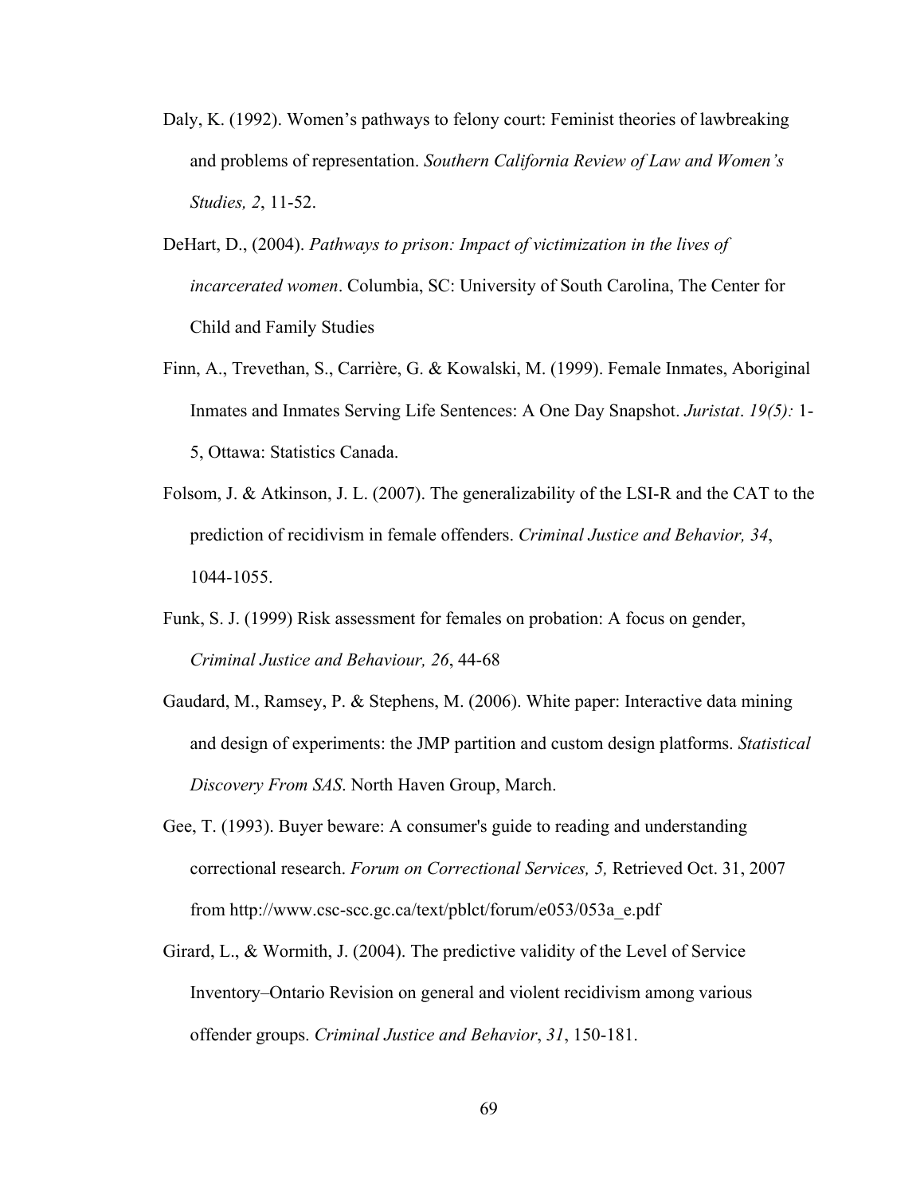Daly, K. (1992). Women's pathways to felony court: Feminist theories of lawbreaking and problems of representation. *Southern California Review of Law and Women's Studies, 2*, 11-52.

DeHart, D., (2004). *Pathways to prison: Impact of victimization in the lives of incarcerated women*. Columbia, SC: University of South Carolina, The Center for Child and Family Studies

Finn, A., Trevethan, S., Carrière, G. & Kowalski, M. (1999). Female Inmates, Aboriginal Inmates and Inmates Serving Life Sentences: A One Day Snapshot. *Juristat*. *19(5):* 1-5, Ottawa: Statistics Canada.

Folsom, J. & Atkinson, J. L. (2007). The generalizability of the LSI-R and the CAT to the prediction of recidivism in female offenders. *Criminal Justice and Behavior, 34*, 1044-1055.

Funk, S. J. (1999) Risk assessment for females on probation: A focus on gender, *Criminal Justice and Behaviour, 26*, 44-68

Gaudard, M., Ramsey, P. & Stephens, M. (2006). White paper: Interactive data mining and design of experiments: the JMP partition and custom design platforms. *Statistical Discovery From SAS*. North Haven Group, March.

Gee, T. (1993). Buyer beware: A consumer's guide to reading and understanding correctional research. *Forum on Correctional Services, 5,* Retrieved Oct. 31, 2007 from http://www.csc-scc.gc.ca/text/pblct/forum/e053/053a_e.pdf

Girard, L., & Wormith, J. (2004). The predictive validity of the Level of Service Inventory–Ontario Revision on general and violent recidivism among various offender groups. *Criminal Justice and Behavior*, *31*, 150-181.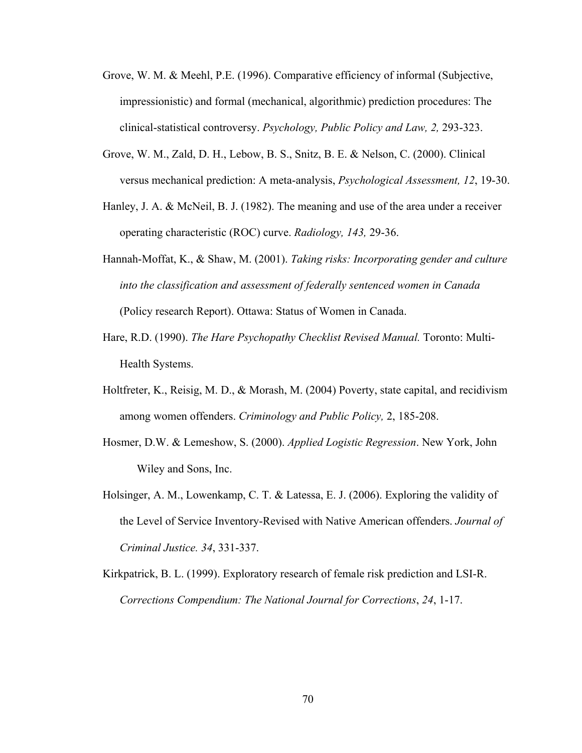Grove, W. M. & Meehl, P.E. (1996). Comparative efficiency of informal (Subjective, impressionistic) and formal (mechanical, algorithmic) prediction procedures: The clinical-statistical controversy. *Psychology, Public Policy and Law, 2,* 293-323.

Grove, W. M., Zald, D. H., Lebow, B. S., Snitz, B. E. & Nelson, C. (2000). Clinical versus mechanical prediction: A meta-analysis, *Psychological Assessment, 12*, 19-30.

Hanley, J. A. & McNeil, B. J. (1982). The meaning and use of the area under a receiver operating characteristic (ROC) curve. *Radiology, 143,* 29-36.

Hannah-Moffat, K., & Shaw, M. (2001). *Taking risks: Incorporating gender and culture into the classification and assessment of federally sentenced women in Canada* (Policy research Report). Ottawa: Status of Women in Canada.

Hare, R.D. (1990). *The Hare Psychopathy Checklist Revised Manual.* Toronto: Multi-Health Systems.

Holtfreter, K., Reisig, M. D., & Morash, M. (2004) Poverty, state capital, and recidivism among women offenders. *Criminology and Public Policy,* 2, 185-208.

Hosmer, D.W. & Lemeshow, S. (2000). *Applied Logistic Regression*. New York, John Wiley and Sons, Inc.

Holsinger, A. M., Lowenkamp, C. T. & Latessa, E. J. (2006). Exploring the validity of the Level of Service Inventory-Revised with Native American offenders. *Journal of Criminal Justice. 34*, 331-337.

Kirkpatrick, B. L. (1999). Exploratory research of female risk prediction and LSI-R. *Corrections Compendium: The National Journal for Corrections*, *24*, 1-17.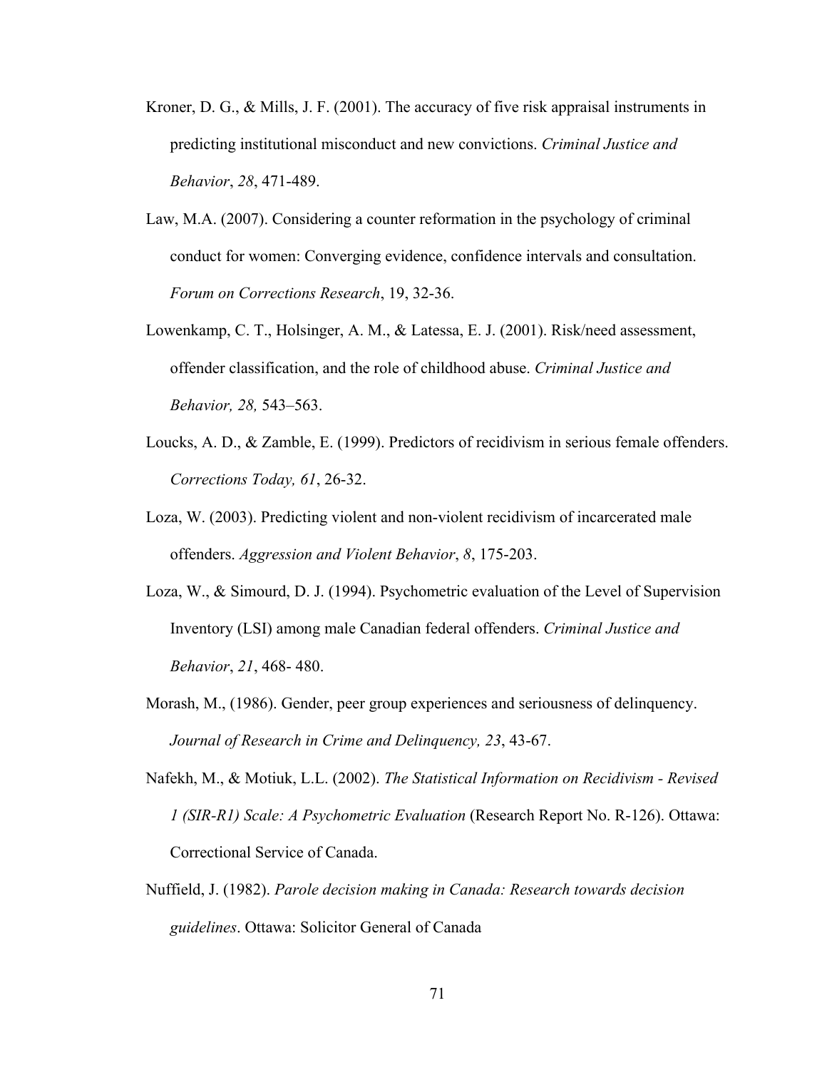Kroner, D. G., & Mills, J. F. (2001). The accuracy of five risk appraisal instruments in predicting institutional misconduct and new convictions. *Criminal Justice and Behavior*, *28*, 471-489.

Law, M.A. (2007). Considering a counter reformation in the psychology of criminal conduct for women: Converging evidence, confidence intervals and consultation. *Forum on Corrections Research*, 19, 32-36.

Lowenkamp, C. T., Holsinger, A. M., & Latessa, E. J. (2001). Risk/need assessment, offender classification, and the role of childhood abuse. *Criminal Justice and Behavior, 28,* 543–563.

Loucks, A. D., & Zamble, E. (1999). Predictors of recidivism in serious female offenders. *Corrections Today, 61*, 26-32.

Loza, W. (2003). Predicting violent and non-violent recidivism of incarcerated male offenders. *Aggression and Violent Behavior*, *8*, 175-203.

Loza, W., & Simourd, D. J. (1994). Psychometric evaluation of the Level of Supervision Inventory (LSI) among male Canadian federal offenders. *Criminal Justice and Behavior*, *21*, 468- 480.

Morash, M., (1986). Gender, peer group experiences and seriousness of delinquency. *Journal of Research in Crime and Delinquency, 23*, 43-67.

Nafekh, M., & Motiuk, L.L. (2002). *The Statistical Information on Recidivism - Revised 1 (SIR-R1) Scale: A Psychometric Evaluation* (Research Report No. R-126). Ottawa: Correctional Service of Canada.

Nuffield, J. (1982). *Parole decision making in Canada: Research towards decision guidelines*. Ottawa: Solicitor General of Canada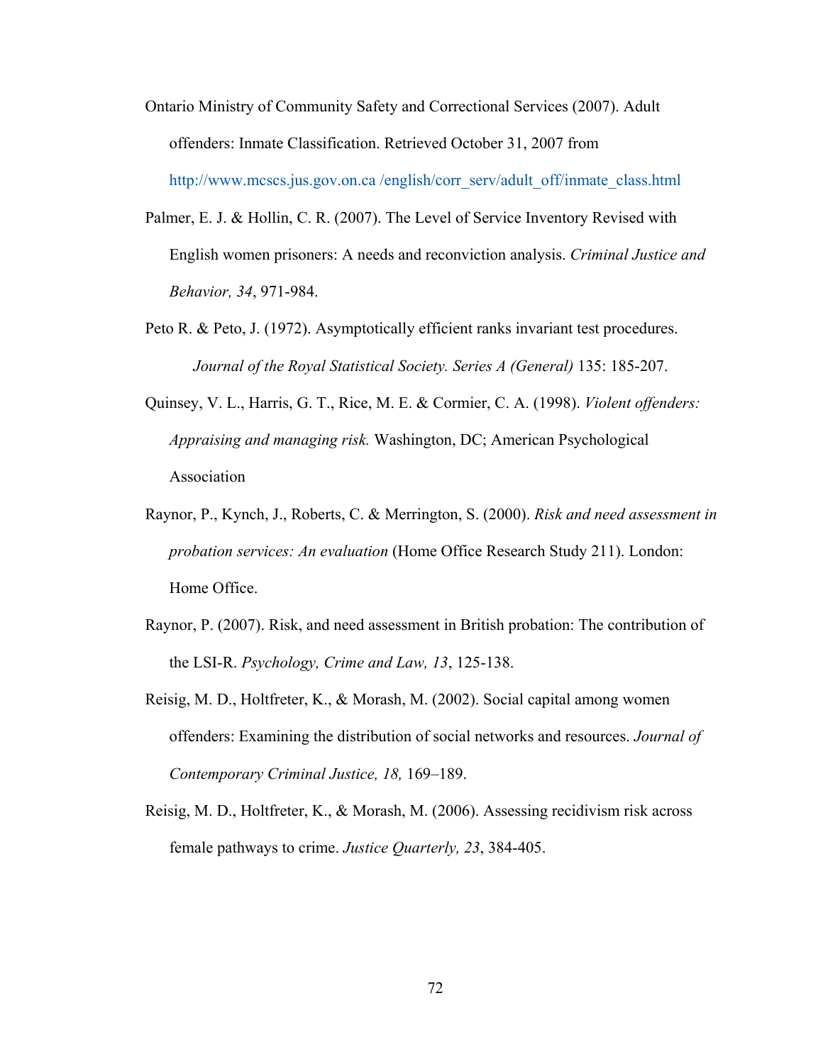Ontario Ministry of Community Safety and Correctional Services (2007). Adult offenders: Inmate Classification. Retrieved October 31, 2007 from http://www.mcscs.jus.gov.on.ca /english/corr_serv/adult_off/inmate_class.html

Palmer, E. J. & Hollin, C. R. (2007). The Level of Service Inventory Revised with English women prisoners: A needs and reconviction analysis. *Criminal Justice and Behavior, 34*, 971-984.

Peto R. & Peto, J. (1972). Asymptotically efficient ranks invariant test procedures. *Journal of the Royal Statistical Society. Series A (General)* 135: 185-207.

Quinsey, V. L., Harris, G. T., Rice, M. E. & Cormier, C. A. (1998). *Violent offenders: Appraising and managing risk.* Washington, DC; American Psychological Association

Raynor, P., Kynch, J., Roberts, C. & Merrington, S. (2000). *Risk and need assessment in probation services: An evaluation* (Home Office Research Study 211). London: Home Office.

Raynor, P. (2007). Risk, and need assessment in British probation: The contribution of the LSI-R. *Psychology, Crime and Law, 13*, 125-138.

Reisig, M. D., Holtfreter, K., & Morash, M. (2002). Social capital among women offenders: Examining the distribution of social networks and resources. *Journal of Contemporary Criminal Justice, 18,* 169–189.

Reisig, M. D., Holtfreter, K., & Morash, M. (2006). Assessing recidivism risk across female pathways to crime. *Justice Quarterly, 23*, 384-405.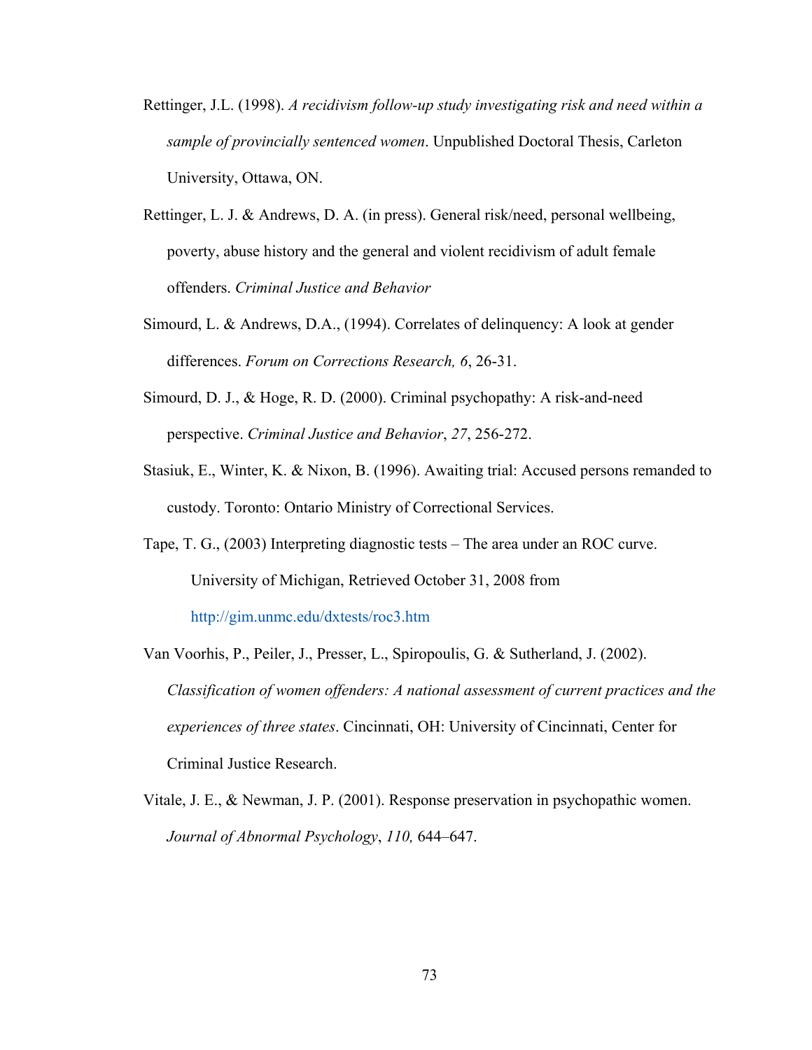Rettinger, J.L. (1998). *A recidivism follow-up study investigating risk and need within a sample of provincially sentenced women*. Unpublished Doctoral Thesis, Carleton University, Ottawa, ON.

Rettinger, L. J. & Andrews, D. A. (in press). General risk/need, personal wellbeing, poverty, abuse history and the general and violent recidivism of adult female offenders. *Criminal Justice and Behavior*

Simourd, L. & Andrews, D.A., (1994). Correlates of delinquency: A look at gender differences. *Forum on Corrections Research, 6*, 26-31.

Simourd, D. J., & Hoge, R. D. (2000). Criminal psychopathy: A risk-and-need perspective. *Criminal Justice and Behavior*, *27*, 256-272.

Stasiuk, E., Winter, K. & Nixon, B. (1996). Awaiting trial: Accused persons remanded to custody. Toronto: Ontario Ministry of Correctional Services.

Tape, T. G., (2003) Interpreting diagnostic tests – The area under an ROC curve. University of Michigan, Retrieved October 31, 2008 from http://gim.unmc.edu/dxtests/roc3.htm

Van Voorhis, P., Peiler, J., Presser, L., Spiropoulis, G. & Sutherland, J. (2002). *Classification of women offenders: A national assessment of current practices and the experiences of three states*. Cincinnati, OH: University of Cincinnati, Center for Criminal Justice Research.

Vitale, J. E., & Newman, J. P. (2001). Response preservation in psychopathic women. *Journal of Abnormal Psychology*, *110,* 644–647.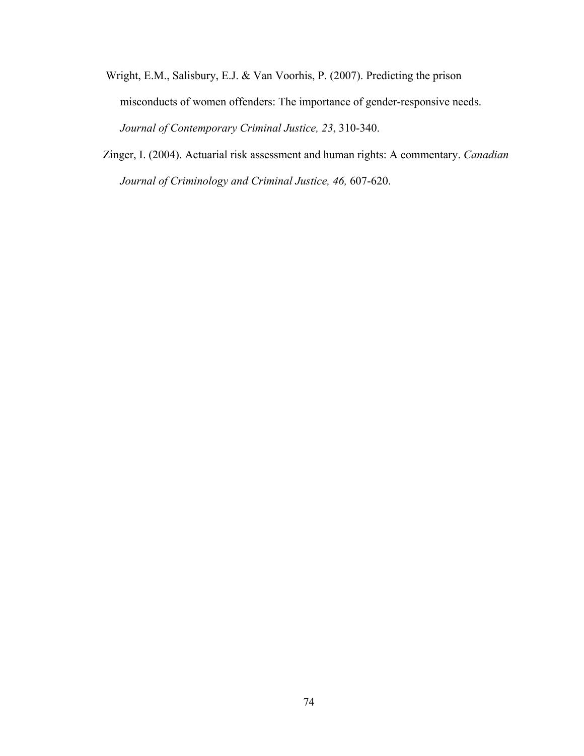Wright, E.M., Salisbury, E.J. & Van Voorhis, P. (2007). Predicting the prison misconducts of women offenders: The importance of gender-responsive needs. *Journal of Contemporary Criminal Justice, 23*, 310-340.

Zinger, I. (2004). Actuarial risk assessment and human rights: A commentary. *Canadian Journal of Criminology and Criminal Justice, 46,* 607-620.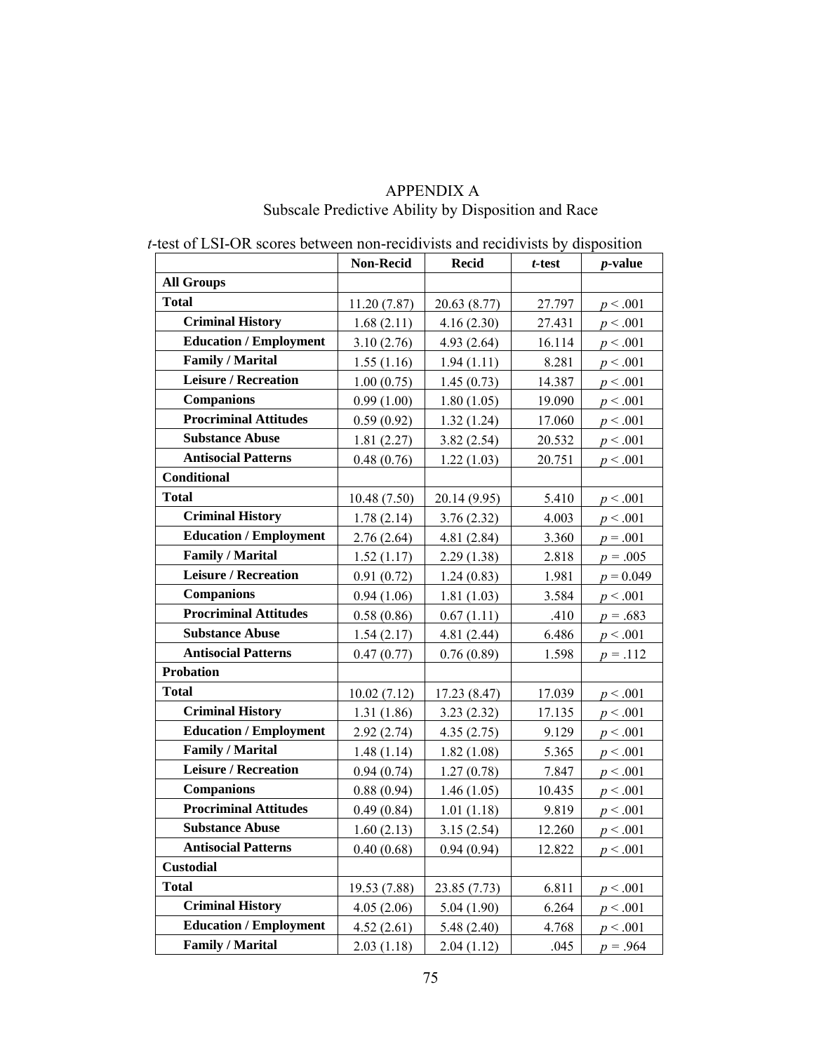# APPENDIX A
## Subscale Predictive Ability by Disposition and Race

*t*-test of LSI-OR scores between non-recidivists and recidivists by disposition

| | Non-Recid | Recid | *t*-test | *p*-value |
|---|---|---|---|---|
| **All Groups** | | | | |
| **Total** | 11.20 (7.87) | 20.63 (8.77) | 27.797 | $p < .001$ |
| **Criminal History** | 1.68 (2.11) | 4.16 (2.30) | 27.431 | $p < .001$ |
| **Education / Employment** | 3.10 (2.76) | 4.93 (2.64) | 16.114 | $p < .001$ |
| **Family / Marital** | 1.55 (1.16) | 1.94 (1.11) | 8.281 | $p < .001$ |
| **Leisure / Recreation** | 1.00 (0.75) | 1.45 (0.73) | 14.387 | $p < .001$ |
| **Companions** | 0.99 (1.00) | 1.80 (1.05) | 19.090 | $p < .001$ |
| **Procriminal Attitudes** | 0.59 (0.92) | 1.32 (1.24) | 17.060 | $p < .001$ |
| **Substance Abuse** | 1.81 (2.27) | 3.82 (2.54) | 20.532 | $p < .001$ |
| **Antisocial Patterns** | 0.48 (0.76) | 1.22 (1.03) | 20.751 | $p < .001$ |
| **Conditional** | | | | |
| **Total** | 10.48 (7.50) | 20.14 (9.95) | 5.410 | $p < .001$ |
| **Criminal History** | 1.78 (2.14) | 3.76 (2.32) | 4.003 | $p < .001$ |
| **Education / Employment** | 2.76 (2.64) | 4.81 (2.84) | 3.360 | $p = .001$ |
| **Family / Marital** | 1.52 (1.17) | 2.29 (1.38) | 2.818 | $p = .005$ |
| **Leisure / Recreation** | 0.91 (0.72) | 1.24 (0.83) | 1.981 | $p = 0.049$ |
| **Companions** | 0.94 (1.06) | 1.81 (1.03) | 3.584 | $p < .001$ |
| **Procriminal Attitudes** | 0.58 (0.86) | 0.67 (1.11) | .410 | $p = .683$ |
| **Substance Abuse** | 1.54 (2.17) | 4.81 (2.44) | 6.486 | $p < .001$ |
| **Antisocial Patterns** | 0.47 (0.77) | 0.76 (0.89) | 1.598 | $p = .112$ |
| **Probation** | | | | |
| **Total** | 10.02 (7.12) | 17.23 (8.47) | 17.039 | $p < .001$ |
| **Criminal History** | 1.31 (1.86) | 3.23 (2.32) | 17.135 | $p < .001$ |
| **Education / Employment** | 2.92 (2.74) | 4.35 (2.75) | 9.129 | $p < .001$ |
| **Family / Marital** | 1.48 (1.14) | 1.82 (1.08) | 5.365 | $p < .001$ |
| **Leisure / Recreation** | 0.94 (0.74) | 1.27 (0.78) | 7.847 | $p < .001$ |
| **Companions** | 0.88 (0.94) | 1.46 (1.05) | 10.435 | $p < .001$ |
| **Procriminal Attitudes** | 0.49 (0.84) | 1.01 (1.18) | 9.819 | $p < .001$ |
| **Substance Abuse** | 1.60 (2.13) | 3.15 (2.54) | 12.260 | $p < .001$ |
| **Antisocial Patterns** | 0.40 (0.68) | 0.94 (0.94) | 12.822 | $p < .001$ |
| **Custodial** | | | | |
| **Total** | 19.53 (7.88) | 23.85 (7.73) | 6.811 | $p < .001$ |
| **Criminal History** | 4.05 (2.06) | 5.04 (1.90) | 6.264 | $p < .001$ |
| **Education / Employment** | 4.52 (2.61) | 5.48 (2.40) | 4.768 | $p < .001$ |
| **Family / Marital** | 2.03 (1.18) | 2.04 (1.12) | .045 | $p = .964$ |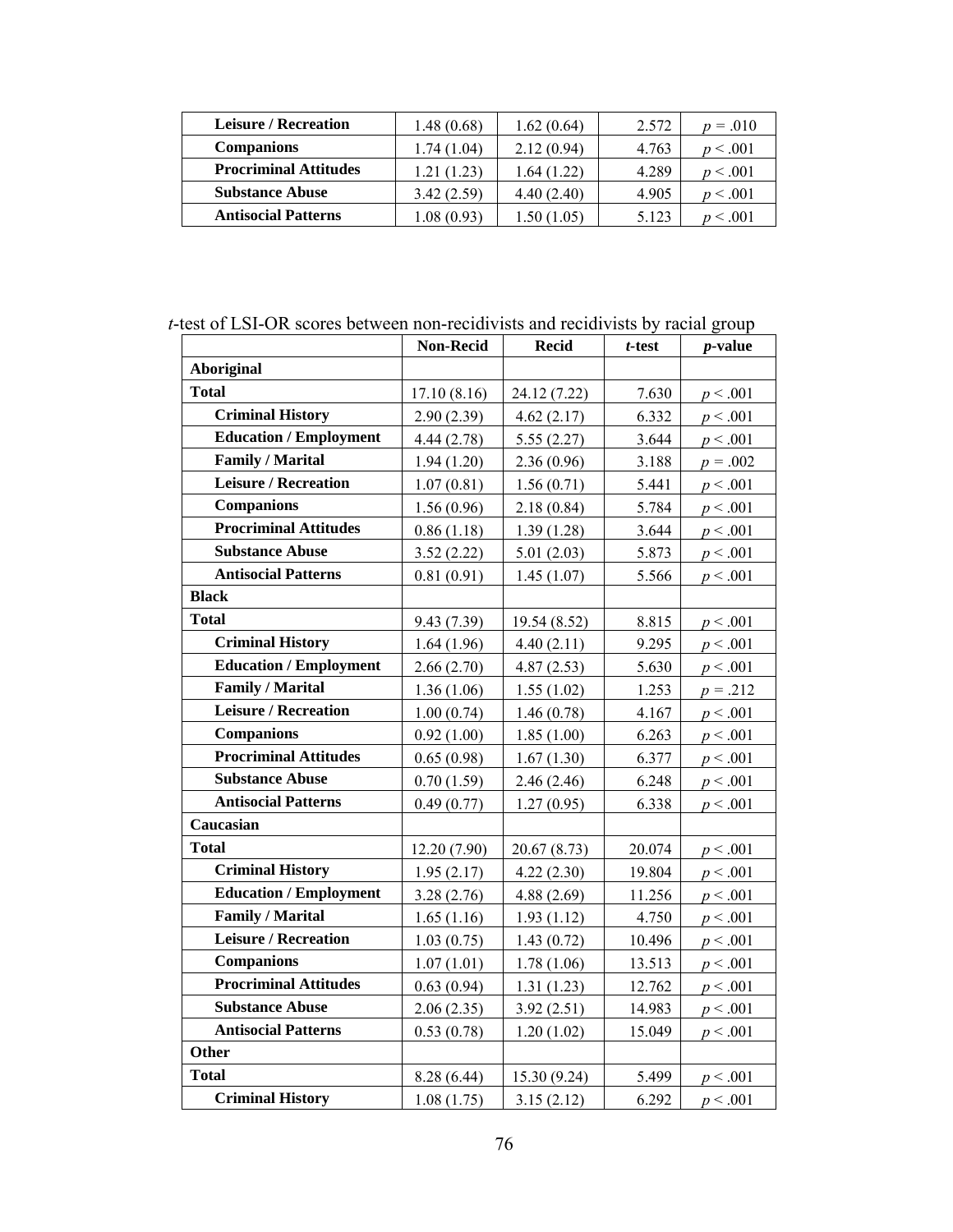| | | | | |
|---|---|---|---|---|
| **Leisure / Recreation** | 1.48 (0.68) | 1.62 (0.64) | 2.572 | $p$ = .010 |
| **Companions** | 1.74 (1.04) | 2.12 (0.94) | 4.763 | $p$ < .001 |
| **Procriminal Attitudes** | 1.21 (1.23) | 1.64 (1.22) | 4.289 | $p$ < .001 |
| **Substance Abuse** | 3.42 (2.59) | 4.40 (2.40) | 4.905 | $p$ < .001 |
| **Antisocial Patterns** | 1.08 (0.93) | 1.50 (1.05) | 5.123 | $p$ < .001 |

*t*-test of LSI-OR scores between non-recidivists and recidivists by racial group

| | **Non-Recid** | **Recid** | ***t*-test** | ***p*-value** |
|---|---|---|---|---|
| **Aboriginal** | | | | |
| **Total** | 17.10 (8.16) | 24.12 (7.22) | 7.630 | $p$ < .001 |
| **Criminal History** | 2.90 (2.39) | 4.62 (2.17) | 6.332 | $p$ < .001 |
| **Education / Employment** | 4.44 (2.78) | 5.55 (2.27) | 3.644 | $p$ < .001 |
| **Family / Marital** | 1.94 (1.20) | 2.36 (0.96) | 3.188 | $p$ = .002 |
| **Leisure / Recreation** | 1.07 (0.81) | 1.56 (0.71) | 5.441 | $p$ < .001 |
| **Companions** | 1.56 (0.96) | 2.18 (0.84) | 5.784 | $p$ < .001 |
| **Procriminal Attitudes** | 0.86 (1.18) | 1.39 (1.28) | 3.644 | $p$ < .001 |
| **Substance Abuse** | 3.52 (2.22) | 5.01 (2.03) | 5.873 | $p$ < .001 |
| **Antisocial Patterns** | 0.81 (0.91) | 1.45 (1.07) | 5.566 | $p$ < .001 |
| **Black** | | | | |
| **Total** | 9.43 (7.39) | 19.54 (8.52) | 8.815 | $p$ < .001 |
| **Criminal History** | 1.64 (1.96) | 4.40 (2.11) | 9.295 | $p$ < .001 |
| **Education / Employment** | 2.66 (2.70) | 4.87 (2.53) | 5.630 | $p$ < .001 |
| **Family / Marital** | 1.36 (1.06) | 1.55 (1.02) | 1.253 | $p$ = .212 |
| **Leisure / Recreation** | 1.00 (0.74) | 1.46 (0.78) | 4.167 | $p$ < .001 |
| **Companions** | 0.92 (1.00) | 1.85 (1.00) | 6.263 | $p$ < .001 |
| **Procriminal Attitudes** | 0.65 (0.98) | 1.67 (1.30) | 6.377 | $p$ < .001 |
| **Substance Abuse** | 0.70 (1.59) | 2.46 (2.46) | 6.248 | $p$ < .001 |
| **Antisocial Patterns** | 0.49 (0.77) | 1.27 (0.95) | 6.338 | $p$ < .001 |
| **Caucasian** | | | | |
| **Total** | 12.20 (7.90) | 20.67 (8.73) | 20.074 | $p$ < .001 |
| **Criminal History** | 1.95 (2.17) | 4.22 (2.30) | 19.804 | $p$ < .001 |
| **Education / Employment** | 3.28 (2.76) | 4.88 (2.69) | 11.256 | $p$ < .001 |
| **Family / Marital** | 1.65 (1.16) | 1.93 (1.12) | 4.750 | $p$ < .001 |
| **Leisure / Recreation** | 1.03 (0.75) | 1.43 (0.72) | 10.496 | $p$ < .001 |
| **Companions** | 1.07 (1.01) | 1.78 (1.06) | 13.513 | $p$ < .001 |
| **Procriminal Attitudes** | 0.63 (0.94) | 1.31 (1.23) | 12.762 | $p$ < .001 |
| **Substance Abuse** | 2.06 (2.35) | 3.92 (2.51) | 14.983 | $p$ < .001 |
| **Antisocial Patterns** | 0.53 (0.78) | 1.20 (1.02) | 15.049 | $p$ < .001 |
| **Other** | | | | |
| **Total** | 8.28 (6.44) | 15.30 (9.24) | 5.499 | $p$ < .001 |
| **Criminal History** | 1.08 (1.75) | 3.15 (2.12) | 6.292 | $p$ < .001 |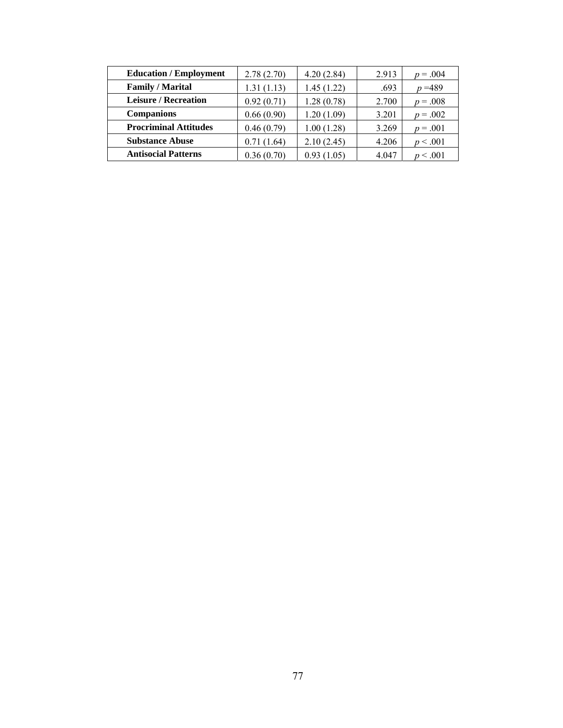| | | | | |
|---|---|---|---|---|
| **Education / Employment** | 2.78 (2.70) | 4.20 (2.84) | 2.913 | $p = .004$ |
| **Family / Marital** | 1.31 (1.13) | 1.45 (1.22) | .693 | $p$ =489 |
| **Leisure / Recreation** | 0.92 (0.71) | 1.28 (0.78) | 2.700 | $p = .008$ |
| **Companions** | 0.66 (0.90) | 1.20 (1.09) | 3.201 | $p = .002$ |
| **Procriminal Attitudes** | 0.46 (0.79) | 1.00 (1.28) | 3.269 | $p = .001$ |
| **Substance Abuse** | 0.71 (1.64) | 2.10 (2.45) | 4.206 | $p < .001$ |
| **Antisocial Patterns** | 0.36 (0.70) | 0.93 (1.05) | 4.047 | $p < .001$ |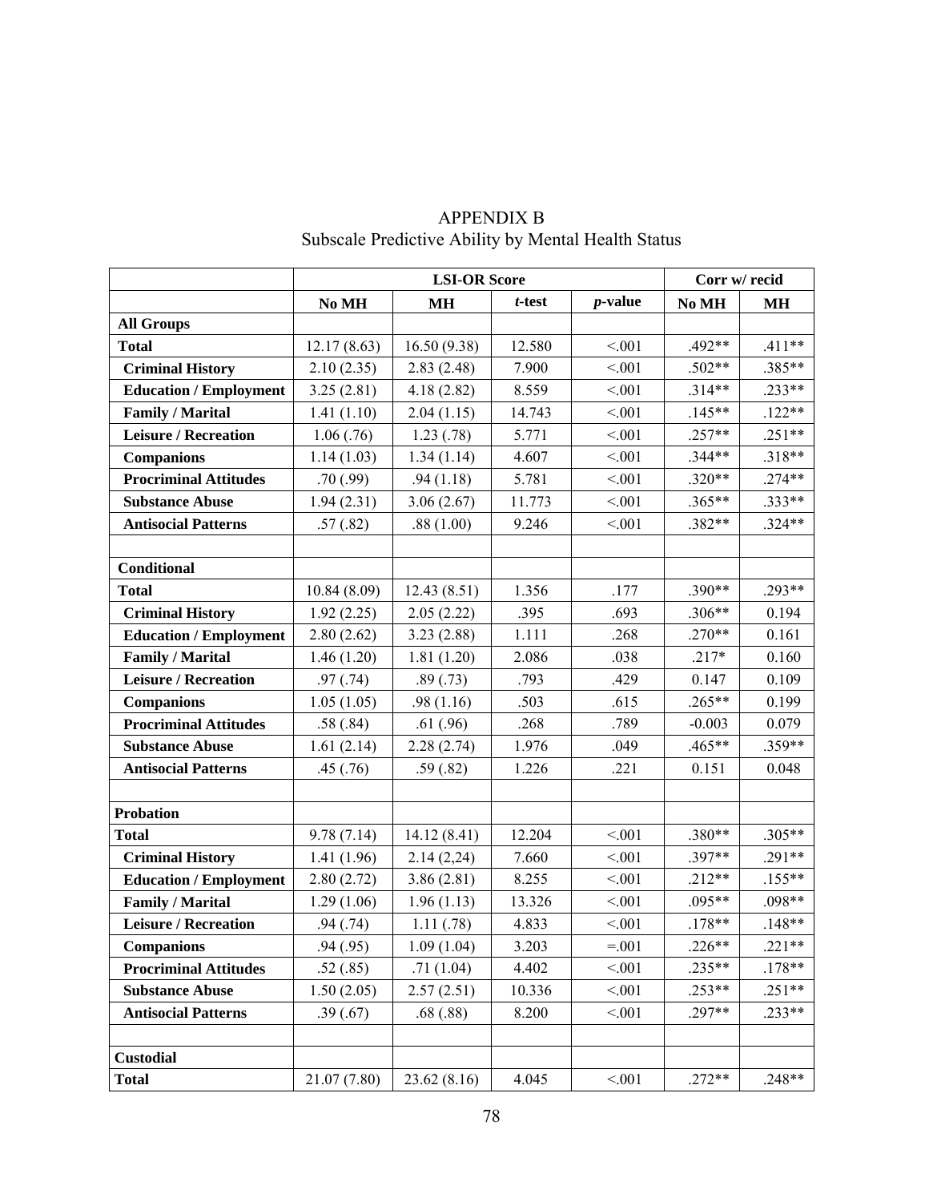# APPENDIX B

## Subscale Predictive Ability by Mental Health Status

| | LSI-OR Score | | | | Corr w/ recid | |
|---|---|---|---|---|---|---|
| | **No MH** | **MH** | ***t*-test** | ***p*-value** | **No MH** | **MH** |
| **All Groups** | | | | | | |
| **Total** | 12.17 (8.63) | 16.50 (9.38) | 12.580 | <.001 | .492** | .411** |
| **Criminal History** | 2.10 (2.35) | 2.83 (2.48) | 7.900 | <.001 | .502** | .385** |
| **Education / Employment** | 3.25 (2.81) | 4.18 (2.82) | 8.559 | <.001 | .314** | .233** |
| **Family / Marital** | 1.41 (1.10) | 2.04 (1.15) | 14.743 | <.001 | .145** | .122** |
| **Leisure / Recreation** | 1.06 (.76) | 1.23 (.78) | 5.771 | <.001 | .257** | .251** |
| **Companions** | 1.14 (1.03) | 1.34 (1.14) | 4.607 | <.001 | .344** | .318** |
| **Procriminal Attitudes** | .70 (.99) | .94 (1.18) | 5.781 | <.001 | .320** | .274** |
| **Substance Abuse** | 1.94 (2.31) | 3.06 (2.67) | 11.773 | <.001 | .365** | .333** |
| **Antisocial Patterns** | .57 (.82) | .88 (1.00) | 9.246 | <.001 | .382** | .324** |
| | | | | | | |
| **Conditional** | | | | | | |
| **Total** | 10.84 (8.09) | 12.43 (8.51) | 1.356 | .177 | .390** | .293** |
| **Criminal History** | 1.92 (2.25) | 2.05 (2.22) | .395 | .693 | .306** | 0.194 |
| **Education / Employment** | 2.80 (2.62) | 3.23 (2.88) | 1.111 | .268 | .270** | 0.161 |
| **Family / Marital** | 1.46 (1.20) | 1.81 (1.20) | 2.086 | .038 | .217* | 0.160 |
| **Leisure / Recreation** | .97 (.74) | .89 (.73) | .793 | .429 | 0.147 | 0.109 |
| **Companions** | 1.05 (1.05) | .98 (1.16) | .503 | .615 | .265** | 0.199 |
| **Procriminal Attitudes** | .58 (.84) | .61 (.96) | .268 | .789 | -0.003 | 0.079 |
| **Substance Abuse** | 1.61 (2.14) | 2.28 (2.74) | 1.976 | .049 | .465** | .359** |
| **Antisocial Patterns** | .45 (.76) | .59 (.82) | 1.226 | .221 | 0.151 | 0.048 |
| | | | | | | |
| **Probation** | | | | | | |
| **Total** | 9.78 (7.14) | 14.12 (8.41) | 12.204 | <.001 | .380** | .305** |
| **Criminal History** | 1.41 (1.96) | 2.14 (2,24) | 7.660 | <.001 | .397** | .291** |
| **Education / Employment** | 2.80 (2.72) | 3.86 (2.81) | 8.255 | <.001 | .212** | .155** |
| **Family / Marital** | 1.29 (1.06) | 1.96 (1.13) | 13.326 | <.001 | .095** | .098** |
| **Leisure / Recreation** | .94 (.74) | 1.11 (.78) | 4.833 | <.001 | .178** | .148** |
| **Companions** | .94 (.95) | 1.09 (1.04) | 3.203 | =.001 | .226** | .221** |
| **Procriminal Attitudes** | .52 (.85) | .71 (1.04) | 4.402 | <.001 | .235** | .178** |
| **Substance Abuse** | 1.50 (2.05) | 2.57 (2.51) | 10.336 | <.001 | .253** | .251** |
| **Antisocial Patterns** | .39 (.67) | .68 (.88) | 8.200 | <.001 | .297** | .233** |
| | | | | | | |
| **Custodial** | | | | | | |
| **Total** | 21.07 (7.80) | 23.62 (8.16) | 4.045 | <.001 | .272** | .248** |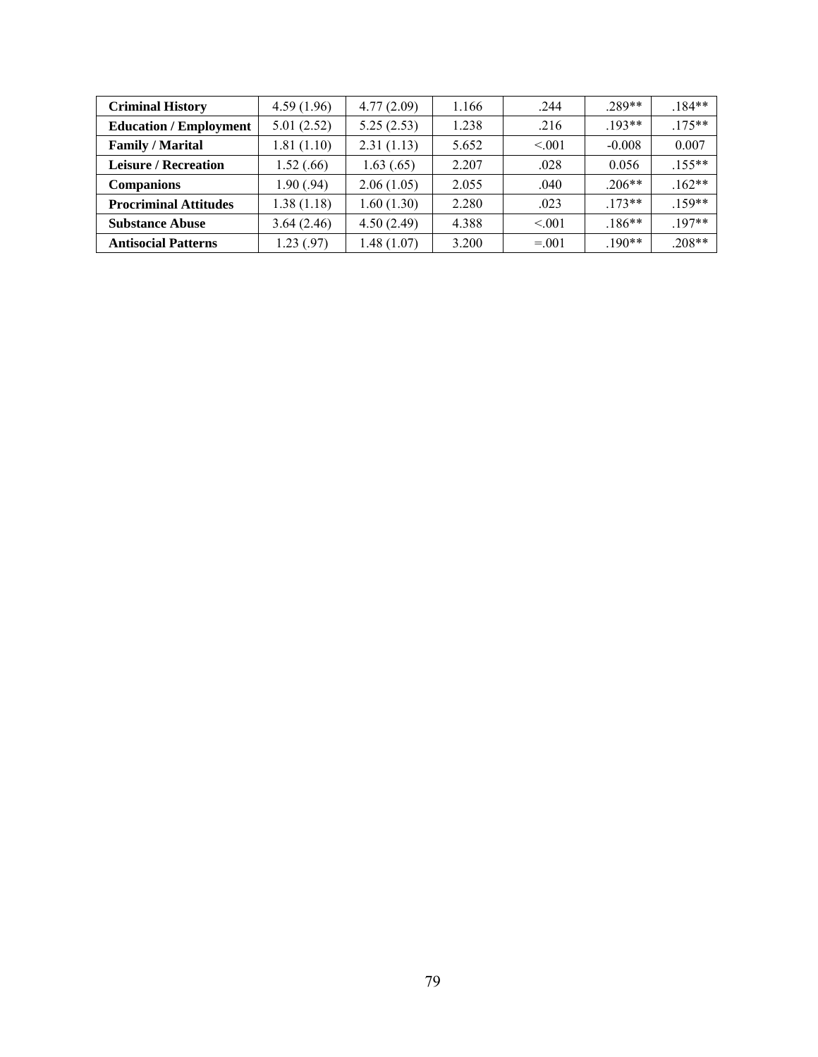| | | | | | | |
|---|---|---|---|---|---|---|
| **Criminal History** | 4.59 (1.96) | 4.77 (2.09) | 1.166 | .244 | .289** | .184** |
| **Education / Employment** | 5.01 (2.52) | 5.25 (2.53) | 1.238 | .216 | .193** | .175** |
| **Family / Marital** | 1.81 (1.10) | 2.31 (1.13) | 5.652 | <.001 | -0.008 | 0.007 |
| **Leisure / Recreation** | 1.52 (.66) | 1.63 (.65) | 2.207 | .028 | 0.056 | .155** |
| **Companions** | 1.90 (.94) | 2.06 (1.05) | 2.055 | .040 | .206** | .162** |
| **Procriminal Attitudes** | 1.38 (1.18) | 1.60 (1.30) | 2.280 | .023 | .173** | .159** |
| **Substance Abuse** | 3.64 (2.46) | 4.50 (2.49) | 4.388 | <.001 | .186** | .197** |
| **Antisocial Patterns** | 1.23 (.97) | 1.48 (1.07) | 3.200 | =.001 | .190** | .208** |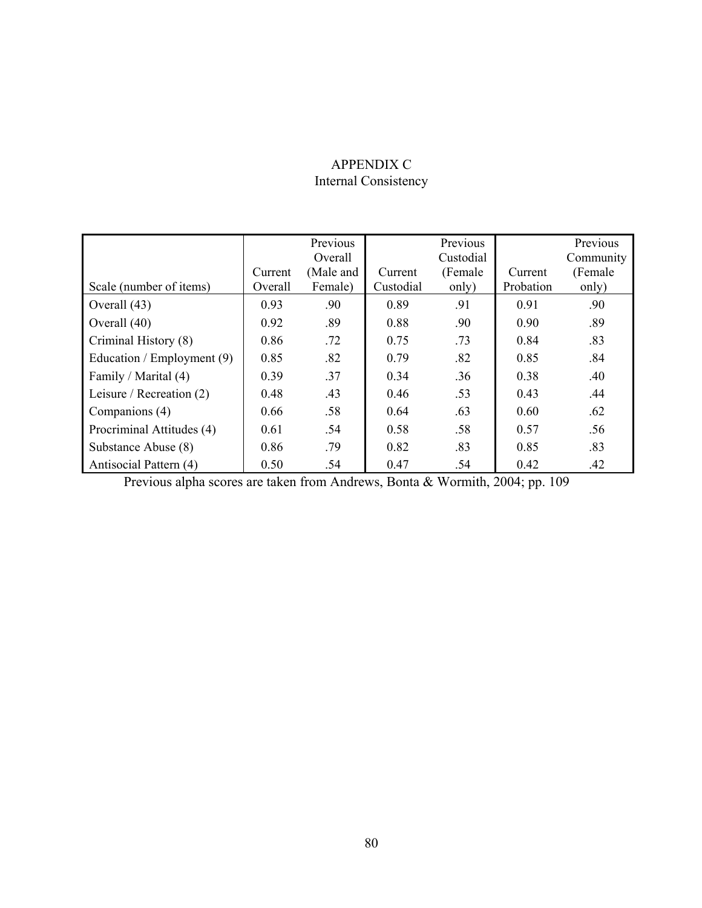# APPENDIX C

## Internal Consistency

| Scale (number of items) | Current Overall | Previous Overall (Male and Female) | Current Custodial | Previous Custodial (Female only) | Current Probation | Previous Community (Female only) |
|---|---|---|---|---|---|---|
| Overall (43) | 0.93 | .90 | 0.89 | .91 | 0.91 | .90 |
| Overall (40) | 0.92 | .89 | 0.88 | .90 | 0.90 | .89 |
| Criminal History (8) | 0.86 | .72 | 0.75 | .73 | 0.84 | .83 |
| Education / Employment (9) | 0.85 | .82 | 0.79 | .82 | 0.85 | .84 |
| Family / Marital (4) | 0.39 | .37 | 0.34 | .36 | 0.38 | .40 |
| Leisure / Recreation (2) | 0.48 | .43 | 0.46 | .53 | 0.43 | .44 |
| Companions (4) | 0.66 | .58 | 0.64 | .63 | 0.60 | .62 |
| Procriminal Attitudes (4) | 0.61 | .54 | 0.58 | .58 | 0.57 | .56 |
| Substance Abuse (8) | 0.86 | .79 | 0.82 | .83 | 0.85 | .83 |
| Antisocial Pattern (4) | 0.50 | .54 | 0.47 | .54 | 0.42 | .42 |

Previous alpha scores are taken from Andrews, Bonta & Wormith, 2004; pp. 109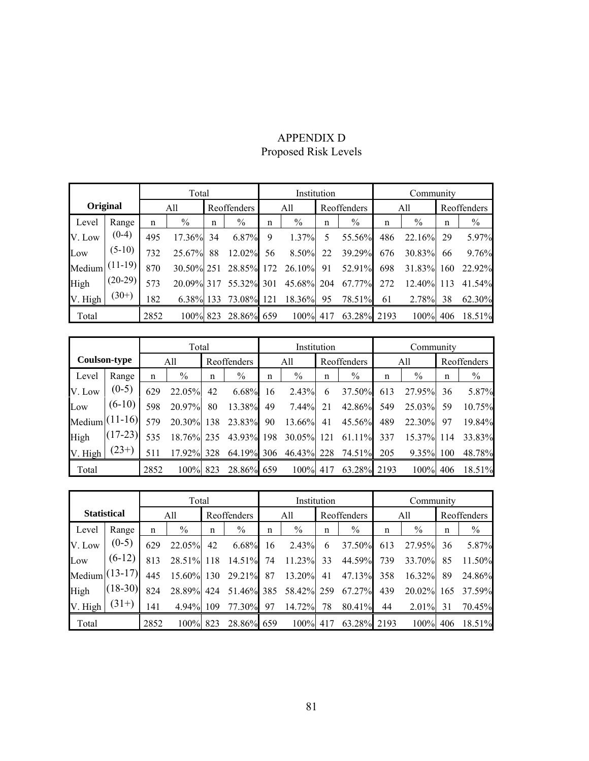# APPENDIX D
## Proposed Risk Levels

| | | Total | | | | Institution | | | | Community | | | |
|---|---|---|---|---|---|---|---|---|---|---|---|---|---|
| **Original** | | All | | Reoffenders | | All | | Reoffenders | | All | | Reoffenders | |
| Level | Range | n | % | n | % | n | % | n | % | n | % | n | % |
| V. Low | (0-4) | 495 | 17.36% | 34 | 6.87% | 9 | 1.37% | 5 | 55.56% | 486 | 22.16% | 29 | 5.97% |
| Low | (5-10) | 732 | 25.67% | 88 | 12.02% | 56 | 8.50% | 22 | 39.29% | 676 | 30.83% | 66 | 9.76% |
| Medium | (11-19) | 870 | 30.50% | 251 | 28.85% | 172 | 26.10% | 91 | 52.91% | 698 | 31.83% | 160 | 22.92% |
| High | (20-29) | 573 | 20.09% | 317 | 55.32% | 301 | 45.68% | 204 | 67.77% | 272 | 12.40% | 113 | 41.54% |
| V. High | (30+) | 182 | 6.38% | 133 | 73.08% | 121 | 18.36% | 95 | 78.51% | 61 | 2.78% | 38 | 62.30% |
| Total | | 2852 | 100% | 823 | 28.86% | 659 | 100% | 417 | 63.28% | 2193 | 100% | 406 | 18.51% |

| | | Total | | | | Institution | | | | Community | | | |
|---|---|---|---|---|---|---|---|---|---|---|---|---|---|
| **Coulson-type** | | All | | Reoffenders | | All | | Reoffenders | | All | | Reoffenders | |
| Level | Range | n | % | n | % | n | % | n | % | n | % | n | % |
| V. Low | (0-5) | 629 | 22.05% | 42 | 6.68% | 16 | 2.43% | 6 | 37.50% | 613 | 27.95% | 36 | 5.87% |
| Low | (6-10) | 598 | 20.97% | 80 | 13.38% | 49 | 7.44% | 21 | 42.86% | 549 | 25.03% | 59 | 10.75% |
| Medium | (11-16) | 579 | 20.30% | 138 | 23.83% | 90 | 13.66% | 41 | 45.56% | 489 | 22.30% | 97 | 19.84% |
| High | (17-23) | 535 | 18.76% | 235 | 43.93% | 198 | 30.05% | 121 | 61.11% | 337 | 15.37% | 114 | 33.83% |
| V. High | (23+) | 511 | 17.92% | 328 | 64.19% | 306 | 46.43% | 228 | 74.51% | 205 | 9.35% | 100 | 48.78% |
| Total | | 2852 | 100% | 823 | 28.86% | 659 | 100% | 417 | 63.28% | 2193 | 100% | 406 | 18.51% |

| | | Total | | | | Institution | | | | Community | | | |
|---|---|---|---|---|---|---|---|---|---|---|---|---|---|
| **Statistical** | | All | | Reoffenders | | All | | Reoffenders | | All | | Reoffenders | |
| Level | Range | n | % | n | % | n | % | n | % | n | % | n | % |
| V. Low | (0-5) | 629 | 22.05% | 42 | 6.68% | 16 | 2.43% | 6 | 37.50% | 613 | 27.95% | 36 | 5.87% |
| Low | (6-12) | 813 | 28.51% | 118 | 14.51% | 74 | 11.23% | 33 | 44.59% | 739 | 33.70% | 85 | 11.50% |
| Medium | (13-17) | 445 | 15.60% | 130 | 29.21% | 87 | 13.20% | 41 | 47.13% | 358 | 16.32% | 89 | 24.86% |
| High | (18-30) | 824 | 28.89% | 424 | 51.46% | 385 | 58.42% | 259 | 67.27% | 439 | 20.02% | 165 | 37.59% |
| V. High | (31+) | 141 | 4.94% | 109 | 77.30% | 97 | 14.72% | 78 | 80.41% | 44 | 2.01% | 31 | 70.45% |
| Total | | 2852 | 100% | 823 | 28.86% | 659 | 100% | 417 | 63.28% | 2193 | 100% | 406 | 18.51% |